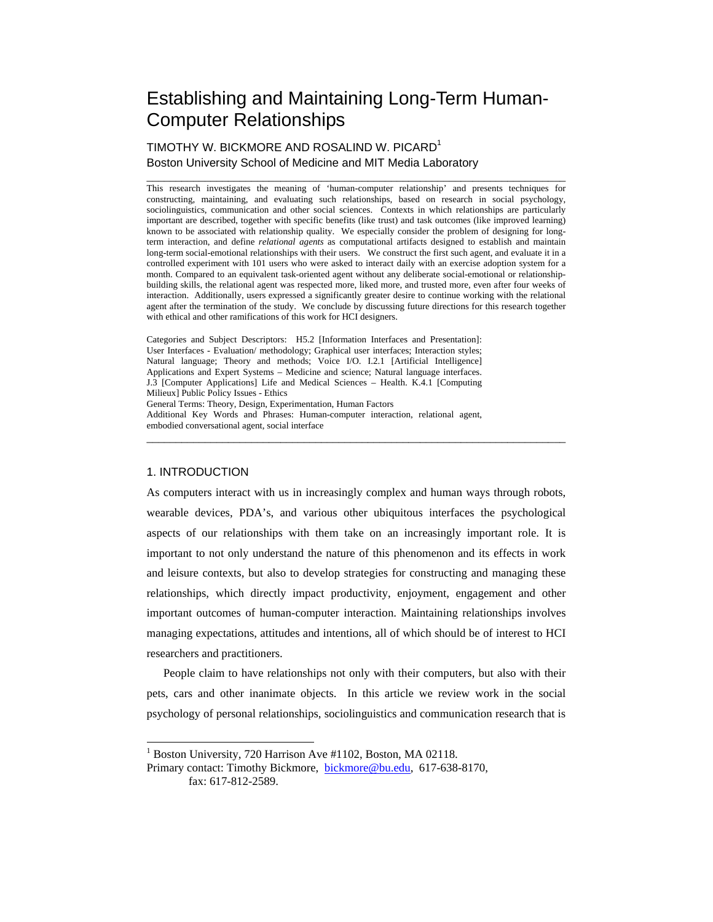# Establishing and Maintaining Long-Term Human-Computer Relationships

TIMOTHY W. BICKMORE AND ROSALIND W. PICARD[1]

Boston University School of Medicine and MIT Media Laboratory

---

This research investigates the meaning of 'human-computer relationship' and presents techniques for constructing, maintaining, and evaluating such relationships, based on research in social psychology, sociolinguistics, communication and other social sciences. Contexts in which relationships are particularly important are described, together with specific benefits (like trust) and task outcomes (like improved learning) known to be associated with relationship quality. We especially consider the problem of designing for long-term interaction, and define *relational agents* as computational artifacts designed to establish and maintain long-term social-emotional relationships with their users. We construct the first such agent, and evaluate it in a controlled experiment with 101 users who were asked to interact daily with an exercise adoption system for a month. Compared to an equivalent task-oriented agent without any deliberate social-emotional or relationship-building skills, the relational agent was respected more, liked more, and trusted more, even after four weeks of interaction. Additionally, users expressed a significantly greater desire to continue working with the relational agent after the termination of the study. We conclude by discussing future directions for this research together with ethical and other ramifications of this work for HCI designers.

Categories and Subject Descriptors: H5.2 [Information Interfaces and Presentation]: User Interfaces - Evaluation/ methodology; Graphical user interfaces; Interaction styles; Natural language; Theory and methods; Voice I/O. I.2.1 [Artificial Intelligence] Applications and Expert Systems – Medicine and science; Natural language interfaces. J.3 [Computer Applications] Life and Medical Sciences – Health. K.4.1 [Computing Milieux] Public Policy Issues - Ethics

General Terms: Theory, Design, Experimentation, Human Factors

Additional Key Words and Phrases: Human-computer interaction, relational agent, embodied conversational agent, social interface

---

## 1. INTRODUCTION

As computers interact with us in increasingly complex and human ways through robots, wearable devices, PDA's, and various other ubiquitous interfaces the psychological aspects of our relationships with them take on an increasingly important role. It is important to not only understand the nature of this phenomenon and its effects in work and leisure contexts, but also to develop strategies for constructing and managing these relationships, which directly impact productivity, enjoyment, engagement and other important outcomes of human-computer interaction. Maintaining relationships involves managing expectations, attitudes and intentions, all of which should be of interest to HCI researchers and practitioners.

People claim to have relationships not only with their computers, but also with their pets, cars and other inanimate objects. In this article we review work in the social psychology of personal relationships, sociolinguistics and communication research that is

[1] Boston University, 720 Harrison Ave #1102, Boston, MA 02118.
Primary contact: Timothy Bickmore, bickmore@bu.edu, 617-638-8170,
fax: 617-812-2589.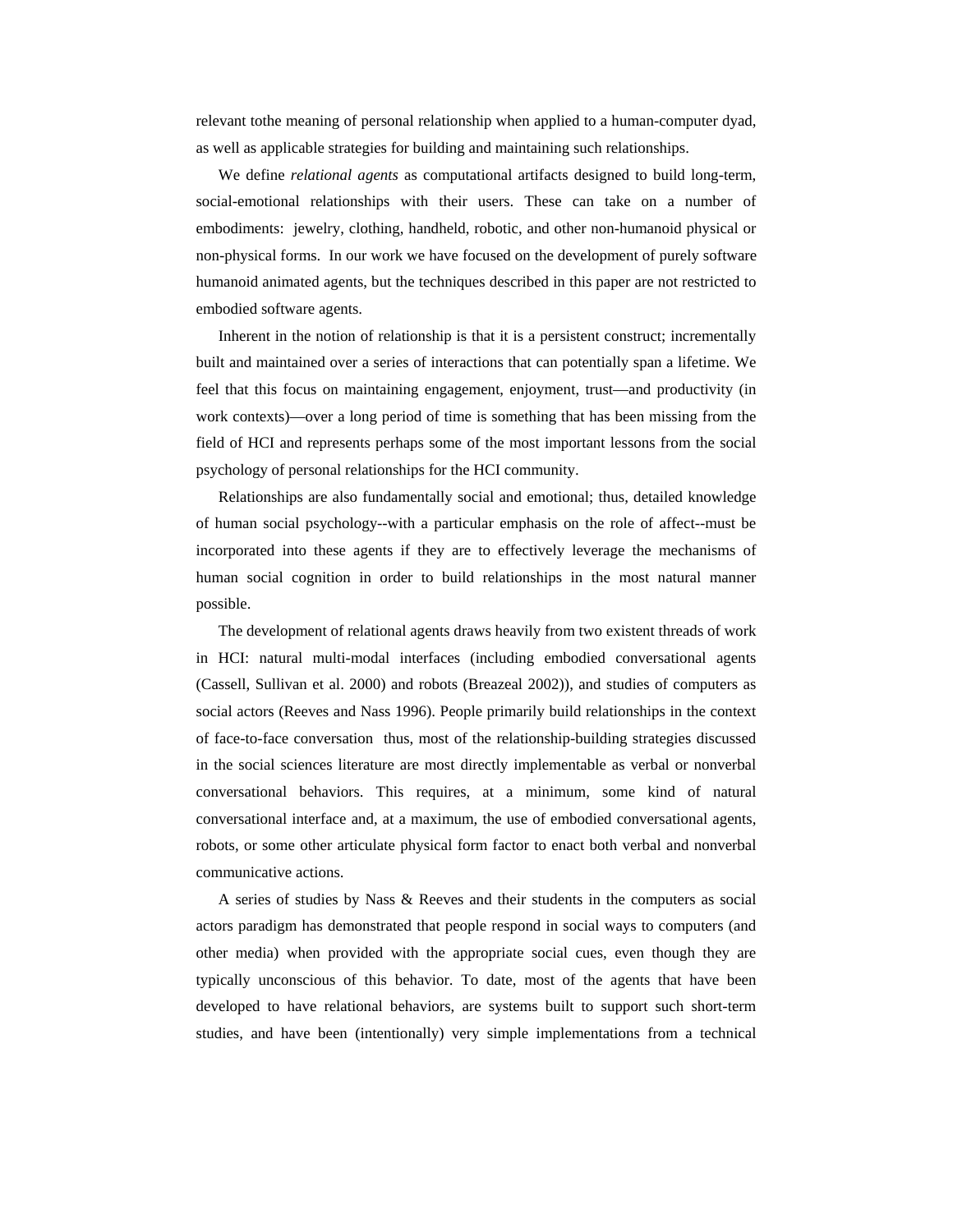relevant tothe meaning of personal relationship when applied to a human-computer dyad, as well as applicable strategies for building and maintaining such relationships.

We define *relational agents* as computational artifacts designed to build long-term, social-emotional relationships with their users. These can take on a number of embodiments: jewelry, clothing, handheld, robotic, and other non-humanoid physical or non-physical forms. In our work we have focused on the development of purely software humanoid animated agents, but the techniques described in this paper are not restricted to embodied software agents.

Inherent in the notion of relationship is that it is a persistent construct; incrementally built and maintained over a series of interactions that can potentially span a lifetime. We feel that this focus on maintaining engagement, enjoyment, trust—and productivity (in work contexts)—over a long period of time is something that has been missing from the field of HCI and represents perhaps some of the most important lessons from the social psychology of personal relationships for the HCI community.

Relationships are also fundamentally social and emotional; thus, detailed knowledge of human social psychology--with a particular emphasis on the role of affect--must be incorporated into these agents if they are to effectively leverage the mechanisms of human social cognition in order to build relationships in the most natural manner possible.

The development of relational agents draws heavily from two existent threads of work in HCI: natural multi-modal interfaces (including embodied conversational agents (Cassell, Sullivan et al. 2000) and robots (Breazeal 2002)), and studies of computers as social actors (Reeves and Nass 1996). People primarily build relationships in the context of face-to-face conversation thus, most of the relationship-building strategies discussed in the social sciences literature are most directly implementable as verbal or nonverbal conversational behaviors. This requires, at a minimum, some kind of natural conversational interface and, at a maximum, the use of embodied conversational agents, robots, or some other articulate physical form factor to enact both verbal and nonverbal communicative actions.

A series of studies by Nass & Reeves and their students in the computers as social actors paradigm has demonstrated that people respond in social ways to computers (and other media) when provided with the appropriate social cues, even though they are typically unconscious of this behavior. To date, most of the agents that have been developed to have relational behaviors, are systems built to support such short-term studies, and have been (intentionally) very simple implementations from a technical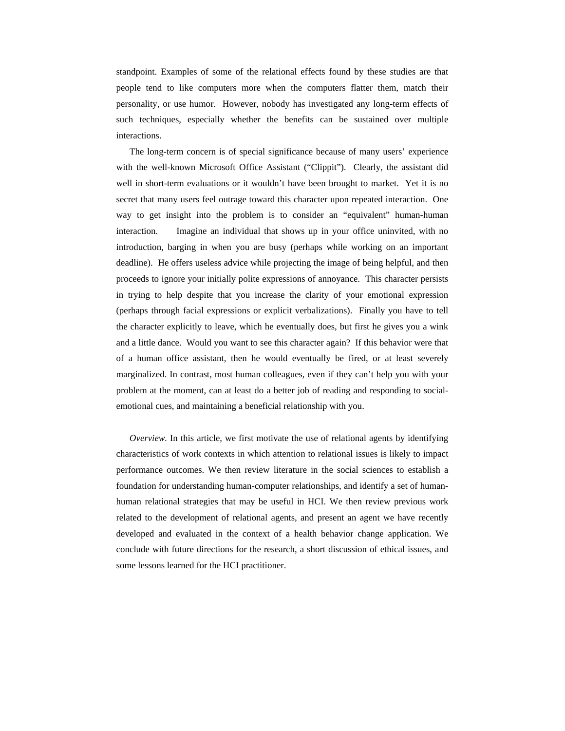standpoint. Examples of some of the relational effects found by these studies are that people tend to like computers more when the computers flatter them, match their personality, or use humor. However, nobody has investigated any long-term effects of such techniques, especially whether the benefits can be sustained over multiple interactions.

The long-term concern is of special significance because of many users' experience with the well-known Microsoft Office Assistant ("Clippit"). Clearly, the assistant did well in short-term evaluations or it wouldn't have been brought to market. Yet it is no secret that many users feel outrage toward this character upon repeated interaction. One way to get insight into the problem is to consider an "equivalent" human-human interaction. Imagine an individual that shows up in your office uninvited, with no introduction, barging in when you are busy (perhaps while working on an important deadline). He offers useless advice while projecting the image of being helpful, and then proceeds to ignore your initially polite expressions of annoyance. This character persists in trying to help despite that you increase the clarity of your emotional expression (perhaps through facial expressions or explicit verbalizations). Finally you have to tell the character explicitly to leave, which he eventually does, but first he gives you a wink and a little dance. Would you want to see this character again? If this behavior were that of a human office assistant, then he would eventually be fired, or at least severely marginalized. In contrast, most human colleagues, even if they can't help you with your problem at the moment, can at least do a better job of reading and responding to social-emotional cues, and maintaining a beneficial relationship with you.

*Overview*. In this article, we first motivate the use of relational agents by identifying characteristics of work contexts in which attention to relational issues is likely to impact performance outcomes. We then review literature in the social sciences to establish a foundation for understanding human-computer relationships, and identify a set of human-human relational strategies that may be useful in HCI. We then review previous work related to the development of relational agents, and present an agent we have recently developed and evaluated in the context of a health behavior change application. We conclude with future directions for the research, a short discussion of ethical issues, and some lessons learned for the HCI practitioner.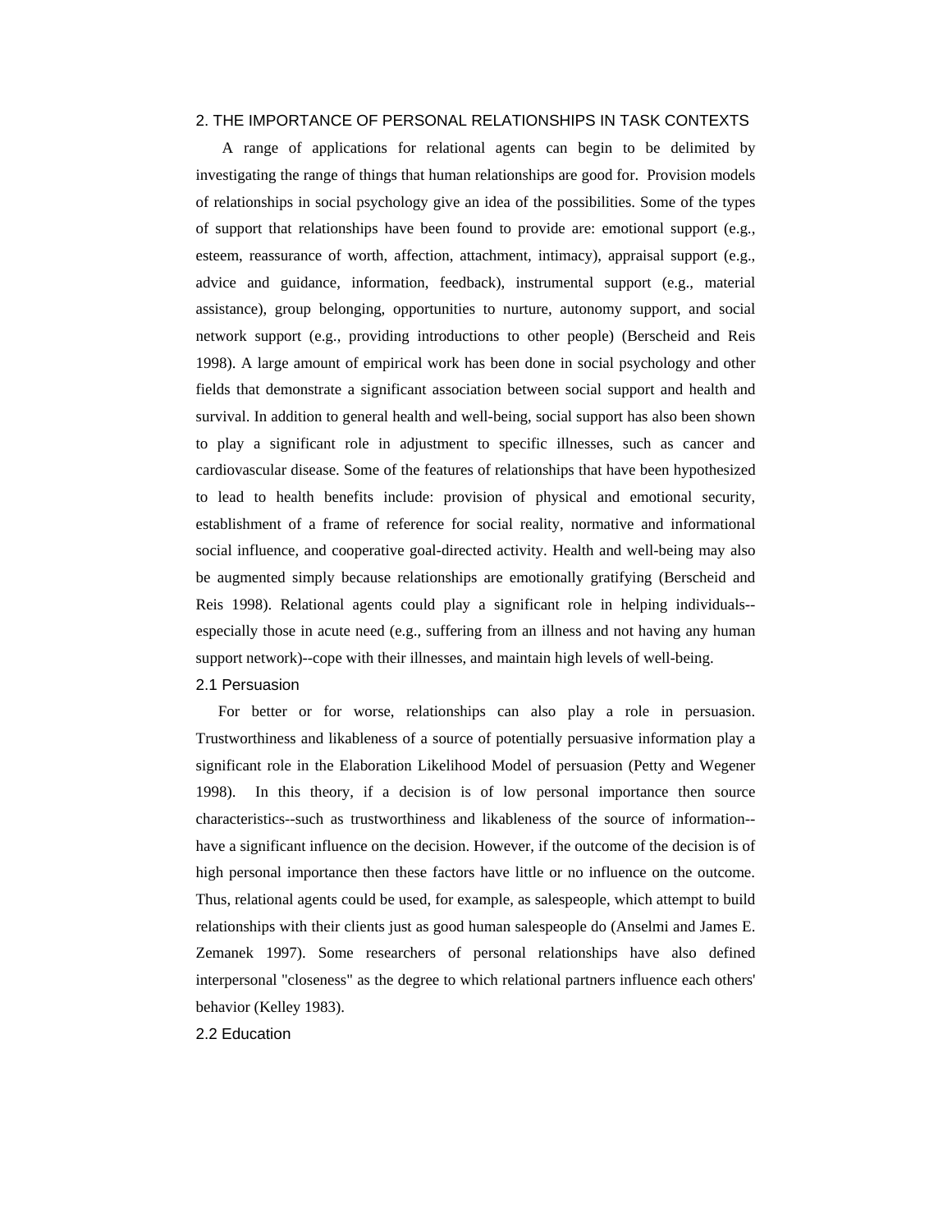## 2. THE IMPORTANCE OF PERSONAL RELATIONSHIPS IN TASK CONTEXTS

A range of applications for relational agents can begin to be delimited by investigating the range of things that human relationships are good for. Provision models of relationships in social psychology give an idea of the possibilities. Some of the types of support that relationships have been found to provide are: emotional support (e.g., esteem, reassurance of worth, affection, attachment, intimacy), appraisal support (e.g., advice and guidance, information, feedback), instrumental support (e.g., material assistance), group belonging, opportunities to nurture, autonomy support, and social network support (e.g., providing introductions to other people) (Berscheid and Reis 1998). A large amount of empirical work has been done in social psychology and other fields that demonstrate a significant association between social support and health and survival. In addition to general health and well-being, social support has also been shown to play a significant role in adjustment to specific illnesses, such as cancer and cardiovascular disease. Some of the features of relationships that have been hypothesized to lead to health benefits include: provision of physical and emotional security, establishment of a frame of reference for social reality, normative and informational social influence, and cooperative goal-directed activity. Health and well-being may also be augmented simply because relationships are emotionally gratifying (Berscheid and Reis 1998). Relational agents could play a significant role in helping individuals--especially those in acute need (e.g., suffering from an illness and not having any human support network)--cope with their illnesses, and maintain high levels of well-being.

### 2.1 Persuasion

For better or for worse, relationships can also play a role in persuasion. Trustworthiness and likableness of a source of potentially persuasive information play a significant role in the Elaboration Likelihood Model of persuasion (Petty and Wegener 1998). In this theory, if a decision is of low personal importance then source characteristics--such as trustworthiness and likableness of the source of information--have a significant influence on the decision. However, if the outcome of the decision is of high personal importance then these factors have little or no influence on the outcome. Thus, relational agents could be used, for example, as salespeople, which attempt to build relationships with their clients just as good human salespeople do (Anselmi and James E. Zemanek 1997). Some researchers of personal relationships have also defined interpersonal "closeness" as the degree to which relational partners influence each others' behavior (Kelley 1983).

### 2.2 Education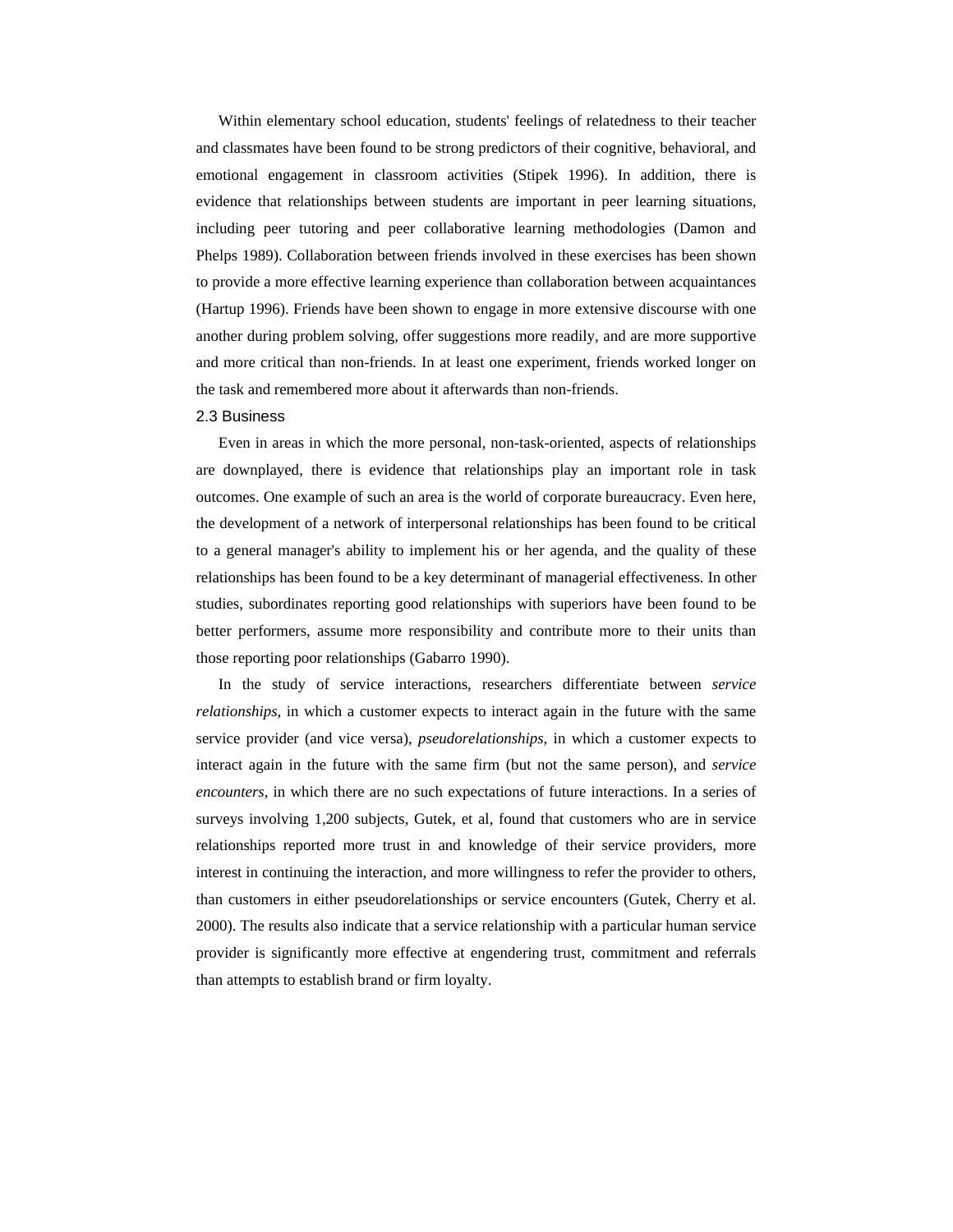Within elementary school education, students' feelings of relatedness to their teacher and classmates have been found to be strong predictors of their cognitive, behavioral, and emotional engagement in classroom activities (Stipek 1996). In addition, there is evidence that relationships between students are important in peer learning situations, including peer tutoring and peer collaborative learning methodologies (Damon and Phelps 1989). Collaboration between friends involved in these exercises has been shown to provide a more effective learning experience than collaboration between acquaintances (Hartup 1996). Friends have been shown to engage in more extensive discourse with one another during problem solving, offer suggestions more readily, and are more supportive and more critical than non-friends. In at least one experiment, friends worked longer on the task and remembered more about it afterwards than non-friends.

### 2.3 Business

Even in areas in which the more personal, non-task-oriented, aspects of relationships are downplayed, there is evidence that relationships play an important role in task outcomes. One example of such an area is the world of corporate bureaucracy. Even here, the development of a network of interpersonal relationships has been found to be critical to a general manager's ability to implement his or her agenda, and the quality of these relationships has been found to be a key determinant of managerial effectiveness. In other studies, subordinates reporting good relationships with superiors have been found to be better performers, assume more responsibility and contribute more to their units than those reporting poor relationships (Gabarro 1990).

In the study of service interactions, researchers differentiate between *service relationships*, in which a customer expects to interact again in the future with the same service provider (and vice versa), *pseudorelationships*, in which a customer expects to interact again in the future with the same firm (but not the same person), and *service encounters*, in which there are no such expectations of future interactions. In a series of surveys involving 1,200 subjects, Gutek, et al, found that customers who are in service relationships reported more trust in and knowledge of their service providers, more interest in continuing the interaction, and more willingness to refer the provider to others, than customers in either pseudorelationships or service encounters (Gutek, Cherry et al. 2000). The results also indicate that a service relationship with a particular human service provider is significantly more effective at engendering trust, commitment and referrals than attempts to establish brand or firm loyalty.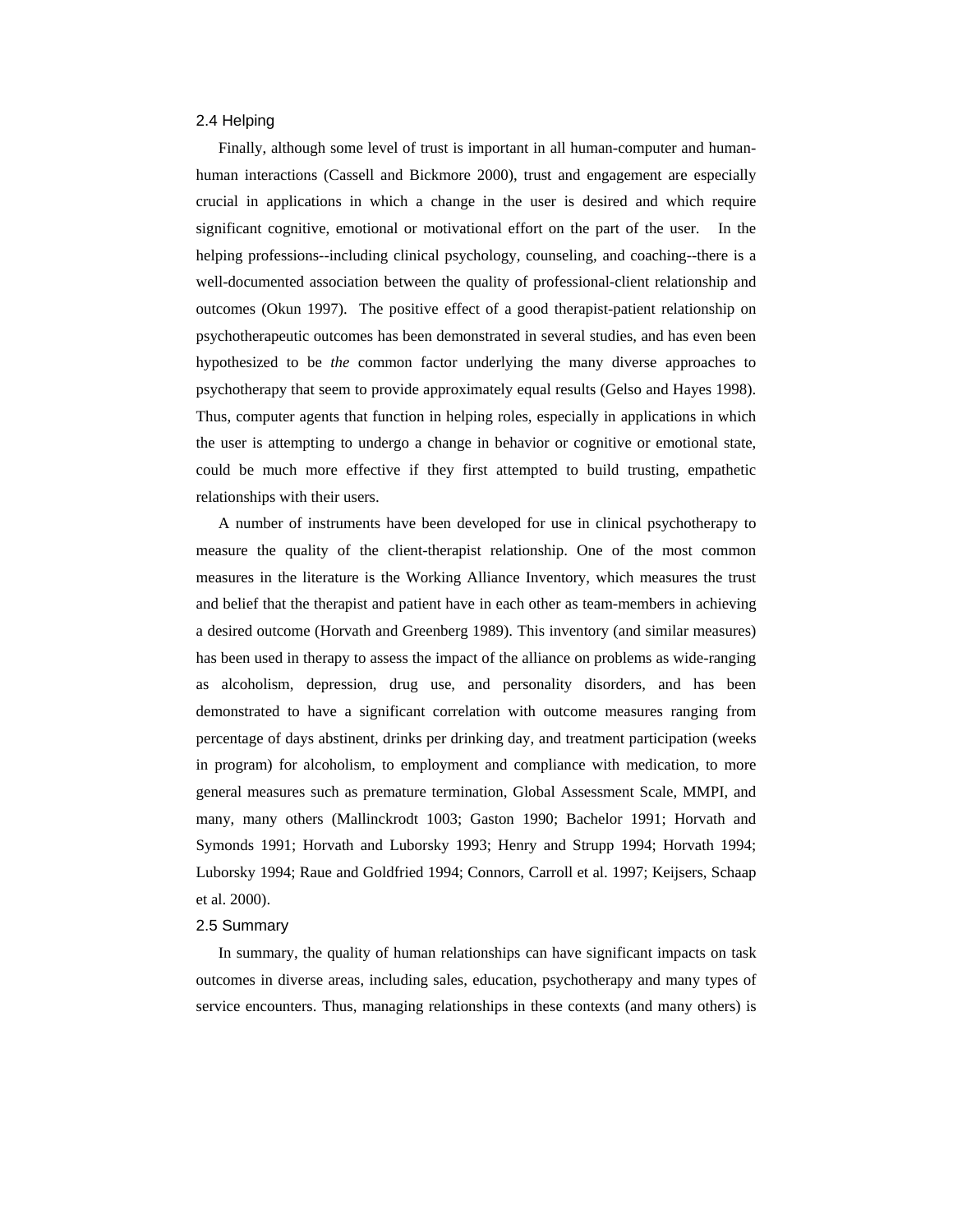## 2.4 Helping

Finally, although some level of trust is important in all human-computer and human-human interactions (Cassell and Bickmore 2000), trust and engagement are especially crucial in applications in which a change in the user is desired and which require significant cognitive, emotional or motivational effort on the part of the user. In the helping professions--including clinical psychology, counseling, and coaching--there is a well-documented association between the quality of professional-client relationship and outcomes (Okun 1997). The positive effect of a good therapist-patient relationship on psychotherapeutic outcomes has been demonstrated in several studies, and has even been hypothesized to be *the* common factor underlying the many diverse approaches to psychotherapy that seem to provide approximately equal results (Gelso and Hayes 1998). Thus, computer agents that function in helping roles, especially in applications in which the user is attempting to undergo a change in behavior or cognitive or emotional state, could be much more effective if they first attempted to build trusting, empathetic relationships with their users.

A number of instruments have been developed for use in clinical psychotherapy to measure the quality of the client-therapist relationship. One of the most common measures in the literature is the Working Alliance Inventory, which measures the trust and belief that the therapist and patient have in each other as team-members in achieving a desired outcome (Horvath and Greenberg 1989). This inventory (and similar measures) has been used in therapy to assess the impact of the alliance on problems as wide-ranging as alcoholism, depression, drug use, and personality disorders, and has been demonstrated to have a significant correlation with outcome measures ranging from percentage of days abstinent, drinks per drinking day, and treatment participation (weeks in program) for alcoholism, to employment and compliance with medication, to more general measures such as premature termination, Global Assessment Scale, MMPI, and many, many others (Mallinckrodt 1003; Gaston 1990; Bachelor 1991; Horvath and Symonds 1991; Horvath and Luborsky 1993; Henry and Strupp 1994; Horvath 1994; Luborsky 1994; Raue and Goldfried 1994; Connors, Carroll et al. 1997; Keijsers, Schaap et al. 2000).

## 2.5 Summary

In summary, the quality of human relationships can have significant impacts on task outcomes in diverse areas, including sales, education, psychotherapy and many types of service encounters. Thus, managing relationships in these contexts (and many others) is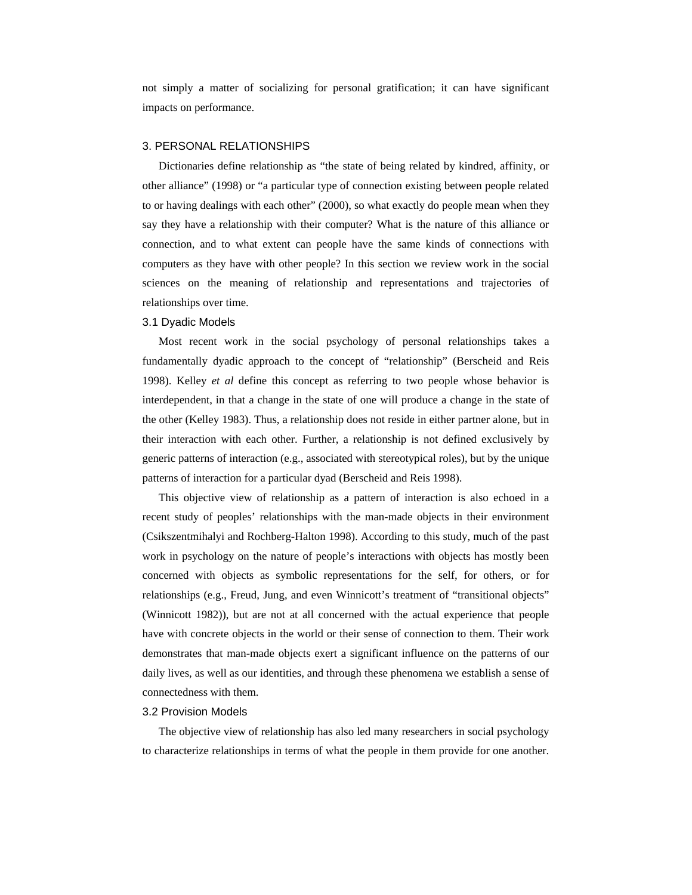not simply a matter of socializing for personal gratification; it can have significant impacts on performance.

## 3. PERSONAL RELATIONSHIPS

Dictionaries define relationship as “the state of being related by kindred, affinity, or other alliance” (1998) or “a particular type of connection existing between people related to or having dealings with each other” (2000), so what exactly do people mean when they say they have a relationship with their computer? What is the nature of this alliance or connection, and to what extent can people have the same kinds of connections with computers as they have with other people? In this section we review work in the social sciences on the meaning of relationship and representations and trajectories of relationships over time.

### 3.1 Dyadic Models

Most recent work in the social psychology of personal relationships takes a fundamentally dyadic approach to the concept of “relationship” (Berscheid and Reis 1998). Kelley *et al* define this concept as referring to two people whose behavior is interdependent, in that a change in the state of one will produce a change in the state of the other (Kelley 1983). Thus, a relationship does not reside in either partner alone, but in their interaction with each other. Further, a relationship is not defined exclusively by generic patterns of interaction (e.g., associated with stereotypical roles), but by the unique patterns of interaction for a particular dyad (Berscheid and Reis 1998).

This objective view of relationship as a pattern of interaction is also echoed in a recent study of peoples’ relationships with the man-made objects in their environment (Csikszentmihalyi and Rochberg-Halton 1998). According to this study, much of the past work in psychology on the nature of people’s interactions with objects has mostly been concerned with objects as symbolic representations for the self, for others, or for relationships (e.g., Freud, Jung, and even Winnicott’s treatment of “transitional objects” (Winnicott 1982)), but are not at all concerned with the actual experience that people have with concrete objects in the world or their sense of connection to them. Their work demonstrates that man-made objects exert a significant influence on the patterns of our daily lives, as well as our identities, and through these phenomena we establish a sense of connectedness with them.

### 3.2 Provision Models

The objective view of relationship has also led many researchers in social psychology to characterize relationships in terms of what the people in them provide for one another.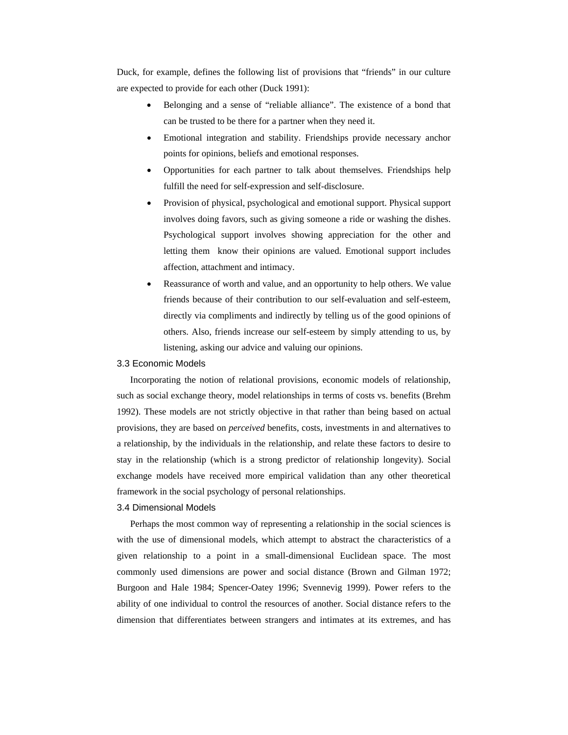Duck, for example, defines the following list of provisions that "friends" in our culture are expected to provide for each other (Duck 1991):

- Belonging and a sense of "reliable alliance". The existence of a bond that can be trusted to be there for a partner when they need it.
- Emotional integration and stability. Friendships provide necessary anchor points for opinions, beliefs and emotional responses.
- Opportunities for each partner to talk about themselves. Friendships help fulfill the need for self-expression and self-disclosure.
- Provision of physical, psychological and emotional support. Physical support involves doing favors, such as giving someone a ride or washing the dishes. Psychological support involves showing appreciation for the other and letting them know their opinions are valued. Emotional support includes affection, attachment and intimacy.
- Reassurance of worth and value, and an opportunity to help others. We value friends because of their contribution to our self-evaluation and self-esteem, directly via compliments and indirectly by telling us of the good opinions of others. Also, friends increase our self-esteem by simply attending to us, by listening, asking our advice and valuing our opinions.

### 3.3 Economic Models

Incorporating the notion of relational provisions, economic models of relationship, such as social exchange theory, model relationships in terms of costs vs. benefits (Brehm 1992). These models are not strictly objective in that rather than being based on actual provisions, they are based on *perceived* benefits, costs, investments in and alternatives to a relationship, by the individuals in the relationship, and relate these factors to desire to stay in the relationship (which is a strong predictor of relationship longevity). Social exchange models have received more empirical validation than any other theoretical framework in the social psychology of personal relationships.

### 3.4 Dimensional Models

Perhaps the most common way of representing a relationship in the social sciences is with the use of dimensional models, which attempt to abstract the characteristics of a given relationship to a point in a small-dimensional Euclidean space. The most commonly used dimensions are power and social distance (Brown and Gilman 1972; Burgoon and Hale 1984; Spencer-Oatey 1996; Svennevig 1999). Power refers to the ability of one individual to control the resources of another. Social distance refers to the dimension that differentiates between strangers and intimates at its extremes, and has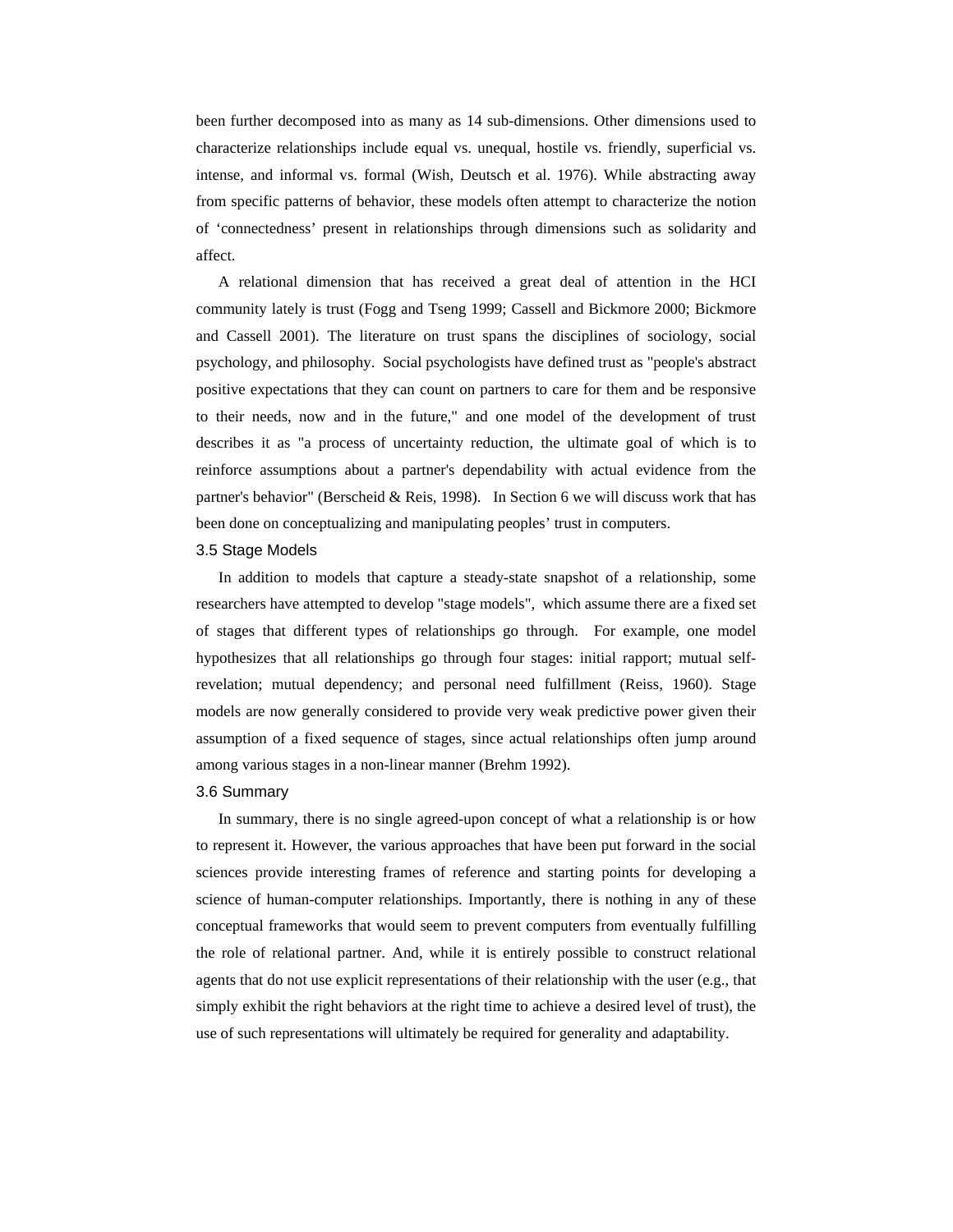been further decomposed into as many as 14 sub-dimensions. Other dimensions used to characterize relationships include equal vs. unequal, hostile vs. friendly, superficial vs. intense, and informal vs. formal (Wish, Deutsch et al. 1976). While abstracting away from specific patterns of behavior, these models often attempt to characterize the notion of 'connectedness' present in relationships through dimensions such as solidarity and affect.

A relational dimension that has received a great deal of attention in the HCI community lately is trust (Fogg and Tseng 1999; Cassell and Bickmore 2000; Bickmore and Cassell 2001). The literature on trust spans the disciplines of sociology, social psychology, and philosophy. Social psychologists have defined trust as "people's abstract positive expectations that they can count on partners to care for them and be responsive to their needs, now and in the future," and one model of the development of trust describes it as "a process of uncertainty reduction, the ultimate goal of which is to reinforce assumptions about a partner's dependability with actual evidence from the partner's behavior" (Berscheid & Reis, 1998). In Section 6 we will discuss work that has been done on conceptualizing and manipulating peoples' trust in computers.

### 3.5 Stage Models

In addition to models that capture a steady-state snapshot of a relationship, some researchers have attempted to develop "stage models", which assume there are a fixed set of stages that different types of relationships go through. For example, one model hypothesizes that all relationships go through four stages: initial rapport; mutual self-revelation; mutual dependency; and personal need fulfillment (Reiss, 1960). Stage models are now generally considered to provide very weak predictive power given their assumption of a fixed sequence of stages, since actual relationships often jump around among various stages in a non-linear manner (Brehm 1992).

### 3.6 Summary

In summary, there is no single agreed-upon concept of what a relationship is or how to represent it. However, the various approaches that have been put forward in the social sciences provide interesting frames of reference and starting points for developing a science of human-computer relationships. Importantly, there is nothing in any of these conceptual frameworks that would seem to prevent computers from eventually fulfilling the role of relational partner. And, while it is entirely possible to construct relational agents that do not use explicit representations of their relationship with the user (e.g., that simply exhibit the right behaviors at the right time to achieve a desired level of trust), the use of such representations will ultimately be required for generality and adaptability.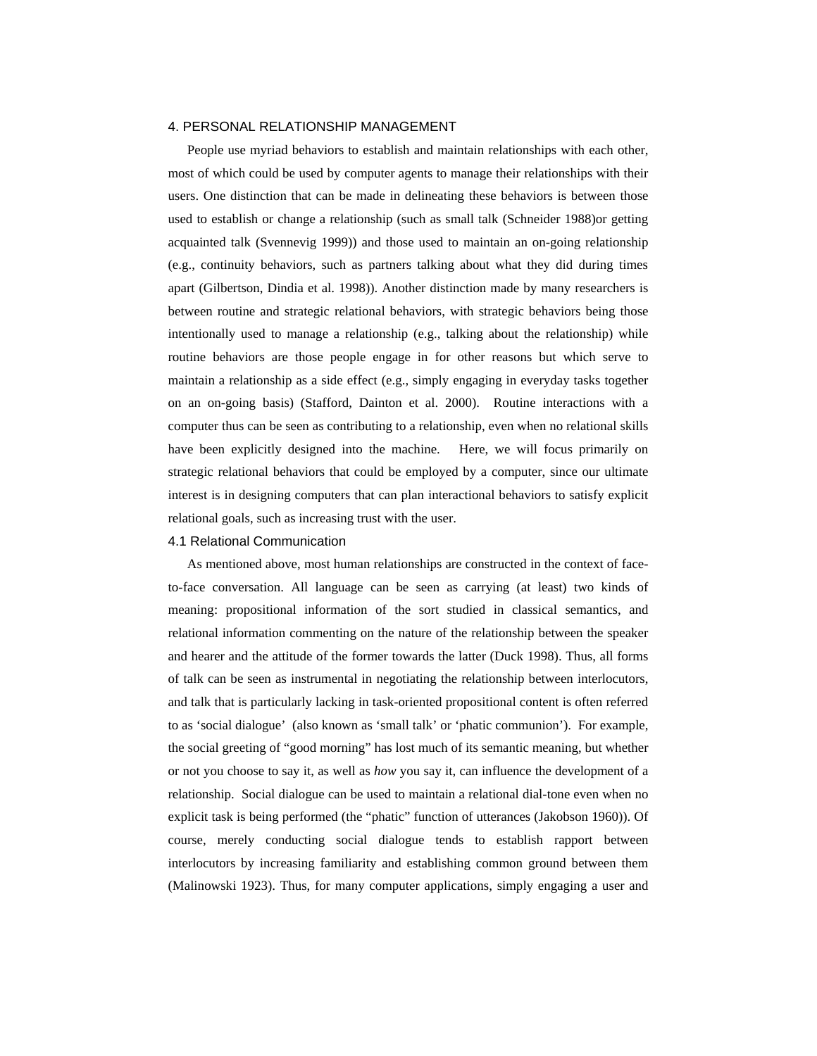## 4. PERSONAL RELATIONSHIP MANAGEMENT

People use myriad behaviors to establish and maintain relationships with each other, most of which could be used by computer agents to manage their relationships with their users. One distinction that can be made in delineating these behaviors is between those used to establish or change a relationship (such as small talk (Schneider 1988)or getting acquainted talk (Svennevig 1999)) and those used to maintain an on-going relationship (e.g., continuity behaviors, such as partners talking about what they did during times apart (Gilbertson, Dindia et al. 1998)). Another distinction made by many researchers is between routine and strategic relational behaviors, with strategic behaviors being those intentionally used to manage a relationship (e.g., talking about the relationship) while routine behaviors are those people engage in for other reasons but which serve to maintain a relationship as a side effect (e.g., simply engaging in everyday tasks together on an on-going basis) (Stafford, Dainton et al. 2000). Routine interactions with a computer thus can be seen as contributing to a relationship, even when no relational skills have been explicitly designed into the machine. Here, we will focus primarily on strategic relational behaviors that could be employed by a computer, since our ultimate interest is in designing computers that can plan interactional behaviors to satisfy explicit relational goals, such as increasing trust with the user.

### 4.1 Relational Communication

As mentioned above, most human relationships are constructed in the context of face-to-face conversation. All language can be seen as carrying (at least) two kinds of meaning: propositional information of the sort studied in classical semantics, and relational information commenting on the nature of the relationship between the speaker and hearer and the attitude of the former towards the latter (Duck 1998). Thus, all forms of talk can be seen as instrumental in negotiating the relationship between interlocutors, and talk that is particularly lacking in task-oriented propositional content is often referred to as 'social dialogue' (also known as 'small talk' or 'phatic communion'). For example, the social greeting of "good morning" has lost much of its semantic meaning, but whether or not you choose to say it, as well as *how* you say it, can influence the development of a relationship. Social dialogue can be used to maintain a relational dial-tone even when no explicit task is being performed (the "phatic" function of utterances (Jakobson 1960)). Of course, merely conducting social dialogue tends to establish rapport between interlocutors by increasing familiarity and establishing common ground between them (Malinowski 1923). Thus, for many computer applications, simply engaging a user and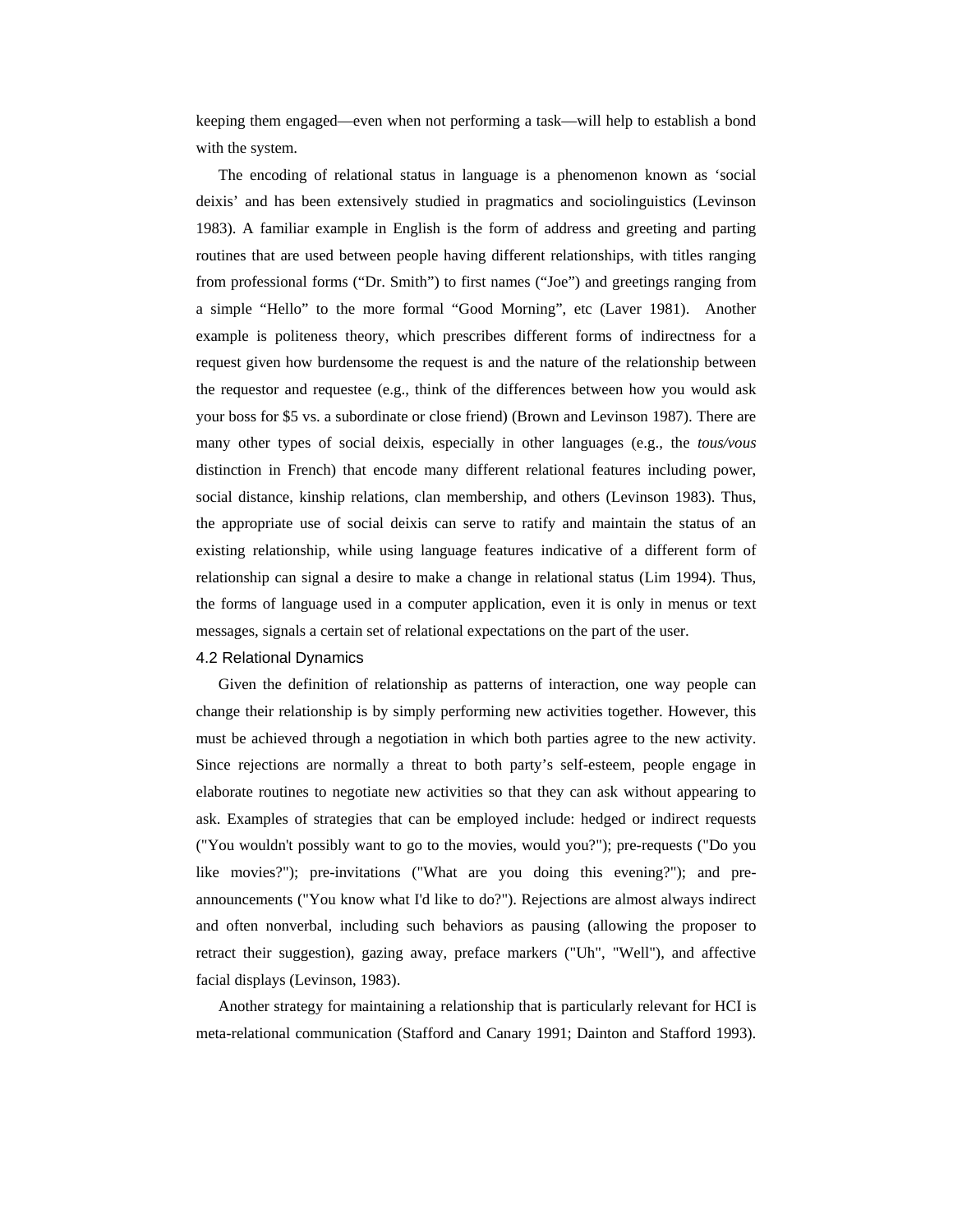keeping them engaged—even when not performing a task—will help to establish a bond with the system.

The encoding of relational status in language is a phenomenon known as 'social deixis' and has been extensively studied in pragmatics and sociolinguistics (Levinson 1983). A familiar example in English is the form of address and greeting and parting routines that are used between people having different relationships, with titles ranging from professional forms ("Dr. Smith") to first names ("Joe") and greetings ranging from a simple "Hello" to the more formal "Good Morning", etc (Laver 1981). Another example is politeness theory, which prescribes different forms of indirectness for a request given how burdensome the request is and the nature of the relationship between the requestor and requestee (e.g., think of the differences between how you would ask your boss for $5 vs. a subordinate or close friend) (Brown and Levinson 1987). There are many other types of social deixis, especially in other languages (e.g., the *tous/vous* distinction in French) that encode many different relational features including power, social distance, kinship relations, clan membership, and others (Levinson 1983). Thus, the appropriate use of social deixis can serve to ratify and maintain the status of an existing relationship, while using language features indicative of a different form of relationship can signal a desire to make a change in relational status (Lim 1994). Thus, the forms of language used in a computer application, even it is only in menus or text messages, signals a certain set of relational expectations on the part of the user.

### 4.2 Relational Dynamics

Given the definition of relationship as patterns of interaction, one way people can change their relationship is by simply performing new activities together. However, this must be achieved through a negotiation in which both parties agree to the new activity. Since rejections are normally a threat to both party's self-esteem, people engage in elaborate routines to negotiate new activities so that they can ask without appearing to ask. Examples of strategies that can be employed include: hedged or indirect requests ("You wouldn't possibly want to go to the movies, would you?"); pre-requests ("Do you like movies?"); pre-invitations ("What are you doing this evening?"); and pre-announcements ("You know what I'd like to do?"). Rejections are almost always indirect and often nonverbal, including such behaviors as pausing (allowing the proposer to retract their suggestion), gazing away, preface markers ("Uh", "Well"), and affective facial displays (Levinson, 1983).

Another strategy for maintaining a relationship that is particularly relevant for HCI is meta-relational communication (Stafford and Canary 1991; Dainton and Stafford 1993).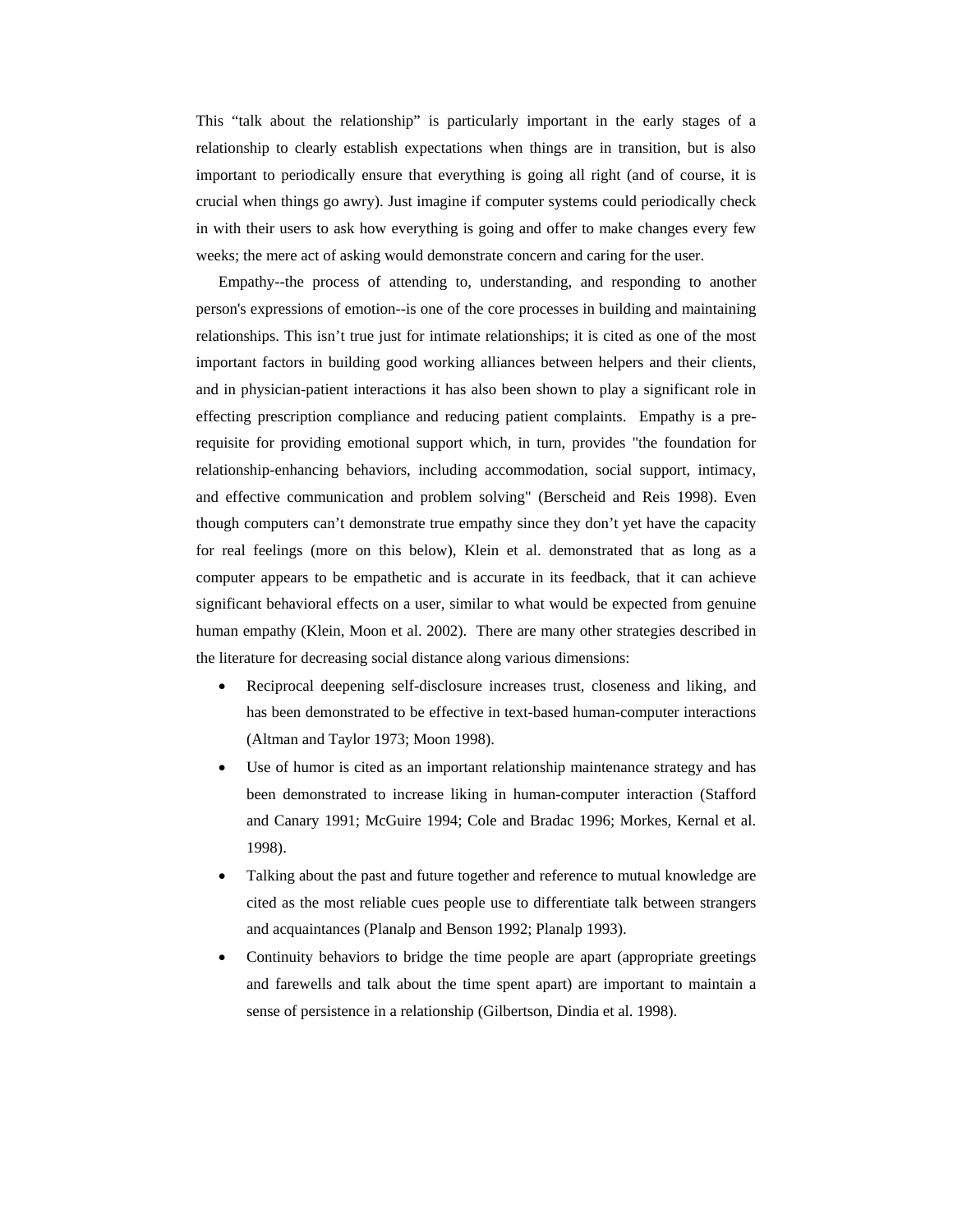This “talk about the relationship” is particularly important in the early stages of a relationship to clearly establish expectations when things are in transition, but is also important to periodically ensure that everything is going all right (and of course, it is crucial when things go awry). Just imagine if computer systems could periodically check in with their users to ask how everything is going and offer to make changes every few weeks; the mere act of asking would demonstrate concern and caring for the user.

Empathy--the process of attending to, understanding, and responding to another person's expressions of emotion--is one of the core processes in building and maintaining relationships. This isn’t true just for intimate relationships; it is cited as one of the most important factors in building good working alliances between helpers and their clients, and in physician-patient interactions it has also been shown to play a significant role in effecting prescription compliance and reducing patient complaints. Empathy is a pre-requisite for providing emotional support which, in turn, provides "the foundation for relationship-enhancing behaviors, including accommodation, social support, intimacy, and effective communication and problem solving" (Berscheid and Reis 1998). Even though computers can’t demonstrate true empathy since they don’t yet have the capacity for real feelings (more on this below), Klein et al. demonstrated that as long as a computer appears to be empathetic and is accurate in its feedback, that it can achieve significant behavioral effects on a user, similar to what would be expected from genuine human empathy (Klein, Moon et al. 2002). There are many other strategies described in the literature for decreasing social distance along various dimensions:

- Reciprocal deepening self-disclosure increases trust, closeness and liking, and has been demonstrated to be effective in text-based human-computer interactions (Altman and Taylor 1973; Moon 1998).
- Use of humor is cited as an important relationship maintenance strategy and has been demonstrated to increase liking in human-computer interaction (Stafford and Canary 1991; McGuire 1994; Cole and Bradac 1996; Morkes, Kernal et al. 1998).
- Talking about the past and future together and reference to mutual knowledge are cited as the most reliable cues people use to differentiate talk between strangers and acquaintances (Planalp and Benson 1992; Planalp 1993).
- Continuity behaviors to bridge the time people are apart (appropriate greetings and farewells and talk about the time spent apart) are important to maintain a sense of persistence in a relationship (Gilbertson, Dindia et al. 1998).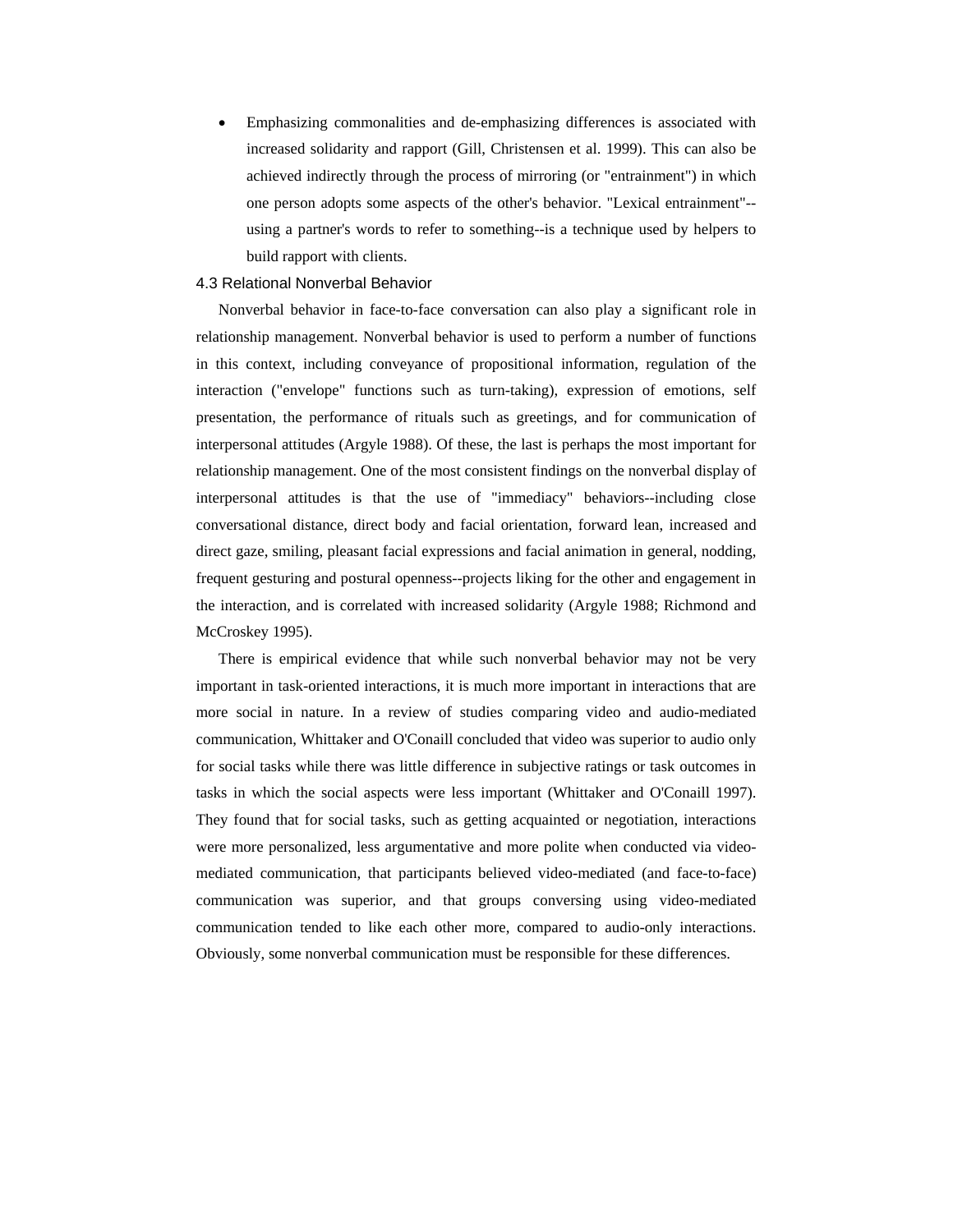- Emphasizing commonalities and de-emphasizing differences is associated with increased solidarity and rapport (Gill, Christensen et al. 1999). This can also be achieved indirectly through the process of mirroring (or "entrainment") in which one person adopts some aspects of the other's behavior. "Lexical entrainment"--using a partner's words to refer to something--is a technique used by helpers to build rapport with clients.

### 4.3 Relational Nonverbal Behavior

Nonverbal behavior in face-to-face conversation can also play a significant role in relationship management. Nonverbal behavior is used to perform a number of functions in this context, including conveyance of propositional information, regulation of the interaction ("envelope" functions such as turn-taking), expression of emotions, self presentation, the performance of rituals such as greetings, and for communication of interpersonal attitudes (Argyle 1988). Of these, the last is perhaps the most important for relationship management. One of the most consistent findings on the nonverbal display of interpersonal attitudes is that the use of "immediacy" behaviors--including close conversational distance, direct body and facial orientation, forward lean, increased and direct gaze, smiling, pleasant facial expressions and facial animation in general, nodding, frequent gesturing and postural openness--projects liking for the other and engagement in the interaction, and is correlated with increased solidarity (Argyle 1988; Richmond and McCroskey 1995).

There is empirical evidence that while such nonverbal behavior may not be very important in task-oriented interactions, it is much more important in interactions that are more social in nature. In a review of studies comparing video and audio-mediated communication, Whittaker and O'Conaill concluded that video was superior to audio only for social tasks while there was little difference in subjective ratings or task outcomes in tasks in which the social aspects were less important (Whittaker and O'Conaill 1997). They found that for social tasks, such as getting acquainted or negotiation, interactions were more personalized, less argumentative and more polite when conducted via video-mediated communication, that participants believed video-mediated (and face-to-face) communication was superior, and that groups conversing using video-mediated communication tended to like each other more, compared to audio-only interactions. Obviously, some nonverbal communication must be responsible for these differences.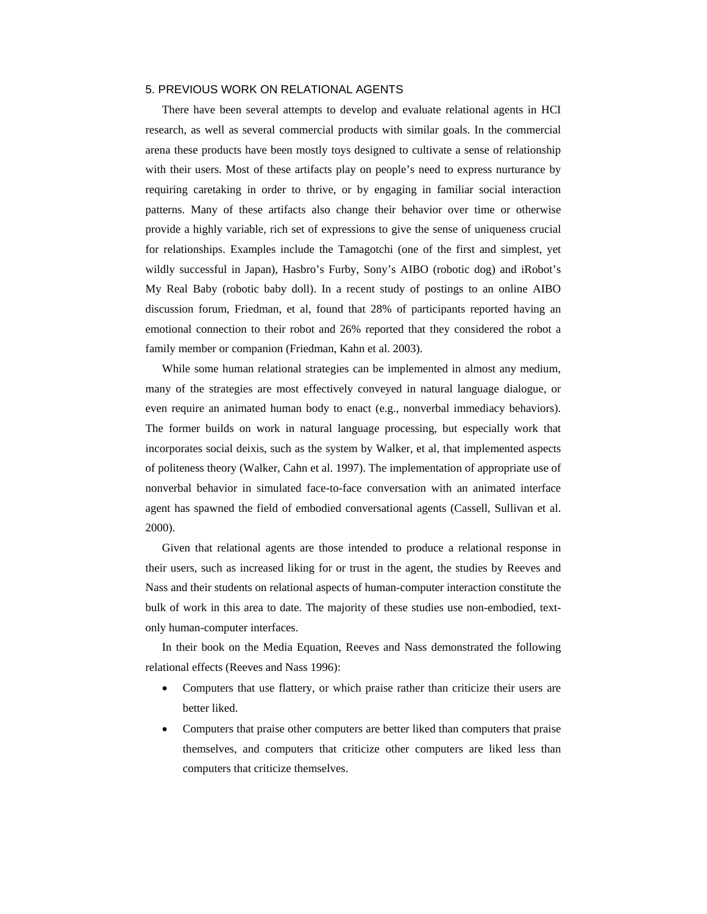## 5. PREVIOUS WORK ON RELATIONAL AGENTS

There have been several attempts to develop and evaluate relational agents in HCI research, as well as several commercial products with similar goals. In the commercial arena these products have been mostly toys designed to cultivate a sense of relationship with their users. Most of these artifacts play on people's need to express nurturance by requiring caretaking in order to thrive, or by engaging in familiar social interaction patterns. Many of these artifacts also change their behavior over time or otherwise provide a highly variable, rich set of expressions to give the sense of uniqueness crucial for relationships. Examples include the Tamagotchi (one of the first and simplest, yet wildly successful in Japan), Hasbro's Furby, Sony's AIBO (robotic dog) and iRobot's My Real Baby (robotic baby doll). In a recent study of postings to an online AIBO discussion forum, Friedman, et al, found that 28% of participants reported having an emotional connection to their robot and 26% reported that they considered the robot a family member or companion (Friedman, Kahn et al. 2003).

While some human relational strategies can be implemented in almost any medium, many of the strategies are most effectively conveyed in natural language dialogue, or even require an animated human body to enact (e.g., nonverbal immediacy behaviors). The former builds on work in natural language processing, but especially work that incorporates social deixis, such as the system by Walker, et al, that implemented aspects of politeness theory (Walker, Cahn et al. 1997). The implementation of appropriate use of nonverbal behavior in simulated face-to-face conversation with an animated interface agent has spawned the field of embodied conversational agents (Cassell, Sullivan et al. 2000).

Given that relational agents are those intended to produce a relational response in their users, such as increased liking for or trust in the agent, the studies by Reeves and Nass and their students on relational aspects of human-computer interaction constitute the bulk of work in this area to date. The majority of these studies use non-embodied, text-only human-computer interfaces.

In their book on the Media Equation, Reeves and Nass demonstrated the following relational effects (Reeves and Nass 1996):

- Computers that use flattery, or which praise rather than criticize their users are better liked.
- Computers that praise other computers are better liked than computers that praise themselves, and computers that criticize other computers are liked less than computers that criticize themselves.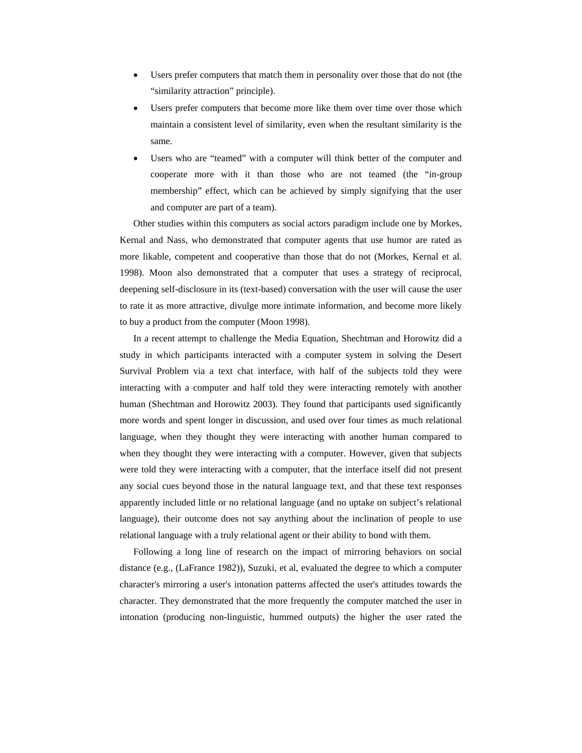- Users prefer computers that match them in personality over those that do not (the "similarity attraction" principle).
- Users prefer computers that become more like them over time over those which maintain a consistent level of similarity, even when the resultant similarity is the same.
- Users who are "teamed" with a computer will think better of the computer and cooperate more with it than those who are not teamed (the "in-group membership" effect, which can be achieved by simply signifying that the user and computer are part of a team).

Other studies within this computers as social actors paradigm include one by Morkes, Kernal and Nass, who demonstrated that computer agents that use humor are rated as more likable, competent and cooperative than those that do not (Morkes, Kernal et al. 1998). Moon also demonstrated that a computer that uses a strategy of reciprocal, deepening self-disclosure in its (text-based) conversation with the user will cause the user to rate it as more attractive, divulge more intimate information, and become more likely to buy a product from the computer (Moon 1998).

In a recent attempt to challenge the Media Equation, Shechtman and Horowitz did a study in which participants interacted with a computer system in solving the Desert Survival Problem via a text chat interface, with half of the subjects told they were interacting with a computer and half told they were interacting remotely with another human (Shechtman and Horowitz 2003). They found that participants used significantly more words and spent longer in discussion, and used over four times as much relational language, when they thought they were interacting with another human compared to when they thought they were interacting with a computer. However, given that subjects were told they were interacting with a computer, that the interface itself did not present any social cues beyond those in the natural language text, and that these text responses apparently included little or no relational language (and no uptake on subject's relational language), their outcome does not say anything about the inclination of people to use relational language with a truly relational agent or their ability to bond with them.

Following a long line of research on the impact of mirroring behaviors on social distance (e.g., (LaFrance 1982)), Suzuki, et al, evaluated the degree to which a computer character's mirroring a user's intonation patterns affected the user's attitudes towards the character. They demonstrated that the more frequently the computer matched the user in intonation (producing non-linguistic, hummed outputs) the higher the user rated the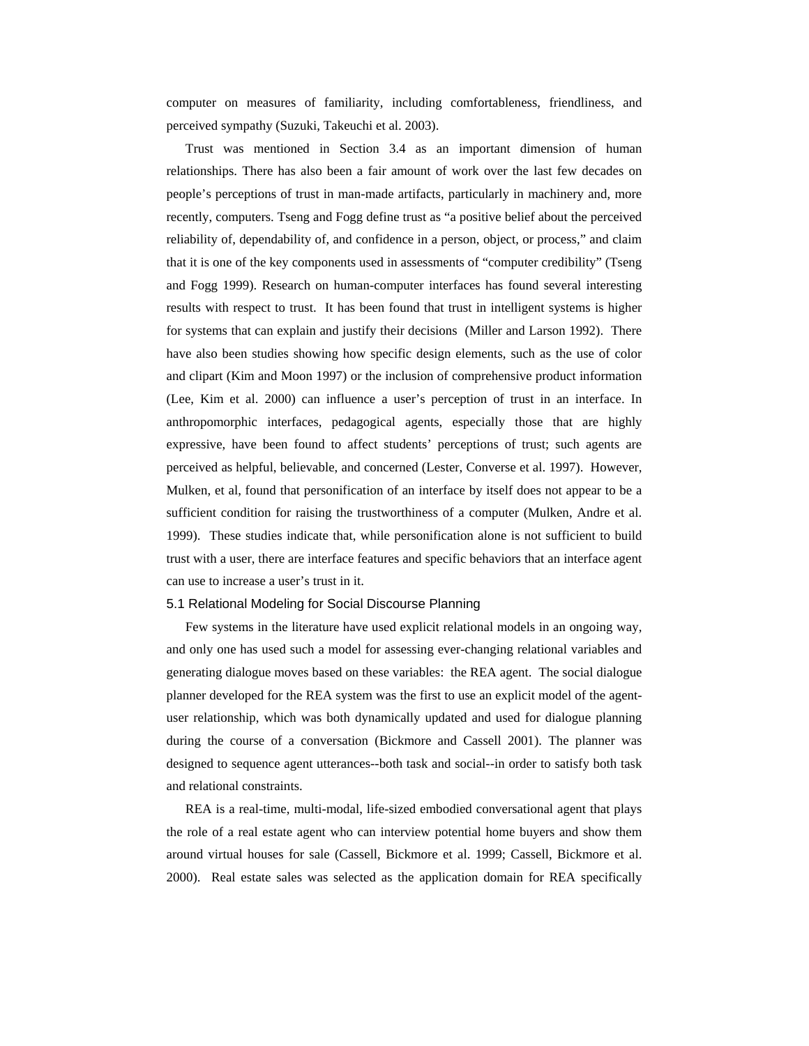computer on measures of familiarity, including comfortableness, friendliness, and perceived sympathy (Suzuki, Takeuchi et al. 2003).

Trust was mentioned in Section 3.4 as an important dimension of human relationships. There has also been a fair amount of work over the last few decades on people's perceptions of trust in man-made artifacts, particularly in machinery and, more recently, computers. Tseng and Fogg define trust as "a positive belief about the perceived reliability of, dependability of, and confidence in a person, object, or process," and claim that it is one of the key components used in assessments of "computer credibility" (Tseng and Fogg 1999). Research on human-computer interfaces has found several interesting results with respect to trust. It has been found that trust in intelligent systems is higher for systems that can explain and justify their decisions (Miller and Larson 1992). There have also been studies showing how specific design elements, such as the use of color and clipart (Kim and Moon 1997) or the inclusion of comprehensive product information (Lee, Kim et al. 2000) can influence a user's perception of trust in an interface. In anthropomorphic interfaces, pedagogical agents, especially those that are highly expressive, have been found to affect students' perceptions of trust; such agents are perceived as helpful, believable, and concerned (Lester, Converse et al. 1997). However, Mulken, et al, found that personification of an interface by itself does not appear to be a sufficient condition for raising the trustworthiness of a computer (Mulken, Andre et al. 1999). These studies indicate that, while personification alone is not sufficient to build trust with a user, there are interface features and specific behaviors that an interface agent can use to increase a user's trust in it.

### 5.1 Relational Modeling for Social Discourse Planning

Few systems in the literature have used explicit relational models in an ongoing way, and only one has used such a model for assessing ever-changing relational variables and generating dialogue moves based on these variables: the REA agent. The social dialogue planner developed for the REA system was the first to use an explicit model of the agent-user relationship, which was both dynamically updated and used for dialogue planning during the course of a conversation (Bickmore and Cassell 2001). The planner was designed to sequence agent utterances--both task and social--in order to satisfy both task and relational constraints.

REA is a real-time, multi-modal, life-sized embodied conversational agent that plays the role of a real estate agent who can interview potential home buyers and show them around virtual houses for sale (Cassell, Bickmore et al. 1999; Cassell, Bickmore et al. 2000). Real estate sales was selected as the application domain for REA specifically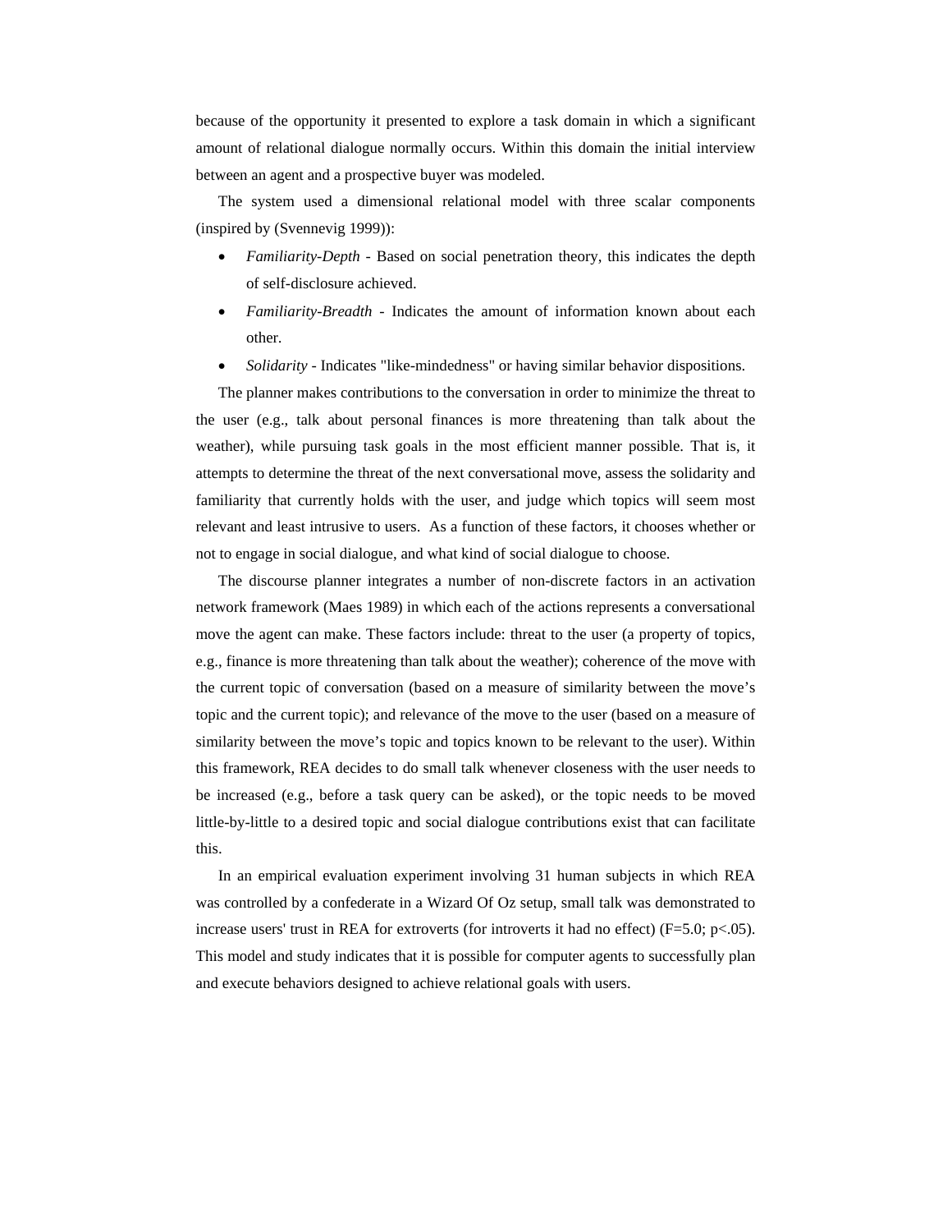because of the opportunity it presented to explore a task domain in which a significant amount of relational dialogue normally occurs. Within this domain the initial interview between an agent and a prospective buyer was modeled.

The system used a dimensional relational model with three scalar components (inspired by (Svennevig 1999)):

- *Familiarity-Depth* - Based on social penetration theory, this indicates the depth of self-disclosure achieved.
- *Familiarity-Breadth* - Indicates the amount of information known about each other.
- *Solidarity* - Indicates "like-mindedness" or having similar behavior dispositions.

The planner makes contributions to the conversation in order to minimize the threat to the user (e.g., talk about personal finances is more threatening than talk about the weather), while pursuing task goals in the most efficient manner possible. That is, it attempts to determine the threat of the next conversational move, assess the solidarity and familiarity that currently holds with the user, and judge which topics will seem most relevant and least intrusive to users. As a function of these factors, it chooses whether or not to engage in social dialogue, and what kind of social dialogue to choose.

The discourse planner integrates a number of non-discrete factors in an activation network framework (Maes 1989) in which each of the actions represents a conversational move the agent can make. These factors include: threat to the user (a property of topics, e.g., finance is more threatening than talk about the weather); coherence of the move with the current topic of conversation (based on a measure of similarity between the move's topic and the current topic); and relevance of the move to the user (based on a measure of similarity between the move's topic and topics known to be relevant to the user). Within this framework, REA decides to do small talk whenever closeness with the user needs to be increased (e.g., before a task query can be asked), or the topic needs to be moved little-by-little to a desired topic and social dialogue contributions exist that can facilitate this.

In an empirical evaluation experiment involving 31 human subjects in which REA was controlled by a confederate in a Wizard Of Oz setup, small talk was demonstrated to increase users' trust in REA for extroverts (for introverts it had no effect) ($F=5.0$; $p<.05$). This model and study indicates that it is possible for computer agents to successfully plan and execute behaviors designed to achieve relational goals with users.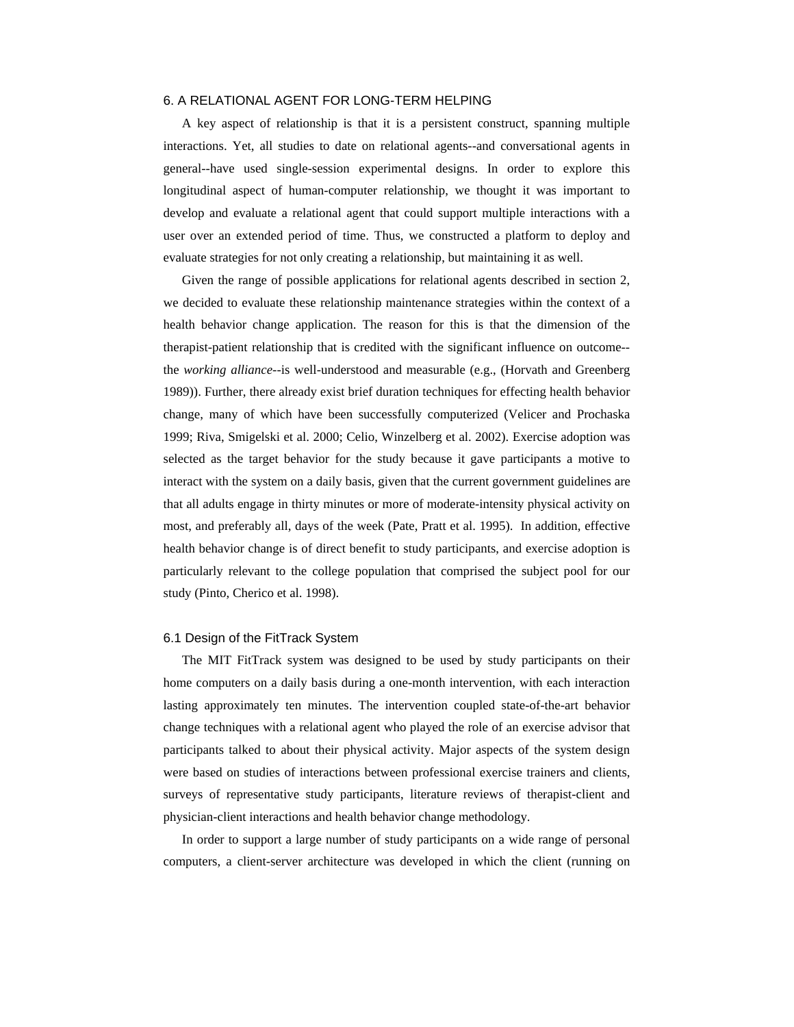## 6. A RELATIONAL AGENT FOR LONG-TERM HELPING

A key aspect of relationship is that it is a persistent construct, spanning multiple interactions. Yet, all studies to date on relational agents--and conversational agents in general--have used single-session experimental designs. In order to explore this longitudinal aspect of human-computer relationship, we thought it was important to develop and evaluate a relational agent that could support multiple interactions with a user over an extended period of time. Thus, we constructed a platform to deploy and evaluate strategies for not only creating a relationship, but maintaining it as well.

Given the range of possible applications for relational agents described in section 2, we decided to evaluate these relationship maintenance strategies within the context of a health behavior change application. The reason for this is that the dimension of the therapist-patient relationship that is credited with the significant influence on outcome--the *working alliance*--is well-understood and measurable (e.g., (Horvath and Greenberg 1989)). Further, there already exist brief duration techniques for effecting health behavior change, many of which have been successfully computerized (Velicer and Prochaska 1999; Riva, Smigelski et al. 2000; Celio, Winzelberg et al. 2002). Exercise adoption was selected as the target behavior for the study because it gave participants a motive to interact with the system on a daily basis, given that the current government guidelines are that all adults engage in thirty minutes or more of moderate-intensity physical activity on most, and preferably all, days of the week (Pate, Pratt et al. 1995). In addition, effective health behavior change is of direct benefit to study participants, and exercise adoption is particularly relevant to the college population that comprised the subject pool for our study (Pinto, Cherico et al. 1998).

### 6.1 Design of the FitTrack System

The MIT FitTrack system was designed to be used by study participants on their home computers on a daily basis during a one-month intervention, with each interaction lasting approximately ten minutes. The intervention coupled state-of-the-art behavior change techniques with a relational agent who played the role of an exercise advisor that participants talked to about their physical activity. Major aspects of the system design were based on studies of interactions between professional exercise trainers and clients, surveys of representative study participants, literature reviews of therapist-client and physician-client interactions and health behavior change methodology.

In order to support a large number of study participants on a wide range of personal computers, a client-server architecture was developed in which the client (running on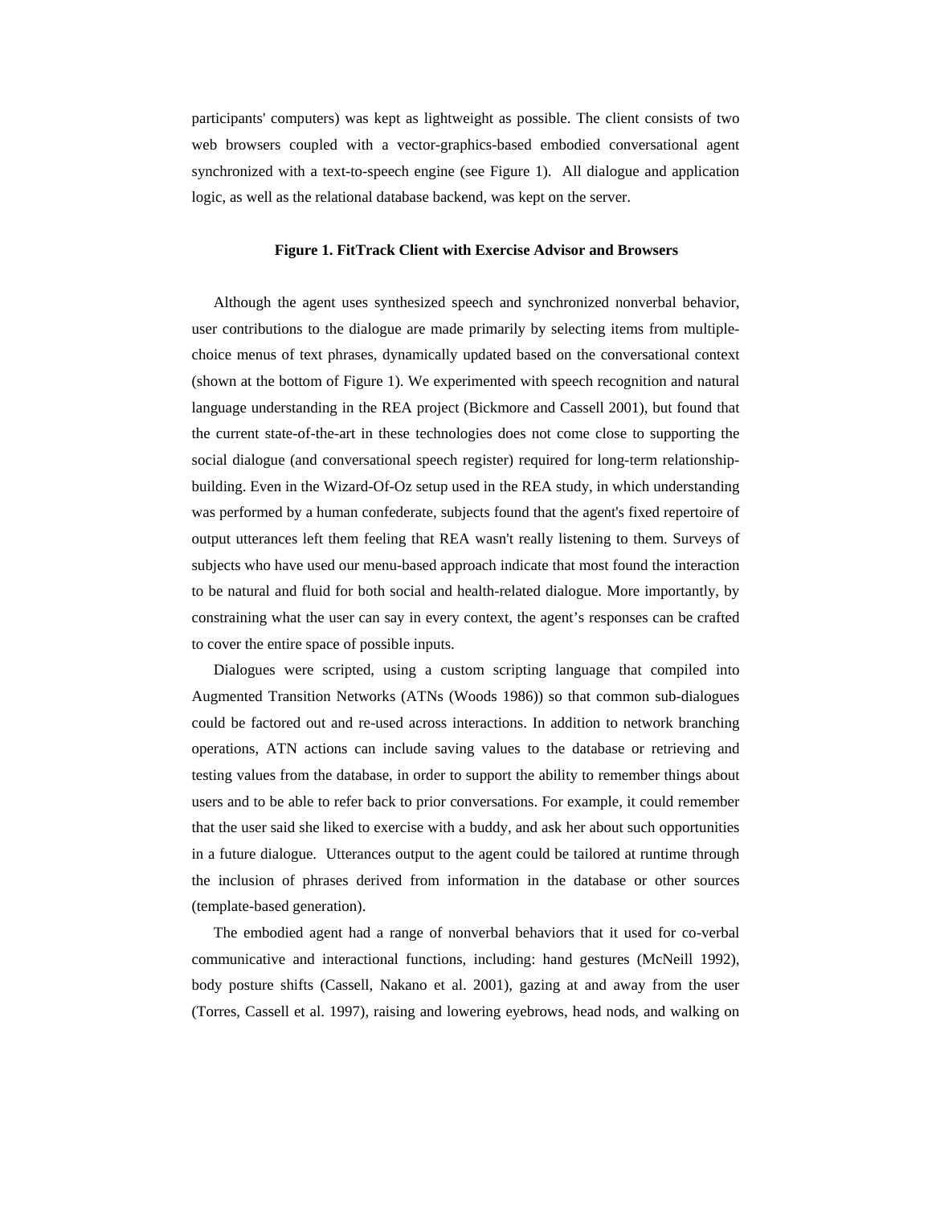participants' computers) was kept as lightweight as possible. The client consists of two web browsers coupled with a vector-graphics-based embodied conversational agent synchronized with a text-to-speech engine (see Figure 1). All dialogue and application logic, as well as the relational database backend, was kept on the server.

**Figure 1. FitTrack Client with Exercise Advisor and Browsers**

Although the agent uses synthesized speech and synchronized nonverbal behavior, user contributions to the dialogue are made primarily by selecting items from multiple-choice menus of text phrases, dynamically updated based on the conversational context (shown at the bottom of Figure 1). We experimented with speech recognition and natural language understanding in the REA project (Bickmore and Cassell 2001), but found that the current state-of-the-art in these technologies does not come close to supporting the social dialogue (and conversational speech register) required for long-term relationship-building. Even in the Wizard-Of-Oz setup used in the REA study, in which understanding was performed by a human confederate, subjects found that the agent's fixed repertoire of output utterances left them feeling that REA wasn't really listening to them. Surveys of subjects who have used our menu-based approach indicate that most found the interaction to be natural and fluid for both social and health-related dialogue. More importantly, by constraining what the user can say in every context, the agent's responses can be crafted to cover the entire space of possible inputs.

Dialogues were scripted, using a custom scripting language that compiled into Augmented Transition Networks (ATNs (Woods 1986)) so that common sub-dialogues could be factored out and re-used across interactions. In addition to network branching operations, ATN actions can include saving values to the database or retrieving and testing values from the database, in order to support the ability to remember things about users and to be able to refer back to prior conversations. For example, it could remember that the user said she liked to exercise with a buddy, and ask her about such opportunities in a future dialogue. Utterances output to the agent could be tailored at runtime through the inclusion of phrases derived from information in the database or other sources (template-based generation).

The embodied agent had a range of nonverbal behaviors that it used for co-verbal communicative and interactional functions, including: hand gestures (McNeill 1992), body posture shifts (Cassell, Nakano et al. 2001), gazing at and away from the user (Torres, Cassell et al. 1997), raising and lowering eyebrows, head nods, and walking on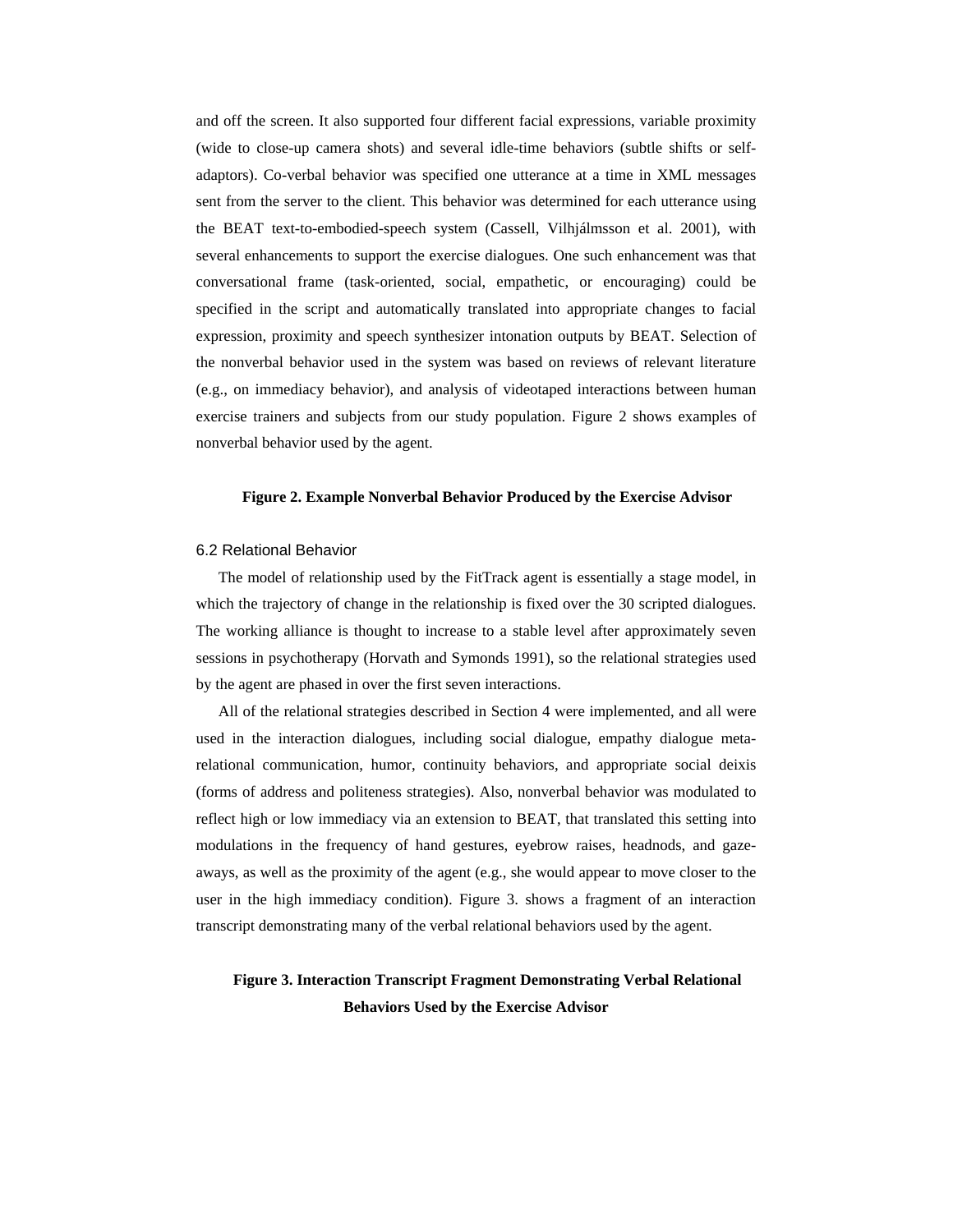and off the screen. It also supported four different facial expressions, variable proximity (wide to close-up camera shots) and several idle-time behaviors (subtle shifts or self-adaptors). Co-verbal behavior was specified one utterance at a time in XML messages sent from the server to the client. This behavior was determined for each utterance using the BEAT text-to-embodied-speech system (Cassell, Vilhjálmsson et al. 2001), with several enhancements to support the exercise dialogues. One such enhancement was that conversational frame (task-oriented, social, empathetic, or encouraging) could be specified in the script and automatically translated into appropriate changes to facial expression, proximity and speech synthesizer intonation outputs by BEAT. Selection of the nonverbal behavior used in the system was based on reviews of relevant literature (e.g., on immediacy behavior), and analysis of videotaped interactions between human exercise trainers and subjects from our study population. Figure 2 shows examples of nonverbal behavior used by the agent.

**Figure 2. Example Nonverbal Behavior Produced by the Exercise Advisor**

### 6.2 Relational Behavior

The model of relationship used by the FitTrack agent is essentially a stage model, in which the trajectory of change in the relationship is fixed over the 30 scripted dialogues. The working alliance is thought to increase to a stable level after approximately seven sessions in psychotherapy (Horvath and Symonds 1991), so the relational strategies used by the agent are phased in over the first seven interactions.

All of the relational strategies described in Section 4 were implemented, and all were used in the interaction dialogues, including social dialogue, empathy dialogue meta-relational communication, humor, continuity behaviors, and appropriate social deixis (forms of address and politeness strategies). Also, nonverbal behavior was modulated to reflect high or low immediacy via an extension to BEAT, that translated this setting into modulations in the frequency of hand gestures, eyebrow raises, headnods, and gaze-aways, as well as the proximity of the agent (e.g., she would appear to move closer to the user in the high immediacy condition). Figure 3. shows a fragment of an interaction transcript demonstrating many of the verbal relational behaviors used by the agent.

**Figure 3. Interaction Transcript Fragment Demonstrating Verbal Relational Behaviors Used by the Exercise Advisor**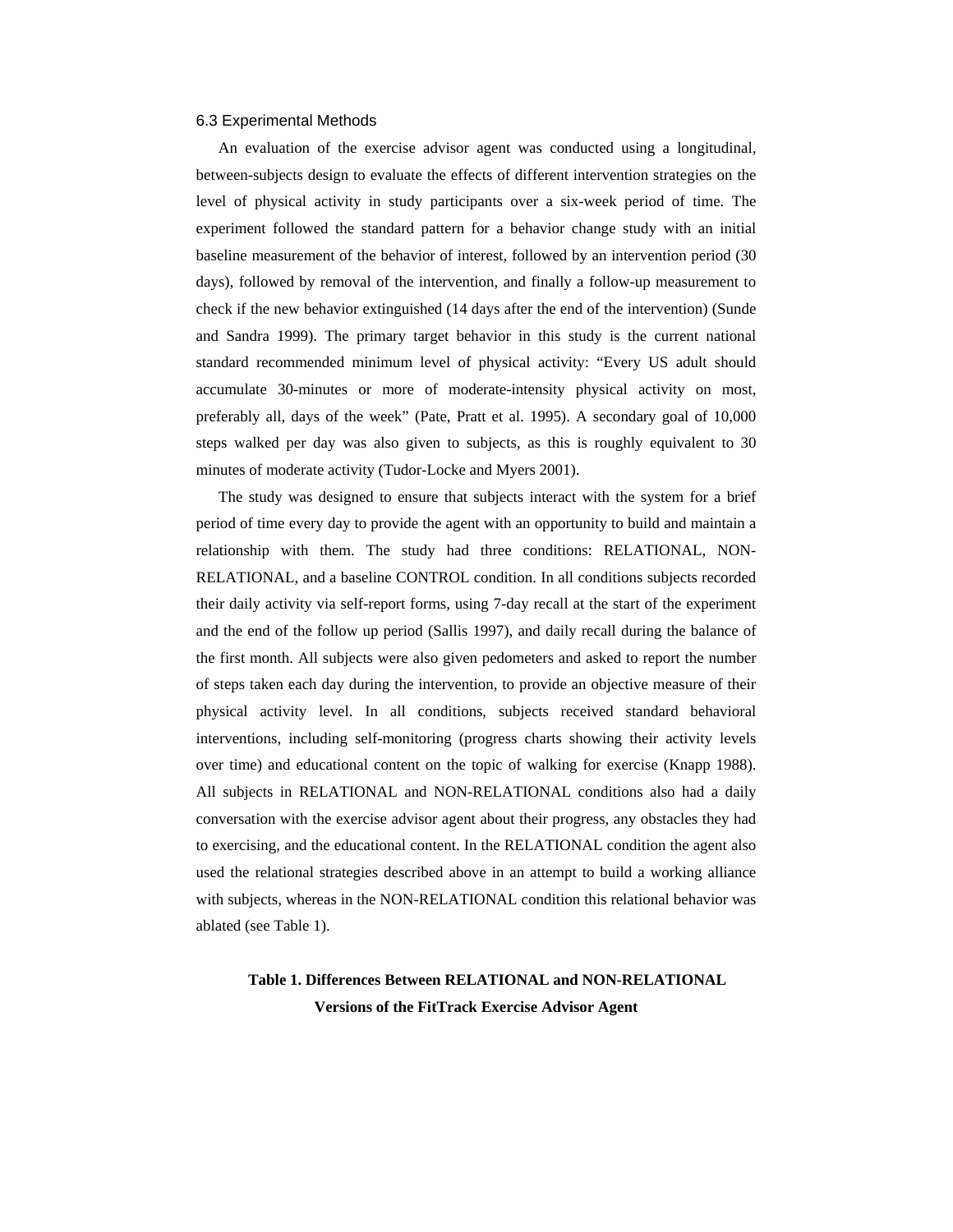### 6.3 Experimental Methods

An evaluation of the exercise advisor agent was conducted using a longitudinal, between-subjects design to evaluate the effects of different intervention strategies on the level of physical activity in study participants over a six-week period of time. The experiment followed the standard pattern for a behavior change study with an initial baseline measurement of the behavior of interest, followed by an intervention period (30 days), followed by removal of the intervention, and finally a follow-up measurement to check if the new behavior extinguished (14 days after the end of the intervention) (Sunde and Sandra 1999). The primary target behavior in this study is the current national standard recommended minimum level of physical activity: "Every US adult should accumulate 30-minutes or more of moderate-intensity physical activity on most, preferably all, days of the week" (Pate, Pratt et al. 1995). A secondary goal of 10,000 steps walked per day was also given to subjects, as this is roughly equivalent to 30 minutes of moderate activity (Tudor-Locke and Myers 2001).

The study was designed to ensure that subjects interact with the system for a brief period of time every day to provide the agent with an opportunity to build and maintain a relationship with them. The study had three conditions: RELATIONAL, NON-RELATIONAL, and a baseline CONTROL condition. In all conditions subjects recorded their daily activity via self-report forms, using 7-day recall at the start of the experiment and the end of the follow up period (Sallis 1997), and daily recall during the balance of the first month. All subjects were also given pedometers and asked to report the number of steps taken each day during the intervention, to provide an objective measure of their physical activity level. In all conditions, subjects received standard behavioral interventions, including self-monitoring (progress charts showing their activity levels over time) and educational content on the topic of walking for exercise (Knapp 1988). All subjects in RELATIONAL and NON-RELATIONAL conditions also had a daily conversation with the exercise advisor agent about their progress, any obstacles they had to exercising, and the educational content. In the RELATIONAL condition the agent also used the relational strategies described above in an attempt to build a working alliance with subjects, whereas in the NON-RELATIONAL condition this relational behavior was ablated (see Table 1).

**Table 1. Differences Between RELATIONAL and NON-RELATIONAL Versions of the FitTrack Exercise Advisor Agent**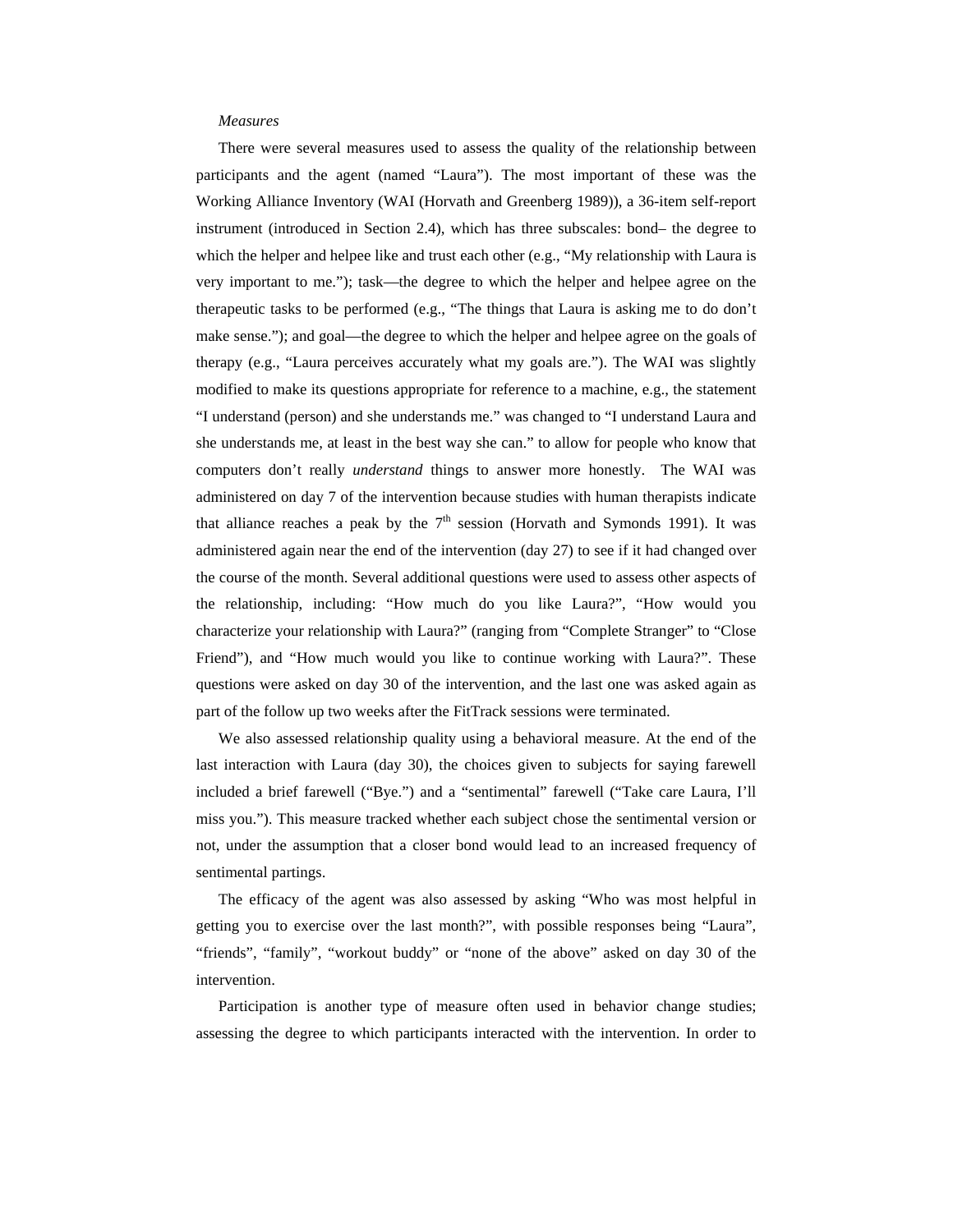*Measures*

There were several measures used to assess the quality of the relationship between participants and the agent (named "Laura"). The most important of these was the Working Alliance Inventory (WAI (Horvath and Greenberg 1989)), a 36-item self-report instrument (introduced in Section 2.4), which has three subscales: bond– the degree to which the helper and helpee like and trust each other (e.g., "My relationship with Laura is very important to me."); task—the degree to which the helper and helpee agree on the therapeutic tasks to be performed (e.g., "The things that Laura is asking me to do don't make sense."); and goal—the degree to which the helper and helpee agree on the goals of therapy (e.g., "Laura perceives accurately what my goals are."). The WAI was slightly modified to make its questions appropriate for reference to a machine, e.g., the statement "I understand (person) and she understands me." was changed to "I understand Laura and she understands me, at least in the best way she can." to allow for people who know that computers don't really *understand* things to answer more honestly. The WAI was administered on day 7 of the intervention because studies with human therapists indicate that alliance reaches a peak by the 7th session (Horvath and Symonds 1991). It was administered again near the end of the intervention (day 27) to see if it had changed over the course of the month. Several additional questions were used to assess other aspects of the relationship, including: "How much do you like Laura?", "How would you characterize your relationship with Laura?" (ranging from "Complete Stranger" to "Close Friend"), and "How much would you like to continue working with Laura?". These questions were asked on day 30 of the intervention, and the last one was asked again as part of the follow up two weeks after the FitTrack sessions were terminated.

We also assessed relationship quality using a behavioral measure. At the end of the last interaction with Laura (day 30), the choices given to subjects for saying farewell included a brief farewell ("Bye.") and a "sentimental" farewell ("Take care Laura, I'll miss you."). This measure tracked whether each subject chose the sentimental version or not, under the assumption that a closer bond would lead to an increased frequency of sentimental partings.

The efficacy of the agent was also assessed by asking "Who was most helpful in getting you to exercise over the last month?", with possible responses being "Laura", "friends", "family", "workout buddy" or "none of the above" asked on day 30 of the intervention.

Participation is another type of measure often used in behavior change studies; assessing the degree to which participants interacted with the intervention. In order to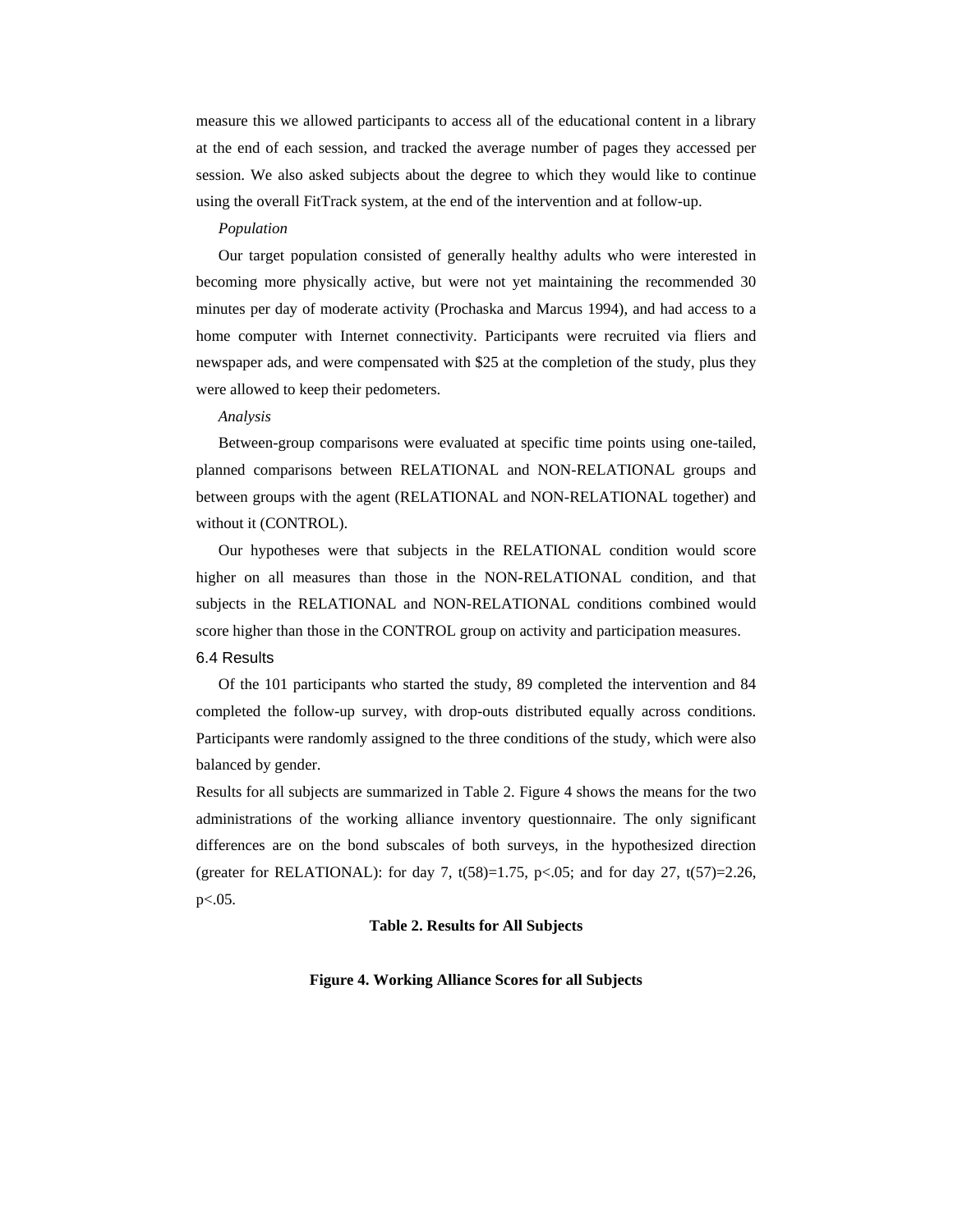measure this we allowed participants to access all of the educational content in a library at the end of each session, and tracked the average number of pages they accessed per session. We also asked subjects about the degree to which they would like to continue using the overall FitTrack system, at the end of the intervention and at follow-up.

*Population*

Our target population consisted of generally healthy adults who were interested in becoming more physically active, but were not yet maintaining the recommended 30 minutes per day of moderate activity (Prochaska and Marcus 1994), and had access to a home computer with Internet connectivity. Participants were recruited via fliers and newspaper ads, and were compensated with $25 at the completion of the study, plus they were allowed to keep their pedometers.

*Analysis*

Between-group comparisons were evaluated at specific time points using one-tailed, planned comparisons between RELATIONAL and NON-RELATIONAL groups and between groups with the agent (RELATIONAL and NON-RELATIONAL together) and without it (CONTROL).

Our hypotheses were that subjects in the RELATIONAL condition would score higher on all measures than those in the NON-RELATIONAL condition, and that subjects in the RELATIONAL and NON-RELATIONAL conditions combined would score higher than those in the CONTROL group on activity and participation measures.

### 6.4 Results

Of the 101 participants who started the study, 89 completed the intervention and 84 completed the follow-up survey, with drop-outs distributed equally across conditions. Participants were randomly assigned to the three conditions of the study, which were also balanced by gender.

Results for all subjects are summarized in Table 2. Figure 4 shows the means for the two administrations of the working alliance inventory questionnaire. The only significant differences are on the bond subscales of both surveys, in the hypothesized direction (greater for RELATIONAL): for day 7, $t(58)=1.75$, $p<.05$; and for day 27, $t(57)=2.26$, $p<.05$.

**Table 2. Results for All Subjects**

**Figure 4. Working Alliance Scores for all Subjects**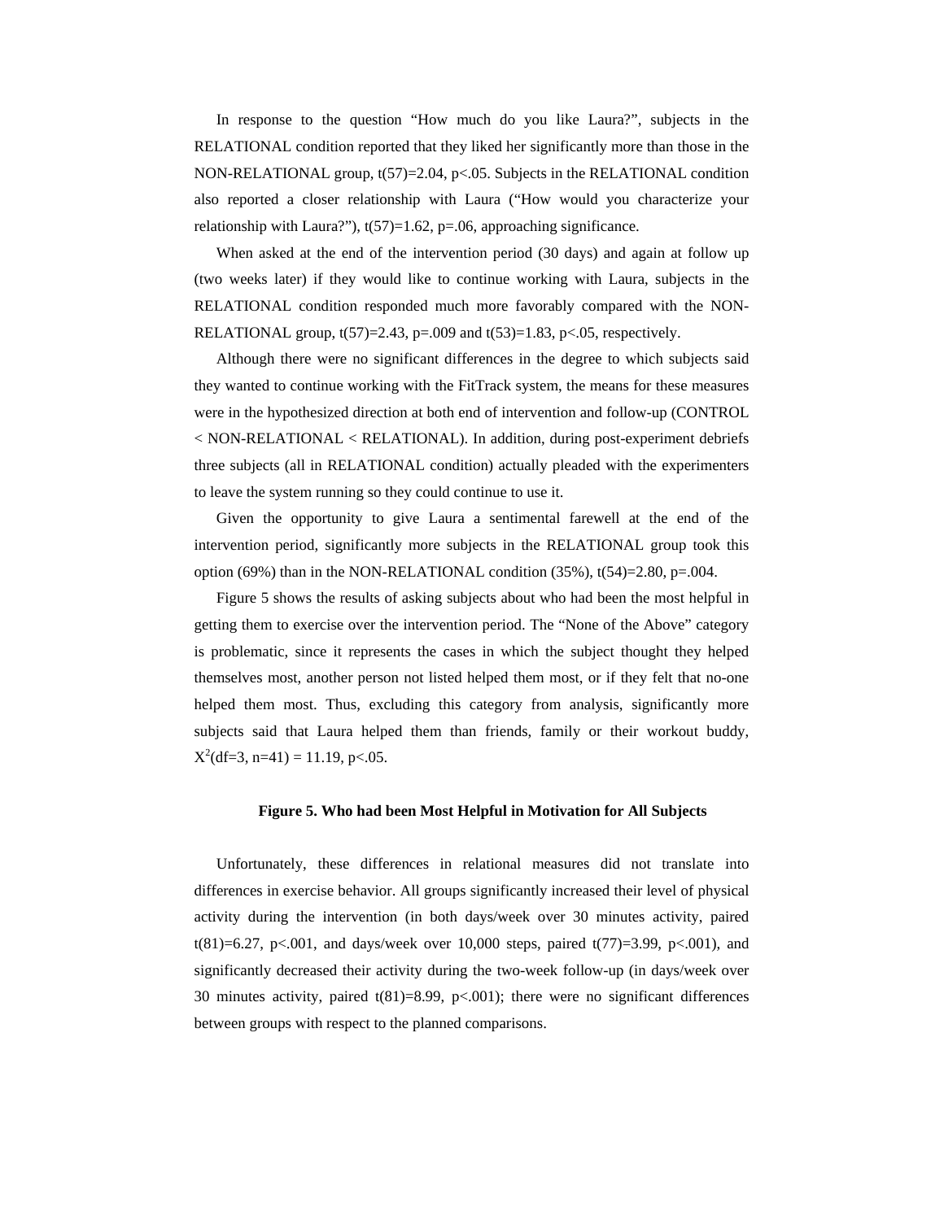In response to the question "How much do you like Laura?", subjects in the RELATIONAL condition reported that they liked her significantly more than those in the NON-RELATIONAL group, $t(57)=2.04$, $p<.05$. Subjects in the RELATIONAL condition also reported a closer relationship with Laura ("How would you characterize your relationship with Laura?"), $t(57)=1.62$, $p=.06$, approaching significance.

When asked at the end of the intervention period (30 days) and again at follow up (two weeks later) if they would like to continue working with Laura, subjects in the RELATIONAL condition responded much more favorably compared with the NON-RELATIONAL group, $t(57)=2.43$, $p=.009$ and $t(53)=1.83$, $p<.05$, respectively.

Although there were no significant differences in the degree to which subjects said they wanted to continue working with the FitTrack system, the means for these measures were in the hypothesized direction at both end of intervention and follow-up (CONTROL < NON-RELATIONAL < RELATIONAL). In addition, during post-experiment debriefs three subjects (all in RELATIONAL condition) actually pleaded with the experimenters to leave the system running so they could continue to use it.

Given the opportunity to give Laura a sentimental farewell at the end of the intervention period, significantly more subjects in the RELATIONAL group took this option (69%) than in the NON-RELATIONAL condition (35%), $t(54)=2.80$, $p=.004$.

Figure 5 shows the results of asking subjects about who had been the most helpful in getting them to exercise over the intervention period. The "None of the Above" category is problematic, since it represents the cases in which the subject thought they helped themselves most, another person not listed helped them most, or if they felt that no-one helped them most. Thus, excluding this category from analysis, significantly more subjects said that Laura helped them than friends, family or their workout buddy, $X^2(df=3, n=41) = 11.19$, $p<.05$.

**Figure 5. Who had been Most Helpful in Motivation for All Subjects**

Unfortunately, these differences in relational measures did not translate into differences in exercise behavior. All groups significantly increased their level of physical activity during the intervention (in both days/week over 30 minutes activity, paired $t(81)=6.27$, $p<.001$, and days/week over 10,000 steps, paired $t(77)=3.99$, $p<.001$), and significantly decreased their activity during the two-week follow-up (in days/week over 30 minutes activity, paired $t(81)=8.99$, $p<.001$); there were no significant differences between groups with respect to the planned comparisons.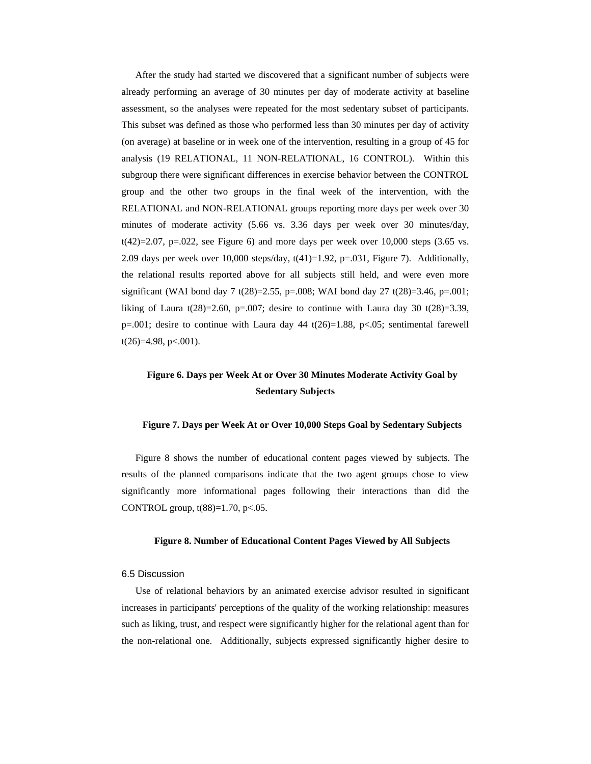After the study had started we discovered that a significant number of subjects were already performing an average of 30 minutes per day of moderate activity at baseline assessment, so the analyses were repeated for the most sedentary subset of participants. This subset was defined as those who performed less than 30 minutes per day of activity (on average) at baseline or in week one of the intervention, resulting in a group of 45 for analysis (19 RELATIONAL, 11 NON-RELATIONAL, 16 CONTROL). Within this subgroup there were significant differences in exercise behavior between the CONTROL group and the other two groups in the final week of the intervention, with the RELATIONAL and NON-RELATIONAL groups reporting more days per week over 30 minutes of moderate activity (5.66 vs. 3.36 days per week over 30 minutes/day, $t(42)=2.07$, $p=.022$, see Figure 6) and more days per week over 10,000 steps (3.65 vs. 2.09 days per week over 10,000 steps/day, $t(41)=1.92$, $p=.031$, Figure 7). Additionally, the relational results reported above for all subjects still held, and were even more significant (WAI bond day 7 $t(28)=2.55$, $p=.008$; WAI bond day 27 $t(28)=3.46$, $p=.001$; liking of Laura $t(28)=2.60$, $p=.007$; desire to continue with Laura day 30 $t(28)=3.39$, $p=.001$; desire to continue with Laura day 44 $t(26)=1.88$, $p<.05$; sentimental farewell $t(26)=4.98$, $p<.001$).

**Figure 6. Days per Week At or Over 30 Minutes Moderate Activity Goal by Sedentary Subjects**

**Figure 7. Days per Week At or Over 10,000 Steps Goal by Sedentary Subjects**

Figure 8 shows the number of educational content pages viewed by subjects. The results of the planned comparisons indicate that the two agent groups chose to view significantly more informational pages following their interactions than did the CONTROL group, $t(88)=1.70$, $p<.05$.

**Figure 8. Number of Educational Content Pages Viewed by All Subjects**

### 6.5 Discussion

Use of relational behaviors by an animated exercise advisor resulted in significant increases in participants' perceptions of the quality of the working relationship: measures such as liking, trust, and respect were significantly higher for the relational agent than for the non-relational one. Additionally, subjects expressed significantly higher desire to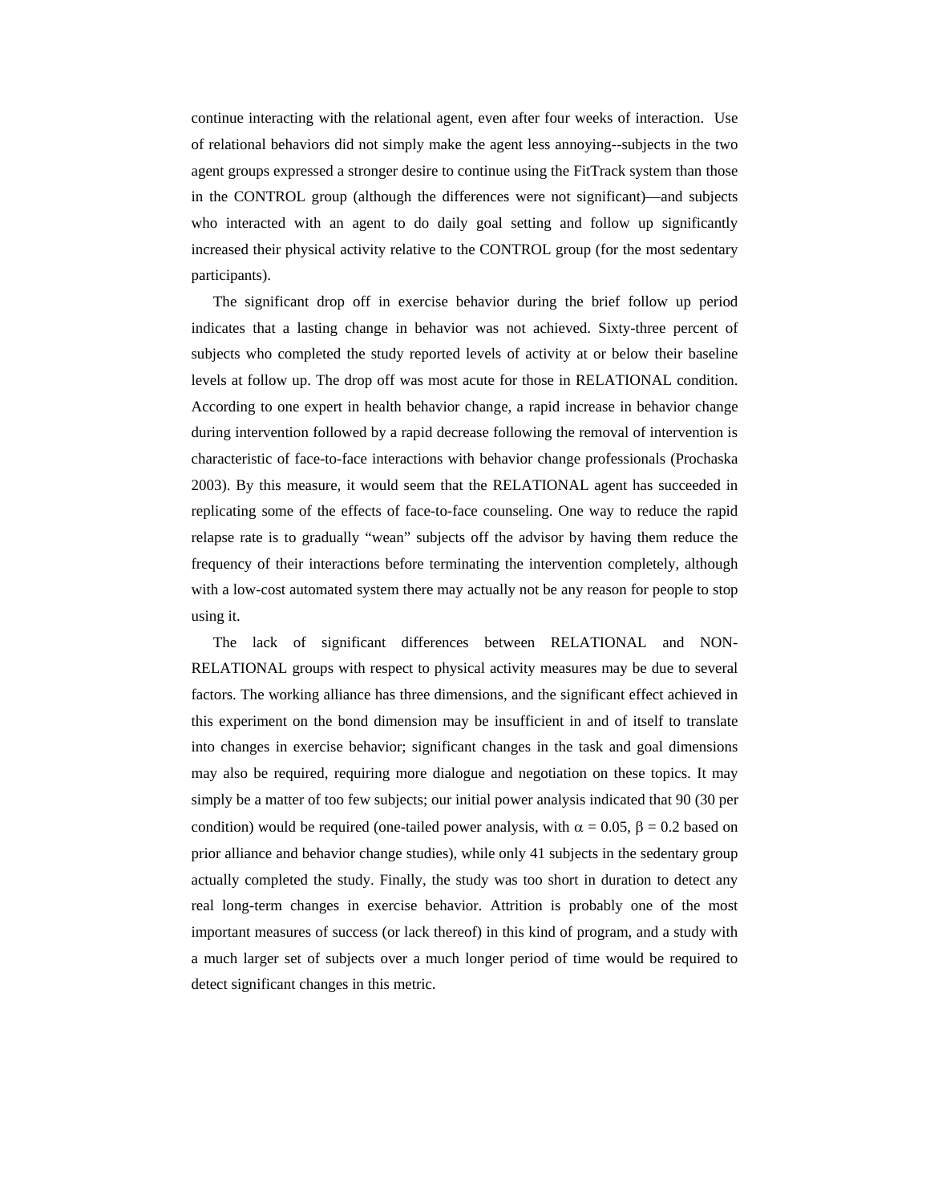continue interacting with the relational agent, even after four weeks of interaction. Use of relational behaviors did not simply make the agent less annoying--subjects in the two agent groups expressed a stronger desire to continue using the FitTrack system than those in the CONTROL group (although the differences were not significant)—and subjects who interacted with an agent to do daily goal setting and follow up significantly increased their physical activity relative to the CONTROL group (for the most sedentary participants).

The significant drop off in exercise behavior during the brief follow up period indicates that a lasting change in behavior was not achieved. Sixty-three percent of subjects who completed the study reported levels of activity at or below their baseline levels at follow up. The drop off was most acute for those in RELATIONAL condition. According to one expert in health behavior change, a rapid increase in behavior change during intervention followed by a rapid decrease following the removal of intervention is characteristic of face-to-face interactions with behavior change professionals (Prochaska 2003). By this measure, it would seem that the RELATIONAL agent has succeeded in replicating some of the effects of face-to-face counseling. One way to reduce the rapid relapse rate is to gradually "wean" subjects off the advisor by having them reduce the frequency of their interactions before terminating the intervention completely, although with a low-cost automated system there may actually not be any reason for people to stop using it.

The lack of significant differences between RELATIONAL and NON-RELATIONAL groups with respect to physical activity measures may be due to several factors. The working alliance has three dimensions, and the significant effect achieved in this experiment on the bond dimension may be insufficient in and of itself to translate into changes in exercise behavior; significant changes in the task and goal dimensions may also be required, requiring more dialogue and negotiation on these topics. It may simply be a matter of too few subjects; our initial power analysis indicated that 90 (30 per condition) would be required (one-tailed power analysis, with $\alpha = 0.05$, $\beta = 0.2$ based on prior alliance and behavior change studies), while only 41 subjects in the sedentary group actually completed the study. Finally, the study was too short in duration to detect any real long-term changes in exercise behavior. Attrition is probably one of the most important measures of success (or lack thereof) in this kind of program, and a study with a much larger set of subjects over a much longer period of time would be required to detect significant changes in this metric.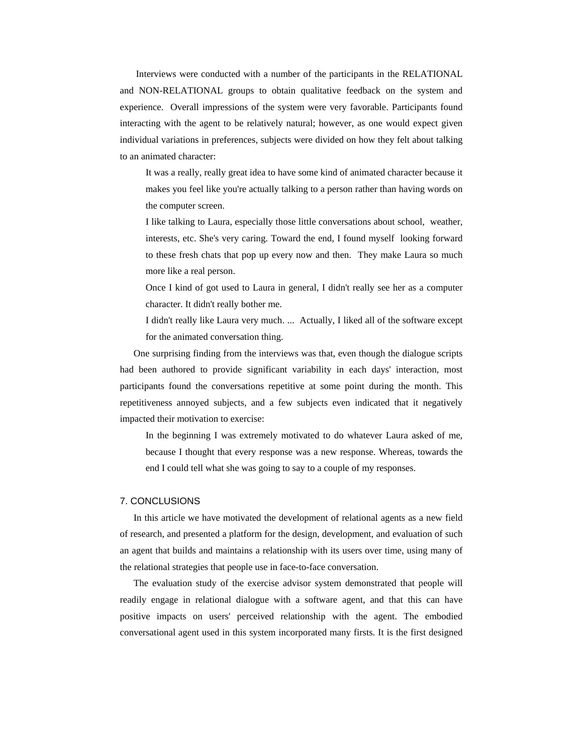Interviews were conducted with a number of the participants in the RELATIONAL and NON-RELATIONAL groups to obtain qualitative feedback on the system and experience. Overall impressions of the system were very favorable. Participants found interacting with the agent to be relatively natural; however, as one would expect given individual variations in preferences, subjects were divided on how they felt about talking to an animated character:

> It was a really, really great idea to have some kind of animated character because it makes you feel like you're actually talking to a person rather than having words on the computer screen.
>
> I like talking to Laura, especially those little conversations about school, weather, interests, etc. She's very caring. Toward the end, I found myself looking forward to these fresh chats that pop up every now and then. They make Laura so much more like a real person.
>
> Once I kind of got used to Laura in general, I didn't really see her as a computer character. It didn't really bother me.
>
> I didn't really like Laura very much. ... Actually, I liked all of the software except for the animated conversation thing.

One surprising finding from the interviews was that, even though the dialogue scripts had been authored to provide significant variability in each days' interaction, most participants found the conversations repetitive at some point during the month. This repetitiveness annoyed subjects, and a few subjects even indicated that it negatively impacted their motivation to exercise:

> In the beginning I was extremely motivated to do whatever Laura asked of me, because I thought that every response was a new response. Whereas, towards the end I could tell what she was going to say to a couple of my responses.

## 7. CONCLUSIONS

In this article we have motivated the development of relational agents as a new field of research, and presented a platform for the design, development, and evaluation of such an agent that builds and maintains a relationship with its users over time, using many of the relational strategies that people use in face-to-face conversation.

The evaluation study of the exercise advisor system demonstrated that people will readily engage in relational dialogue with a software agent, and that this can have positive impacts on users' perceived relationship with the agent. The embodied conversational agent used in this system incorporated many firsts. It is the first designed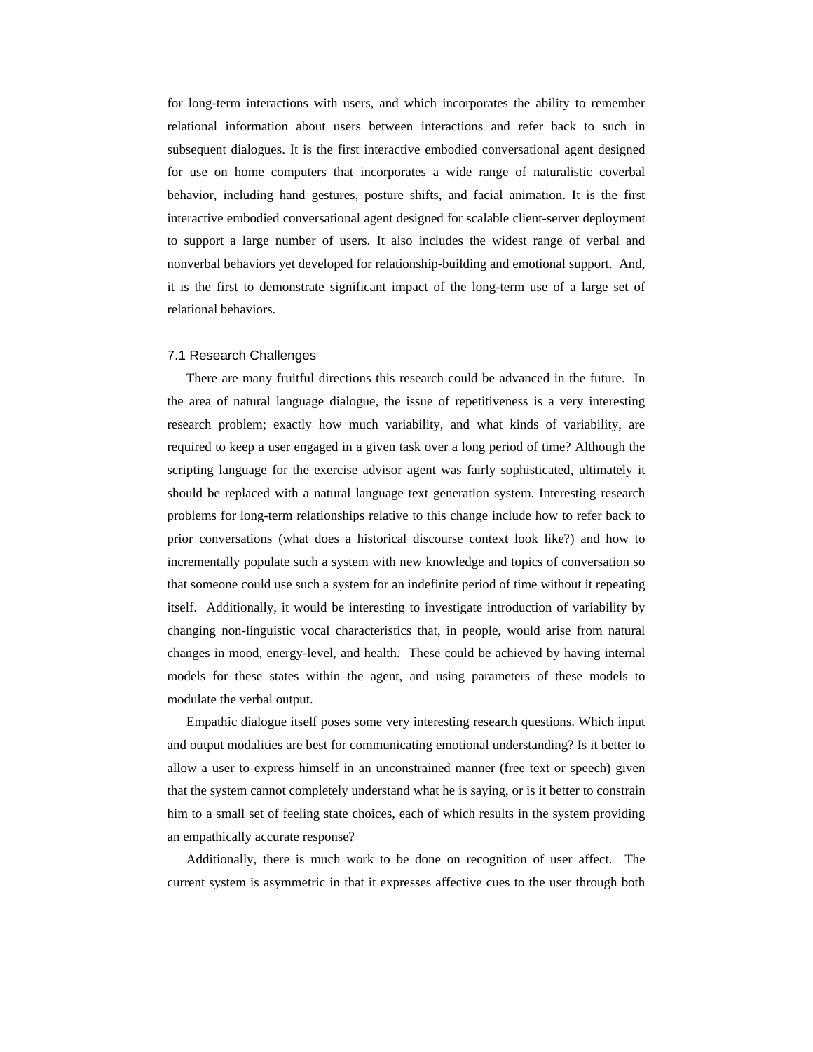for long-term interactions with users, and which incorporates the ability to remember relational information about users between interactions and refer back to such in subsequent dialogues. It is the first interactive embodied conversational agent designed for use on home computers that incorporates a wide range of naturalistic coverbal behavior, including hand gestures, posture shifts, and facial animation. It is the first interactive embodied conversational agent designed for scalable client-server deployment to support a large number of users. It also includes the widest range of verbal and nonverbal behaviors yet developed for relationship-building and emotional support. And, it is the first to demonstrate significant impact of the long-term use of a large set of relational behaviors.

### 7.1 Research Challenges

There are many fruitful directions this research could be advanced in the future. In the area of natural language dialogue, the issue of repetitiveness is a very interesting research problem; exactly how much variability, and what kinds of variability, are required to keep a user engaged in a given task over a long period of time? Although the scripting language for the exercise advisor agent was fairly sophisticated, ultimately it should be replaced with a natural language text generation system. Interesting research problems for long-term relationships relative to this change include how to refer back to prior conversations (what does a historical discourse context look like?) and how to incrementally populate such a system with new knowledge and topics of conversation so that someone could use such a system for an indefinite period of time without it repeating itself. Additionally, it would be interesting to investigate introduction of variability by changing non-linguistic vocal characteristics that, in people, would arise from natural changes in mood, energy-level, and health. These could be achieved by having internal models for these states within the agent, and using parameters of these models to modulate the verbal output.

Empathic dialogue itself poses some very interesting research questions. Which input and output modalities are best for communicating emotional understanding? Is it better to allow a user to express himself in an unconstrained manner (free text or speech) given that the system cannot completely understand what he is saying, or is it better to constrain him to a small set of feeling state choices, each of which results in the system providing an empathically accurate response?

Additionally, there is much work to be done on recognition of user affect. The current system is asymmetric in that it expresses affective cues to the user through both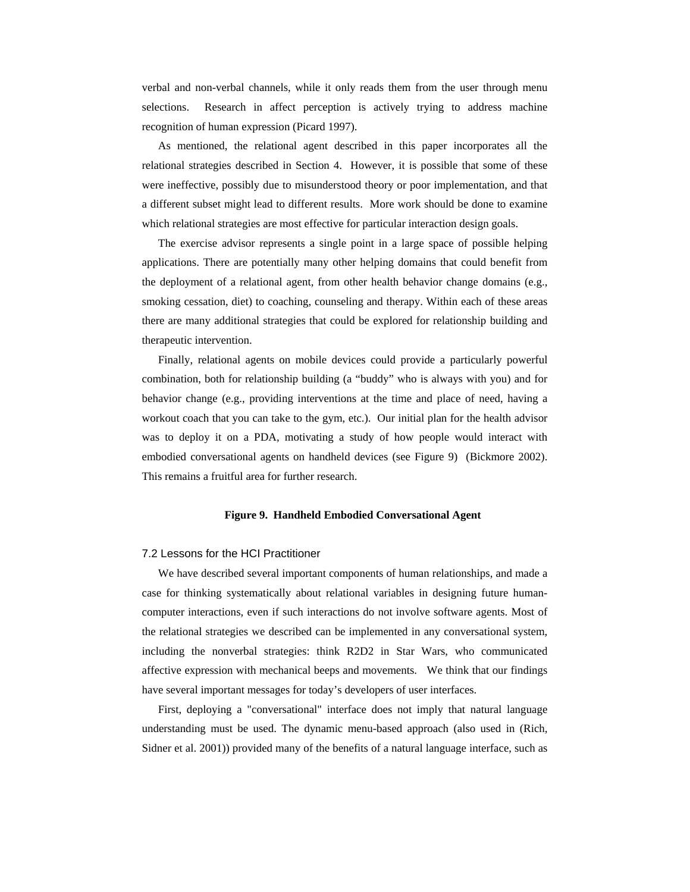verbal and non-verbal channels, while it only reads them from the user through menu selections. Research in affect perception is actively trying to address machine recognition of human expression (Picard 1997).

As mentioned, the relational agent described in this paper incorporates all the relational strategies described in Section 4. However, it is possible that some of these were ineffective, possibly due to misunderstood theory or poor implementation, and that a different subset might lead to different results. More work should be done to examine which relational strategies are most effective for particular interaction design goals.

The exercise advisor represents a single point in a large space of possible helping applications. There are potentially many other helping domains that could benefit from the deployment of a relational agent, from other health behavior change domains (e.g., smoking cessation, diet) to coaching, counseling and therapy. Within each of these areas there are many additional strategies that could be explored for relationship building and therapeutic intervention.

Finally, relational agents on mobile devices could provide a particularly powerful combination, both for relationship building (a "buddy" who is always with you) and for behavior change (e.g., providing interventions at the time and place of need, having a workout coach that you can take to the gym, etc.). Our initial plan for the health advisor was to deploy it on a PDA, motivating a study of how people would interact with embodied conversational agents on handheld devices (see Figure 9) (Bickmore 2002). This remains a fruitful area for further research.

**Figure 9. Handheld Embodied Conversational Agent**

### 7.2 Lessons for the HCI Practitioner

We have described several important components of human relationships, and made a case for thinking systematically about relational variables in designing future human-computer interactions, even if such interactions do not involve software agents. Most of the relational strategies we described can be implemented in any conversational system, including the nonverbal strategies: think R2D2 in Star Wars, who communicated affective expression with mechanical beeps and movements. We think that our findings have several important messages for today's developers of user interfaces.

First, deploying a "conversational" interface does not imply that natural language understanding must be used. The dynamic menu-based approach (also used in (Rich, Sidner et al. 2001)) provided many of the benefits of a natural language interface, such as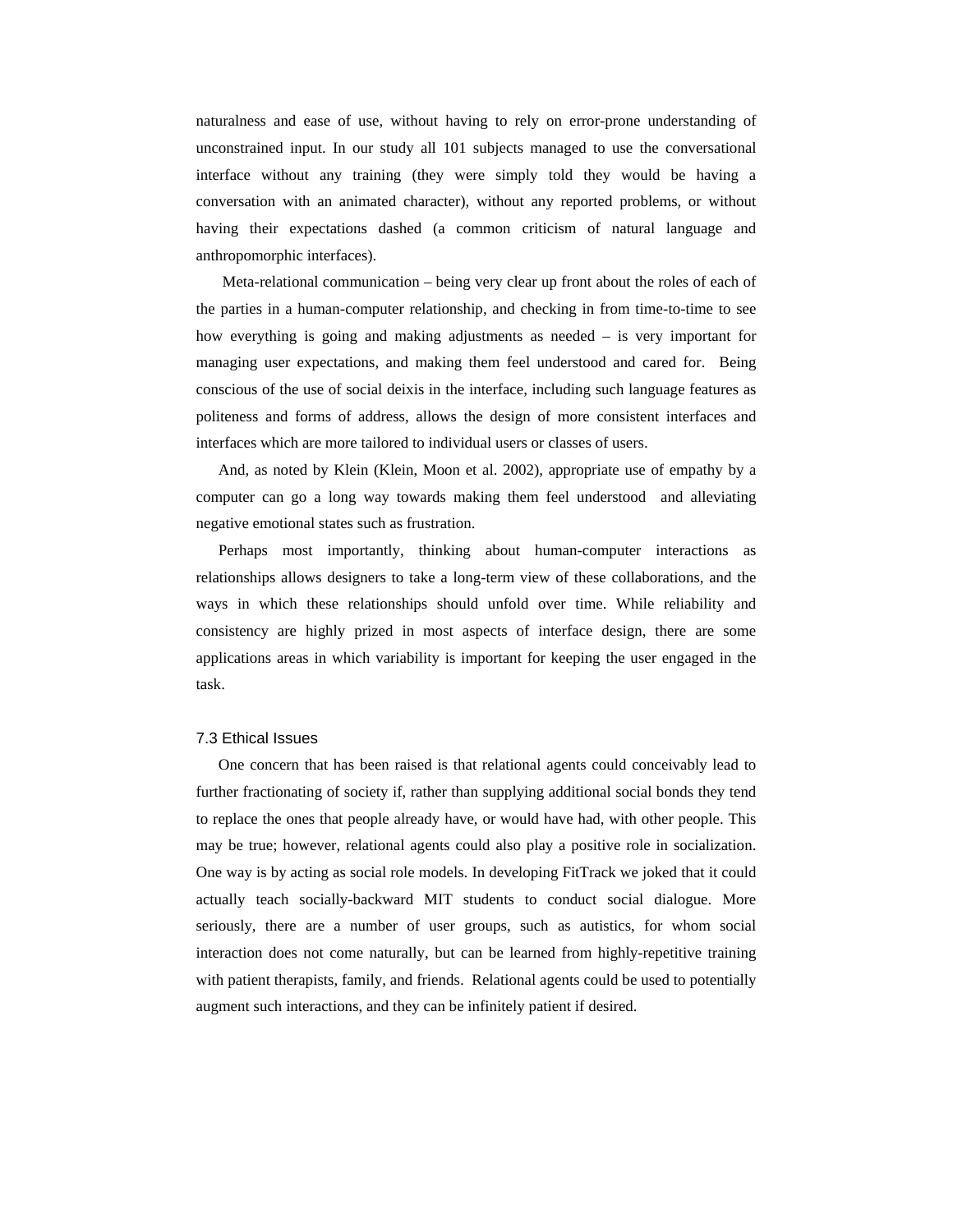naturalness and ease of use, without having to rely on error-prone understanding of unconstrained input. In our study all 101 subjects managed to use the conversational interface without any training (they were simply told they would be having a conversation with an animated character), without any reported problems, or without having their expectations dashed (a common criticism of natural language and anthropomorphic interfaces).

Meta-relational communication – being very clear up front about the roles of each of the parties in a human-computer relationship, and checking in from time-to-time to see how everything is going and making adjustments as needed – is very important for managing user expectations, and making them feel understood and cared for. Being conscious of the use of social deixis in the interface, including such language features as politeness and forms of address, allows the design of more consistent interfaces and interfaces which are more tailored to individual users or classes of users.

And, as noted by Klein (Klein, Moon et al. 2002), appropriate use of empathy by a computer can go a long way towards making them feel understood and alleviating negative emotional states such as frustration.

Perhaps most importantly, thinking about human-computer interactions as relationships allows designers to take a long-term view of these collaborations, and the ways in which these relationships should unfold over time. While reliability and consistency are highly prized in most aspects of interface design, there are some applications areas in which variability is important for keeping the user engaged in the task.

### 7.3 Ethical Issues

One concern that has been raised is that relational agents could conceivably lead to further fractionating of society if, rather than supplying additional social bonds they tend to replace the ones that people already have, or would have had, with other people. This may be true; however, relational agents could also play a positive role in socialization. One way is by acting as social role models. In developing FitTrack we joked that it could actually teach socially-backward MIT students to conduct social dialogue. More seriously, there are a number of user groups, such as autistics, for whom social interaction does not come naturally, but can be learned from highly-repetitive training with patient therapists, family, and friends. Relational agents could be used to potentially augment such interactions, and they can be infinitely patient if desired.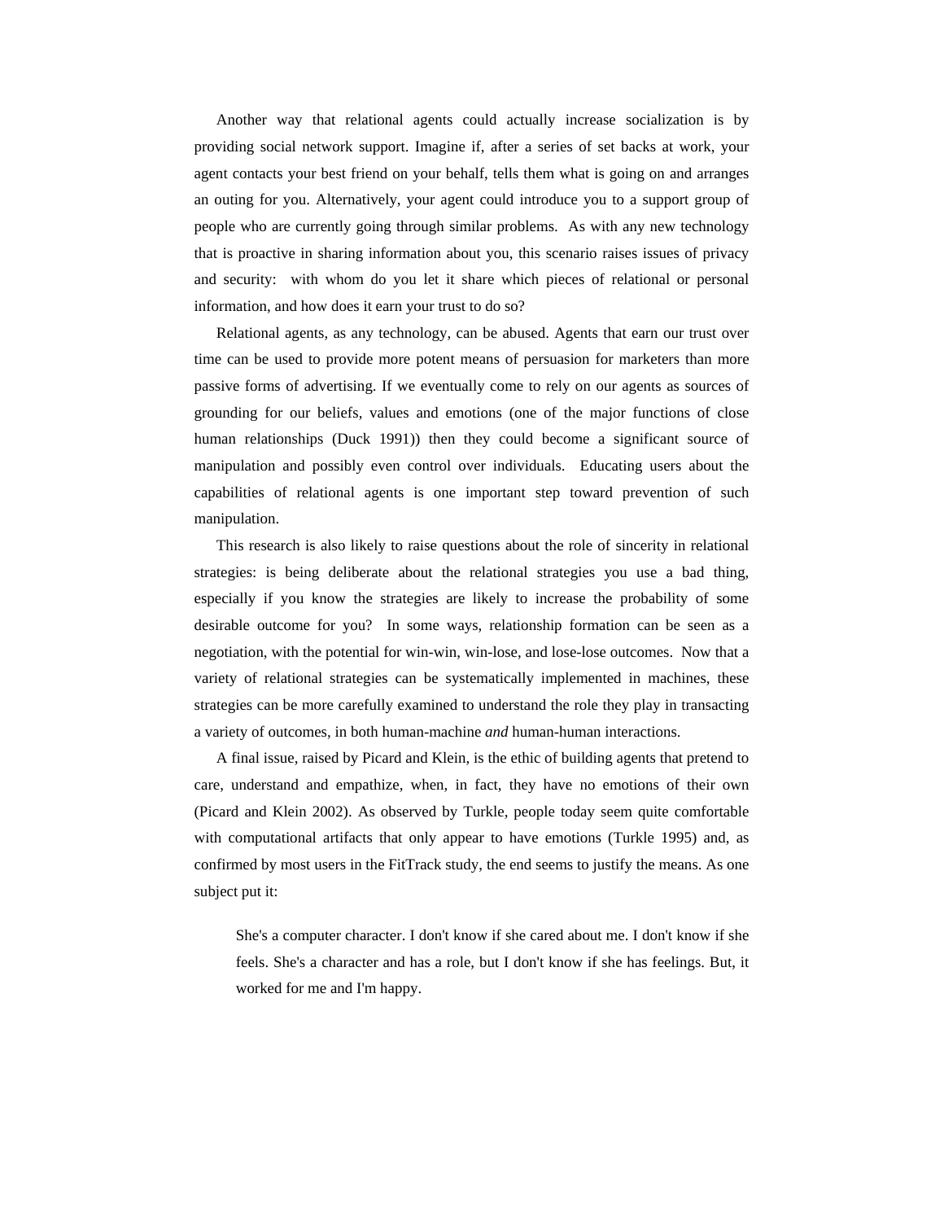Another way that relational agents could actually increase socialization is by providing social network support. Imagine if, after a series of set backs at work, your agent contacts your best friend on your behalf, tells them what is going on and arranges an outing for you. Alternatively, your agent could introduce you to a support group of people who are currently going through similar problems. As with any new technology that is proactive in sharing information about you, this scenario raises issues of privacy and security: with whom do you let it share which pieces of relational or personal information, and how does it earn your trust to do so?

Relational agents, as any technology, can be abused. Agents that earn our trust over time can be used to provide more potent means of persuasion for marketers than more passive forms of advertising. If we eventually come to rely on our agents as sources of grounding for our beliefs, values and emotions (one of the major functions of close human relationships (Duck 1991)) then they could become a significant source of manipulation and possibly even control over individuals. Educating users about the capabilities of relational agents is one important step toward prevention of such manipulation.

This research is also likely to raise questions about the role of sincerity in relational strategies: is being deliberate about the relational strategies you use a bad thing, especially if you know the strategies are likely to increase the probability of some desirable outcome for you? In some ways, relationship formation can be seen as a negotiation, with the potential for win-win, win-lose, and lose-lose outcomes. Now that a variety of relational strategies can be systematically implemented in machines, these strategies can be more carefully examined to understand the role they play in transacting a variety of outcomes, in both human-machine *and* human-human interactions.

A final issue, raised by Picard and Klein, is the ethic of building agents that pretend to care, understand and empathize, when, in fact, they have no emotions of their own (Picard and Klein 2002). As observed by Turkle, people today seem quite comfortable with computational artifacts that only appear to have emotions (Turkle 1995) and, as confirmed by most users in the FitTrack study, the end seems to justify the means. As one subject put it:

> She's a computer character. I don't know if she cared about me. I don't know if she feels. She's a character and has a role, but I don't know if she has feelings. But, it worked for me and I'm happy.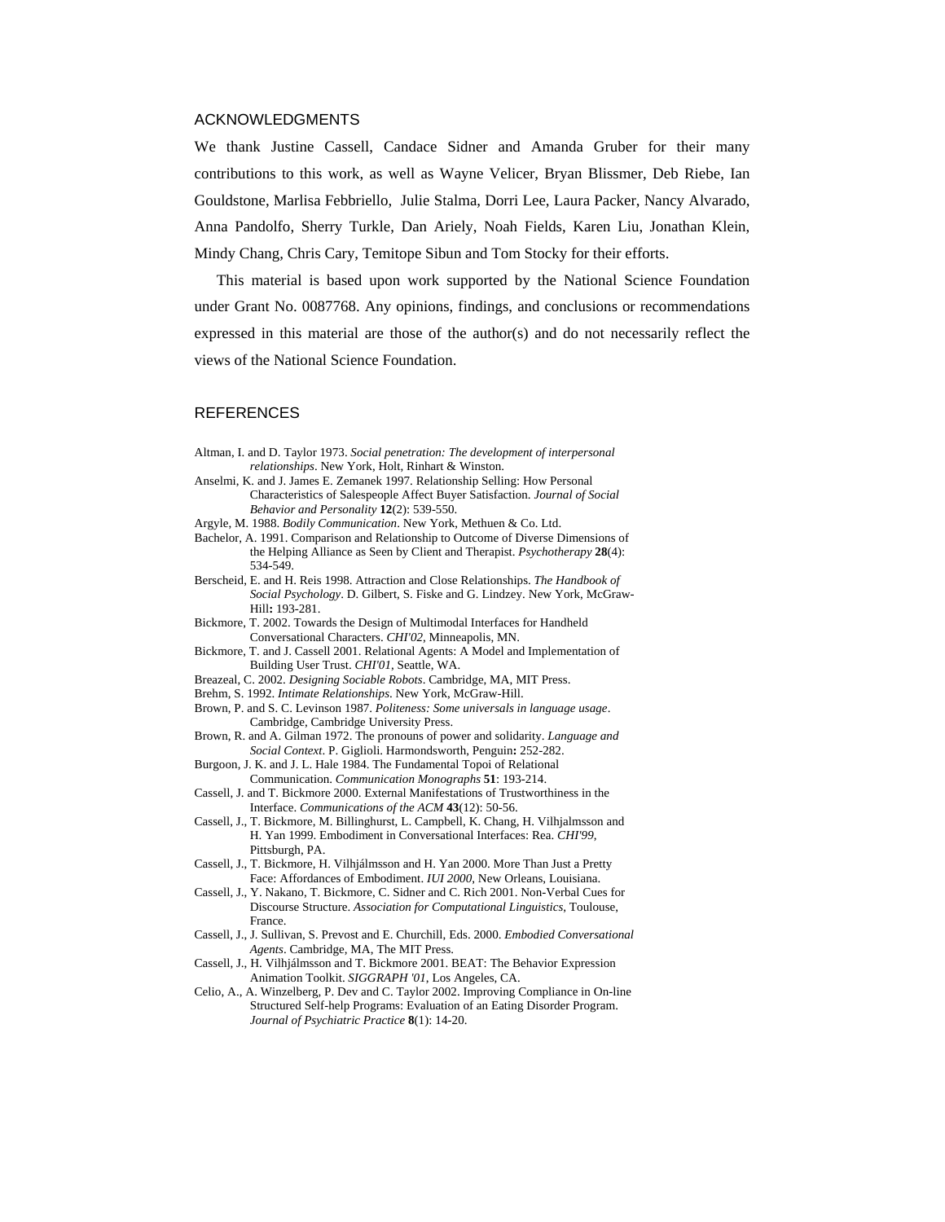## ACKNOWLEDGMENTS

We thank Justine Cassell, Candace Sidner and Amanda Gruber for their many contributions to this work, as well as Wayne Velicer, Bryan Blissmer, Deb Riebe, Ian Gouldstone, Marlisa Febbriello, Julie Stalma, Dorri Lee, Laura Packer, Nancy Alvarado, Anna Pandolfo, Sherry Turkle, Dan Ariely, Noah Fields, Karen Liu, Jonathan Klein, Mindy Chang, Chris Cary, Temitope Sibun and Tom Stocky for their efforts.

This material is based upon work supported by the National Science Foundation under Grant No. 0087768. Any opinions, findings, and conclusions or recommendations expressed in this material are those of the author(s) and do not necessarily reflect the views of the National Science Foundation.

## REFERENCES

Altman, I. and D. Taylor 1973. *Social penetration: The development of interpersonal relationships*. New York, Holt, Rinhart & Winston.

Anselmi, K. and J. James E. Zemanek 1997. Relationship Selling: How Personal Characteristics of Salespeople Affect Buyer Satisfaction. *Journal of Social Behavior and Personality* **12**(2): 539-550.

Argyle, M. 1988. *Bodily Communication*. New York, Methuen & Co. Ltd.

Bachelor, A. 1991. Comparison and Relationship to Outcome of Diverse Dimensions of the Helping Alliance as Seen by Client and Therapist. *Psychotherapy* **28**(4): 534-549.

Berscheid, E. and H. Reis 1998. Attraction and Close Relationships. *The Handbook of Social Psychology*. D. Gilbert, S. Fiske and G. Lindzey. New York, McGraw-Hill**:** 193-281.

Bickmore, T. 2002. Towards the Design of Multimodal Interfaces for Handheld Conversational Characters. *CHI'02*, Minneapolis, MN.

Bickmore, T. and J. Cassell 2001. Relational Agents: A Model and Implementation of Building User Trust. *CHI'01*, Seattle, WA.

Breazeal, C. 2002. *Designing Sociable Robots*. Cambridge, MA, MIT Press.

Brehm, S. 1992. *Intimate Relationships*. New York, McGraw-Hill.

Brown, P. and S. C. Levinson 1987. *Politeness: Some universals in language usage*. Cambridge, Cambridge University Press.

Brown, R. and A. Gilman 1972. The pronouns of power and solidarity. *Language and Social Context*. P. Giglioli. Harmondsworth, Penguin**:** 252-282.

Burgoon, J. K. and J. L. Hale 1984. The Fundamental Topoi of Relational Communication. *Communication Monographs* **51**: 193-214.

Cassell, J. and T. Bickmore 2000. External Manifestations of Trustworthiness in the Interface. *Communications of the ACM* **43**(12): 50-56.

Cassell, J., T. Bickmore, M. Billinghurst, L. Campbell, K. Chang, H. Vilhjalmsson and H. Yan 1999. Embodiment in Conversational Interfaces: Rea. *CHI'99*, Pittsburgh, PA.

Cassell, J., T. Bickmore, H. Vilhjálmsson and H. Yan 2000. More Than Just a Pretty Face: Affordances of Embodiment. *IUI 2000*, New Orleans, Louisiana.

Cassell, J., Y. Nakano, T. Bickmore, C. Sidner and C. Rich 2001. Non-Verbal Cues for Discourse Structure. *Association for Computational Linguistics*, Toulouse, France.

Cassell, J., J. Sullivan, S. Prevost and E. Churchill, Eds. 2000. *Embodied Conversational Agents*. Cambridge, MA, The MIT Press.

Cassell, J., H. Vilhjálmsson and T. Bickmore 2001. BEAT: The Behavior Expression Animation Toolkit. *SIGGRAPH '01*, Los Angeles, CA.

Celio, A., A. Winzelberg, P. Dev and C. Taylor 2002. Improving Compliance in On-line Structured Self-help Programs: Evaluation of an Eating Disorder Program. *Journal of Psychiatric Practice* **8**(1): 14-20.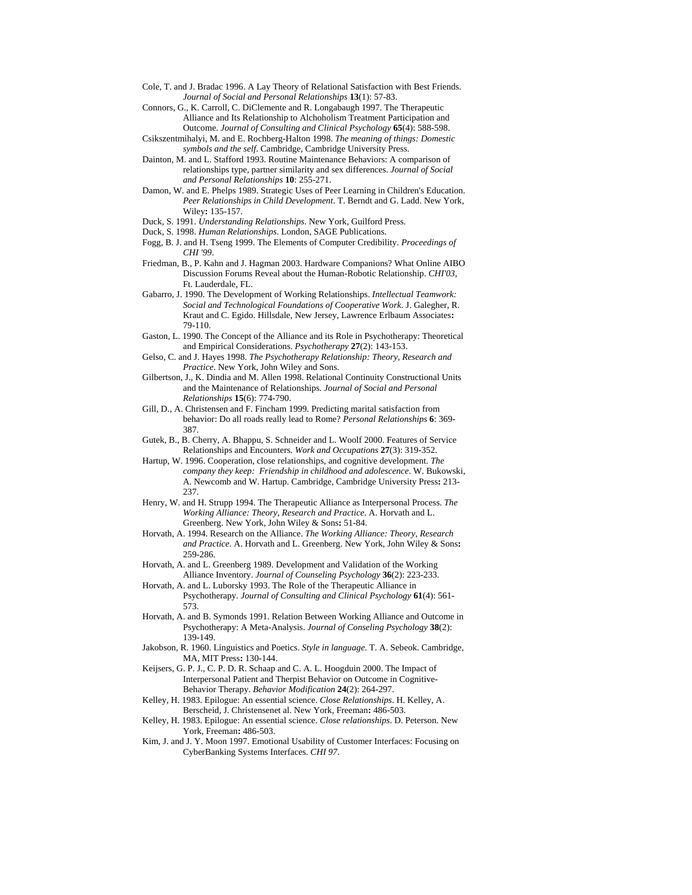Cole, T. and J. Bradac 1996. A Lay Theory of Relational Satisfaction with Best Friends. *Journal of Social and Personal Relationships* **13**(1): 57-83.

Connors, G., K. Carroll, C. DiClemente and R. Longabaugh 1997. The Therapeutic Alliance and Its Relationship to Alchoholism Treatment Participation and Outcome. *Journal of Consulting and Clinical Psychology* **65**(4): 588-598.

Csikszentmihalyi, M. and E. Rochberg-Halton 1998. *The meaning of things: Domestic symbols and the self*. Cambridge, Cambridge University Press.

Dainton, M. and L. Stafford 1993. Routine Maintenance Behaviors: A comparison of relationships type, partner similarity and sex differences. *Journal of Social and Personal Relationships* **10**: 255-271.

Damon, W. and E. Phelps 1989. Strategic Uses of Peer Learning in Children's Education. *Peer Relationships in Child Development*. T. Berndt and G. Ladd. New York, Wiley**:** 135-157.

Duck, S. 1991. *Understanding Relationships*. New York, Guilford Press.

Duck, S. 1998. *Human Relationships*. London, SAGE Publications.

Fogg, B. J. and H. Tseng 1999. The Elements of Computer Credibility. *Proceedings of CHI '99*.

Friedman, B., P. Kahn and J. Hagman 2003. Hardware Companions? What Online AIBO Discussion Forums Reveal about the Human-Robotic Relationship. *CHI'03*, Ft. Lauderdale, FL.

Gabarro, J. 1990. The Development of Working Relationships. *Intellectual Teamwork: Social and Technological Foundations of Cooperative Work*. J. Galegher, R. Kraut and C. Egido. Hillsdale, New Jersey, Lawrence Erlbaum Associates**:** 79-110.

Gaston, L. 1990. The Concept of the Alliance and its Role in Psychotherapy: Theoretical and Empirical Considerations. *Psychotherapy* **27**(2): 143-153.

Gelso, C. and J. Hayes 1998. *The Psychotherapy Relationship: Theory, Research and Practice*. New York, John Wiley and Sons.

Gilbertson, J., K. Dindia and M. Allen 1998. Relational Continuity Constructional Units and the Maintenance of Relationships. *Journal of Social and Personal Relationships* **15**(6): 774-790.

Gill, D., A. Christensen and F. Fincham 1999. Predicting marital satisfaction from behavior: Do all roads really lead to Rome? *Personal Relationships* **6**: 369-387.

Gutek, B., B. Cherry, A. Bhappu, S. Schneider and L. Woolf 2000. Features of Service Relationships and Encounters. *Work and Occupations* **27**(3): 319-352.

Hartup, W. 1996. Cooperation, close relationships, and cognitive development. *The company they keep: Friendship in childhood and adolescence*. W. Bukowski, A. Newcomb and W. Hartup. Cambridge, Cambridge University Press**:** 213-237.

Henry, W. and H. Strupp 1994. The Therapeutic Alliance as Interpersonal Process. *The Working Alliance: Theory, Research and Practice*. A. Horvath and L. Greenberg. New York, John Wiley & Sons**:** 51-84.

Horvath, A. 1994. Research on the Alliance. *The Working Alliance: Theory, Research and Practice*. A. Horvath and L. Greenberg. New York, John Wiley & Sons**:** 259-286.

Horvath, A. and L. Greenberg 1989. Development and Validation of the Working Alliance Inventory. *Journal of Counseling Psychology* **36**(2): 223-233.

Horvath, A. and L. Luborsky 1993. The Role of the Therapeutic Alliance in Psychotherapy. *Journal of Consulting and Clinical Psychology* **61**(4): 561-573.

Horvath, A. and B. Symonds 1991. Relation Between Working Alliance and Outcome in Psychotherapy: A Meta-Analysis. *Journal of Conseling Psychology* **38**(2): 139-149.

Jakobson, R. 1960. Linguistics and Poetics. *Style in language*. T. A. Sebeok. Cambridge, MA, MIT Press**:** 130-144.

Keijsers, G. P. J., C. P. D. R. Schaap and C. A. L. Hoogduin 2000. The Impact of Interpersonal Patient and Therpist Behavior on Outcome in Cognitive-Behavior Therapy. *Behavior Modification* **24**(2): 264-297.

Kelley, H. 1983. Epilogue: An essential science. *Close Relationships*. H. Kelley, A. Berscheid, J. Christensenet al. New York, Freeman**:** 486-503.

Kelley, H. 1983. Epilogue: An essential science. *Close relationships*. D. Peterson. New York, Freeman**:** 486-503.

Kim, J. and J. Y. Moon 1997. Emotional Usability of Customer Interfaces: Focusing on CyberBanking Systems Interfaces. *CHI 97*.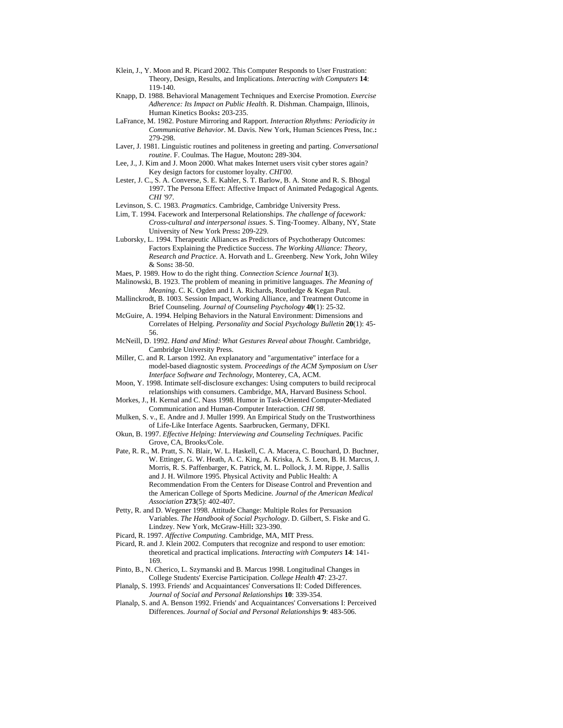Klein, J., Y. Moon and R. Picard 2002. This Computer Responds to User Frustration: Theory, Design, Results, and Implications. *Interacting with Computers* **14**: 119-140.

Knapp, D. 1988. Behavioral Management Techniques and Exercise Promotion. *Exercise Adherence: Its Impact on Public Health*. R. Dishman. Champaign, Illinois, Human Kinetics Books**:** 203-235.

LaFrance, M. 1982. Posture Mirroring and Rapport. *Interaction Rhythms: Periodicity in Communicative Behavior*. M. Davis. New York, Human Sciences Press, Inc.**:** 279-298.

Laver, J. 1981. Linguistic routines and politeness in greeting and parting. *Conversational routine*. F. Coulmas. The Hague, Mouton**:** 289-304.

Lee, J., J. Kim and J. Moon 2000. What makes Internet users visit cyber stores again? Key design factors for customer loyalty. *CHI'00*.

Lester, J. C., S. A. Converse, S. E. Kahler, S. T. Barlow, B. A. Stone and R. S. Bhogal 1997. The Persona Effect: Affective Impact of Animated Pedagogical Agents. *CHI '97*.

Levinson, S. C. 1983. *Pragmatics*. Cambridge, Cambridge University Press.

Lim, T. 1994. Facework and Interpersonal Relationships. *The challenge of facework: Cross-cultural and interpersonal issues*. S. Ting-Toomey. Albany, NY, State University of New York Press**:** 209-229.

Luborsky, L. 1994. Therapeutic Alliances as Predictors of Psychotherapy Outcomes: Factors Explaining the Predictice Success. *The Working Alliance: Theory, Research and Practice*. A. Horvath and L. Greenberg. New York, John Wiley & Sons**:** 38-50.

Maes, P. 1989. How to do the right thing. *Connection Science Journal* **1**(3).

Malinowski, B. 1923. The problem of meaning in primitive languages. *The Meaning of Meaning*. C. K. Ogden and I. A. Richards, Routledge & Kegan Paul.

Mallinckrodt, B. 1003. Session Impact, Working Alliance, and Treatment Outcome in Brief Counseling. *Journal of Counseling Psychology* **40**(1): 25-32.

McGuire, A. 1994. Helping Behaviors in the Natural Environment: Dimensions and Correlates of Helping. *Personality and Social Psychology Bulletin* **20**(1): 45-56.

McNeill, D. 1992. *Hand and Mind: What Gestures Reveal about Thought*. Cambridge, Cambridge University Press.

Miller, C. and R. Larson 1992. An explanatory and "argumentative" interface for a model-based diagnostic system. *Proceedings of the ACM Symposium on User Interface Software and Technology*, Monterey, CA, ACM.

Moon, Y. 1998. Intimate self-disclosure exchanges: Using computers to build reciprocal relationships with consumers. Cambridge, MA, Harvard Business School.

Morkes, J., H. Kernal and C. Nass 1998. Humor in Task-Oriented Computer-Mediated Communication and Human-Computer Interaction. *CHI 98*.

Mulken, S. v., E. Andre and J. Muller 1999. An Empirical Study on the Trustworthiness of Life-Like Interface Agents. Saarbrucken, Germany, DFKI.

Okun, B. 1997. *Effective Helping: Interviewing and Counseling Techniques*. Pacific Grove, CA, Brooks/Cole.

Pate, R. R., M. Pratt, S. N. Blair, W. L. Haskell, C. A. Macera, C. Bouchard, D. Buchner, W. Ettinger, G. W. Heath, A. C. King, A. Kriska, A. S. Leon, B. H. Marcus, J. Morris, R. S. Paffenbarger, K. Patrick, M. L. Pollock, J. M. Rippe, J. Sallis and J. H. Wilmore 1995. Physical Activity and Public Health: A Recommendation From the Centers for Disease Control and Prevention and the American College of Sports Medicine. *Journal of the American Medical Association* **273**(5): 402-407.

Petty, R. and D. Wegener 1998. Attitude Change: Multiple Roles for Persuasion Variables. *The Handbook of Social Psychology*. D. Gilbert, S. Fiske and G. Lindzey. New York, McGraw-Hill**:** 323-390.

Picard, R. 1997. *Affective Computing*. Cambridge, MA, MIT Press.

Picard, R. and J. Klein 2002. Computers that recognize and respond to user emotion: theoretical and practical implications. *Interacting with Computers* **14**: 141-169.

Pinto, B., N. Cherico, L. Szymanski and B. Marcus 1998. Longitudinal Changes in College Students' Exercise Participation. *College Health* **47**: 23-27.

Planalp, S. 1993. Friends' and Acquaintances' Conversations II: Coded Differences. *Journal of Social and Personal Relationships* **10**: 339-354.

Planalp, S. and A. Benson 1992. Friends' and Acquaintances' Conversations I: Perceived Differences. *Journal of Social and Personal Relationships* **9**: 483-506.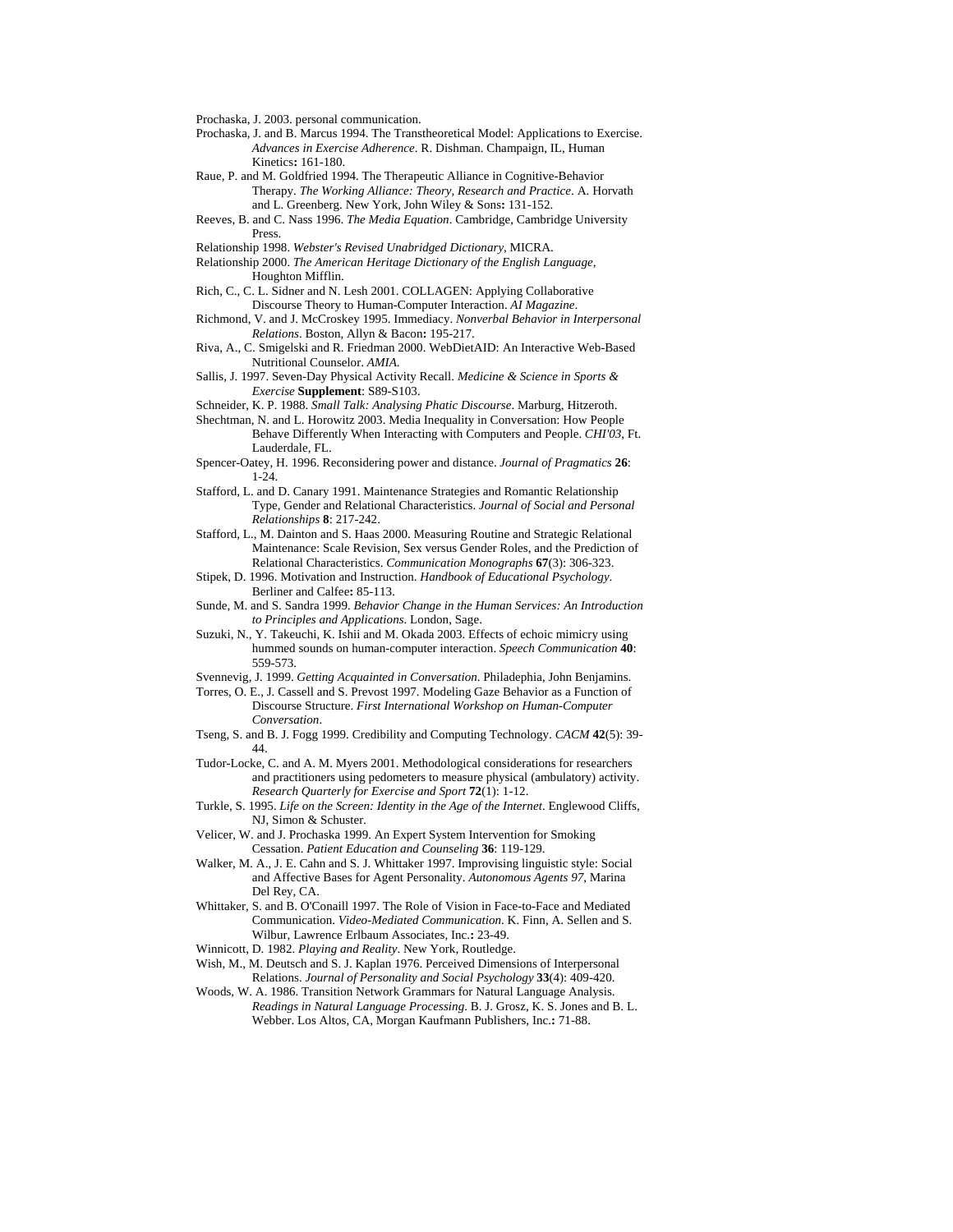Prochaska, J. 2003. personal communication.

Prochaska, J. and B. Marcus 1994. The Transtheoretical Model: Applications to Exercise. *Advances in Exercise Adherence*. R. Dishman. Champaign, IL, Human Kinetics**:** 161-180.

Raue, P. and M. Goldfried 1994. The Therapeutic Alliance in Cognitive-Behavior Therapy. *The Working Alliance: Theory, Research and Practice*. A. Horvath and L. Greenberg. New York, John Wiley & Sons**:** 131-152.

Reeves, B. and C. Nass 1996. *The Media Equation*. Cambridge, Cambridge University Press.

Relationship 1998. *Webster's Revised Unabridged Dictionary*, MICRA.

Relationship 2000. *The American Heritage Dictionary of the English Language*, Houghton Mifflin.

Rich, C., C. L. Sidner and N. Lesh 2001. COLLAGEN: Applying Collaborative Discourse Theory to Human-Computer Interaction. *AI Magazine*.

Richmond, V. and J. McCroskey 1995. Immediacy. *Nonverbal Behavior in Interpersonal Relations*. Boston, Allyn & Bacon**:** 195-217.

Riva, A., C. Smigelski and R. Friedman 2000. WebDietAID: An Interactive Web-Based Nutritional Counselor. *AMIA*.

Sallis, J. 1997. Seven-Day Physical Activity Recall. *Medicine & Science in Sports & Exercise* **Supplement**: S89-S103.

Schneider, K. P. 1988. *Small Talk: Analysing Phatic Discourse*. Marburg, Hitzeroth.

Shechtman, N. and L. Horowitz 2003. Media Inequality in Conversation: How People Behave Differently When Interacting with Computers and People. *CHI'03*, Ft. Lauderdale, FL.

Spencer-Oatey, H. 1996. Reconsidering power and distance. *Journal of Pragmatics* **26**: 1-24.

Stafford, L. and D. Canary 1991. Maintenance Strategies and Romantic Relationship Type, Gender and Relational Characteristics. *Journal of Social and Personal Relationships* **8**: 217-242.

Stafford, L., M. Dainton and S. Haas 2000. Measuring Routine and Strategic Relational Maintenance: Scale Revision, Sex versus Gender Roles, and the Prediction of Relational Characteristics. *Communication Monographs* **67**(3): 306-323.

Stipek, D. 1996. Motivation and Instruction. *Handbook of Educational Psychology*. Berliner and Calfee**:** 85-113.

Sunde, M. and S. Sandra 1999. *Behavior Change in the Human Services: An Introduction to Principles and Applications*. London, Sage.

Suzuki, N., Y. Takeuchi, K. Ishii and M. Okada 2003. Effects of echoic mimicry using hummed sounds on human-computer interaction. *Speech Communication* **40**: 559-573.

Svennevig, J. 1999. *Getting Acquainted in Conversation*. Philadephia, John Benjamins.

Torres, O. E., J. Cassell and S. Prevost 1997. Modeling Gaze Behavior as a Function of Discourse Structure. *First International Workshop on Human-Computer Conversation*.

Tseng, S. and B. J. Fogg 1999. Credibility and Computing Technology. *CACM* **42**(5): 39-44.

Tudor-Locke, C. and A. M. Myers 2001. Methodological considerations for researchers and practitioners using pedometers to measure physical (ambulatory) activity. *Research Quarterly for Exercise and Sport* **72**(1): 1-12.

Turkle, S. 1995. *Life on the Screen: Identity in the Age of the Internet*. Englewood Cliffs, NJ, Simon & Schuster.

Velicer, W. and J. Prochaska 1999. An Expert System Intervention for Smoking Cessation. *Patient Education and Counseling* **36**: 119-129.

Walker, M. A., J. E. Cahn and S. J. Whittaker 1997. Improvising linguistic style: Social and Affective Bases for Agent Personality. *Autonomous Agents 97*, Marina Del Rey, CA.

Whittaker, S. and B. O'Conaill 1997. The Role of Vision in Face-to-Face and Mediated Communication. *Video-Mediated Communication*. K. Finn, A. Sellen and S. Wilbur, Lawrence Erlbaum Associates, Inc.**:** 23-49.

Winnicott, D. 1982. *Playing and Reality*. New York, Routledge.

Wish, M., M. Deutsch and S. J. Kaplan 1976. Perceived Dimensions of Interpersonal Relations. *Journal of Personality and Social Psychology* **33**(4): 409-420.

Woods, W. A. 1986. Transition Network Grammars for Natural Language Analysis. *Readings in Natural Language Processing*. B. J. Grosz, K. S. Jones and B. L. Webber. Los Altos, CA, Morgan Kaufmann Publishers, Inc.**:** 71-88.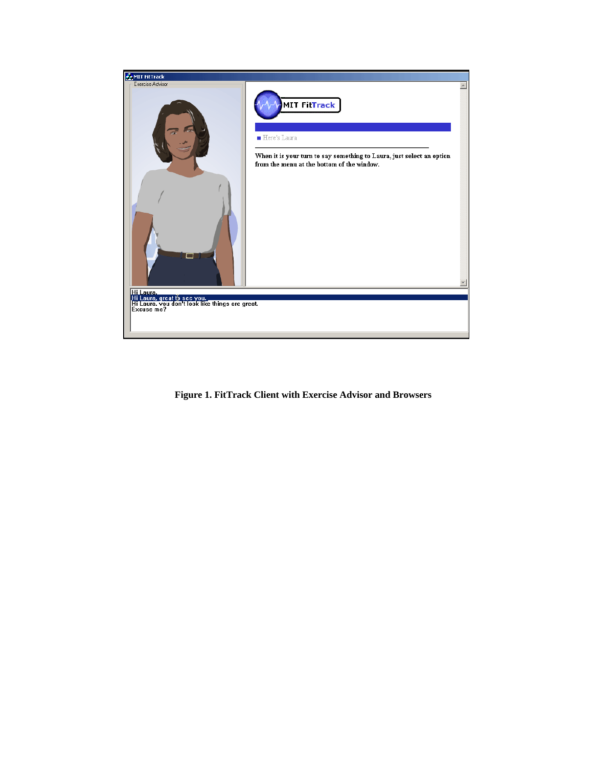**Figure 1. FitTrack Client with Exercise Advisor and Browsers**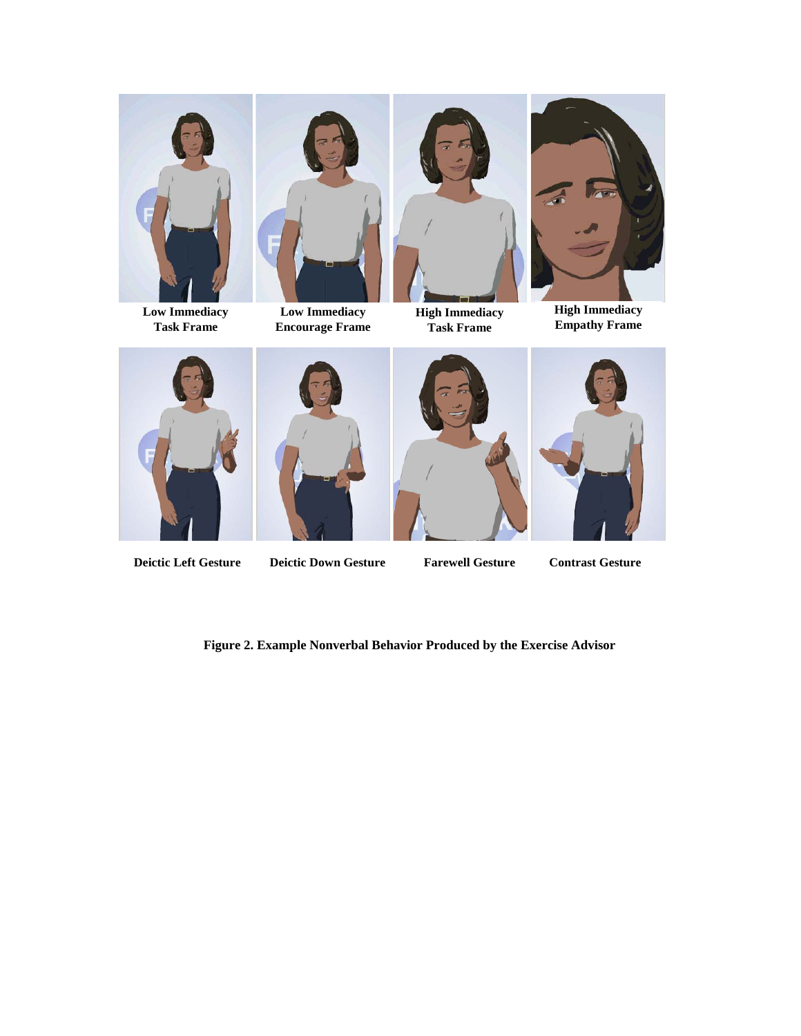Low Immediacy Task Frame

Low Immediacy Encourage Frame

High Immediacy Task Frame

High Immediacy Empathy Frame

Deictic Left Gesture

Deictic Down Gesture

Farewell Gesture

Contrast Gesture

**Figure 2. Example Nonverbal Behavior Produced by the Exercise Advisor**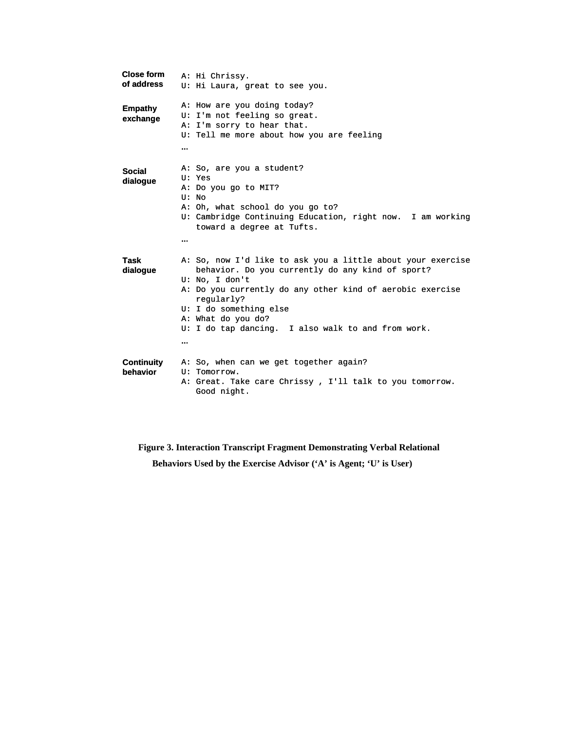| | |
|---|---|
| **Close form of address** | A: Hi Chrissy.<br>U: Hi Laura, great to see you. |
| **Empathy exchange** | A: How are you doing today?<br>U: I'm not feeling so great.<br>A: I'm sorry to hear that.<br>U: Tell me more about how you are feeling<br>… |
| **Social dialogue** | A: So, are you a student?<br>U: Yes<br>A: Do you go to MIT?<br>U: No<br>A: Oh, what school do you go to?<br>U: Cambridge Continuing Education, right now.  I am working toward a degree at Tufts.<br>… |
| **Task dialogue** | A: So, now I'd like to ask you a little about your exercise behavior. Do you currently do any kind of sport?<br>U: No, I don't<br>A: Do you currently do any other kind of aerobic exercise regularly?<br>U: I do something else<br>A: What do you do?<br>U: I do tap dancing.  I also walk to and from work.<br>… |
| **Continuity behavior** | A: So, when can we get together again?<br>U: Tomorrow.<br>A: Great. Take care Chrissy , I'll talk to you tomorrow. Good night. |

**Figure 3. Interaction Transcript Fragment Demonstrating Verbal Relational Behaviors Used by the Exercise Advisor ('A' is Agent; 'U' is User)**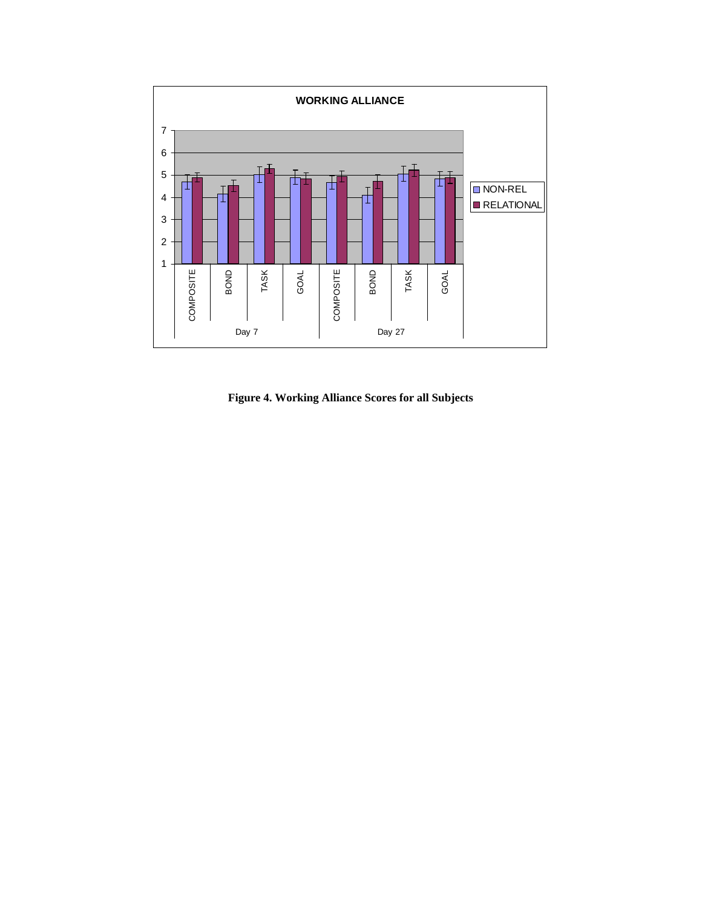**Figure 4. Working Alliance Scores for all Subjects**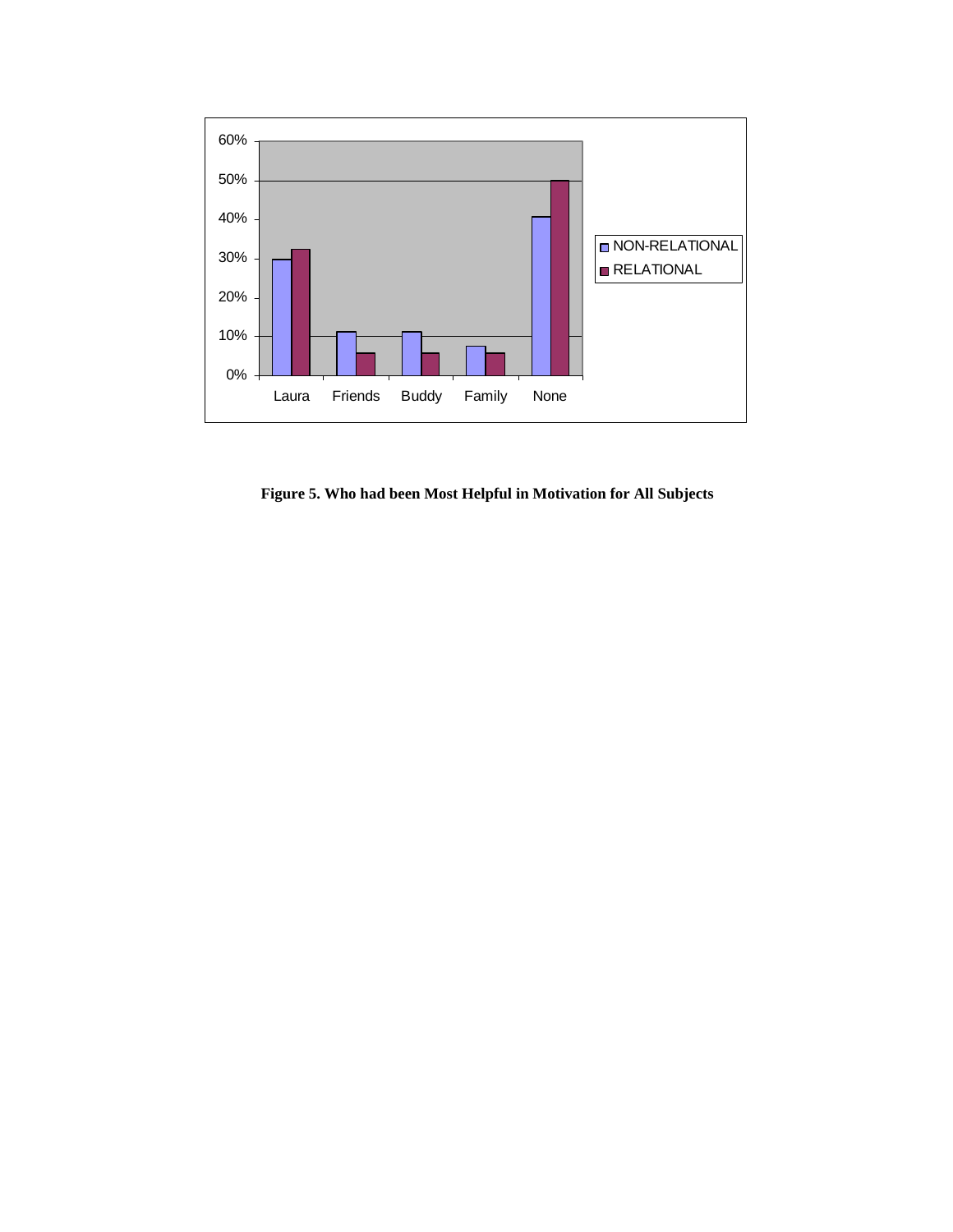**Figure 5. Who had been Most Helpful in Motivation for All Subjects**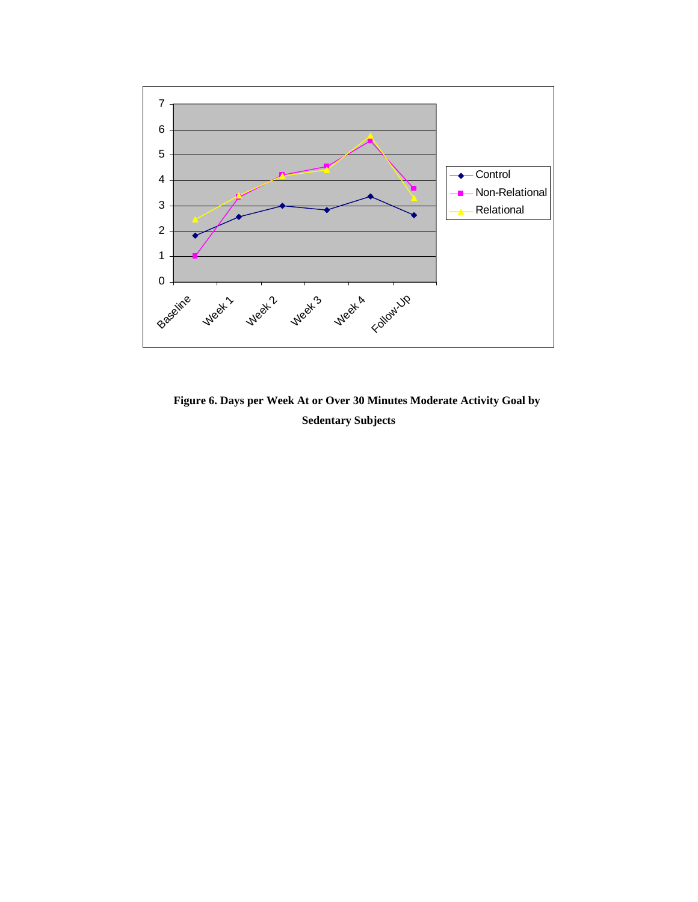**Figure 6. Days per Week At or Over 30 Minutes Moderate Activity Goal by Sedentary Subjects**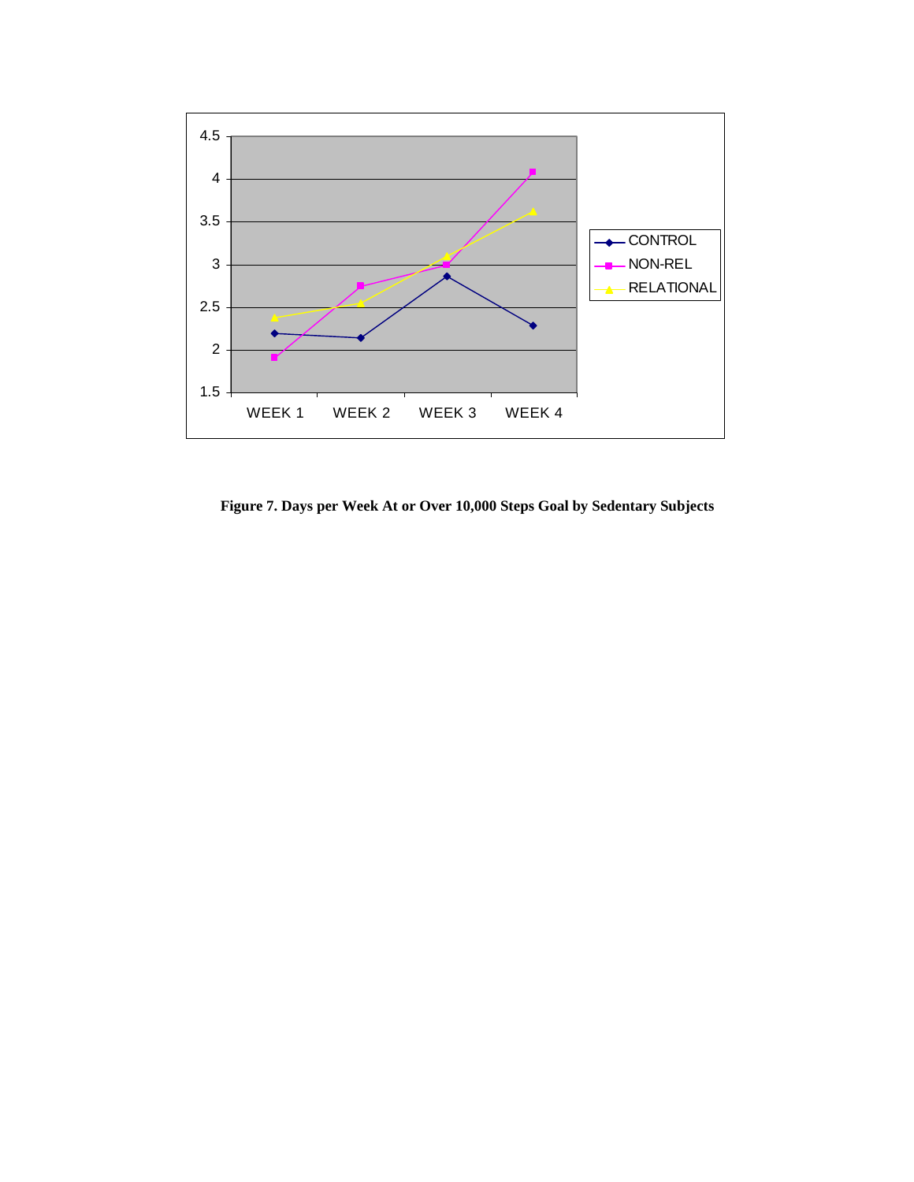**Figure 7. Days per Week At or Over 10,000 Steps Goal by Sedentary Subjects**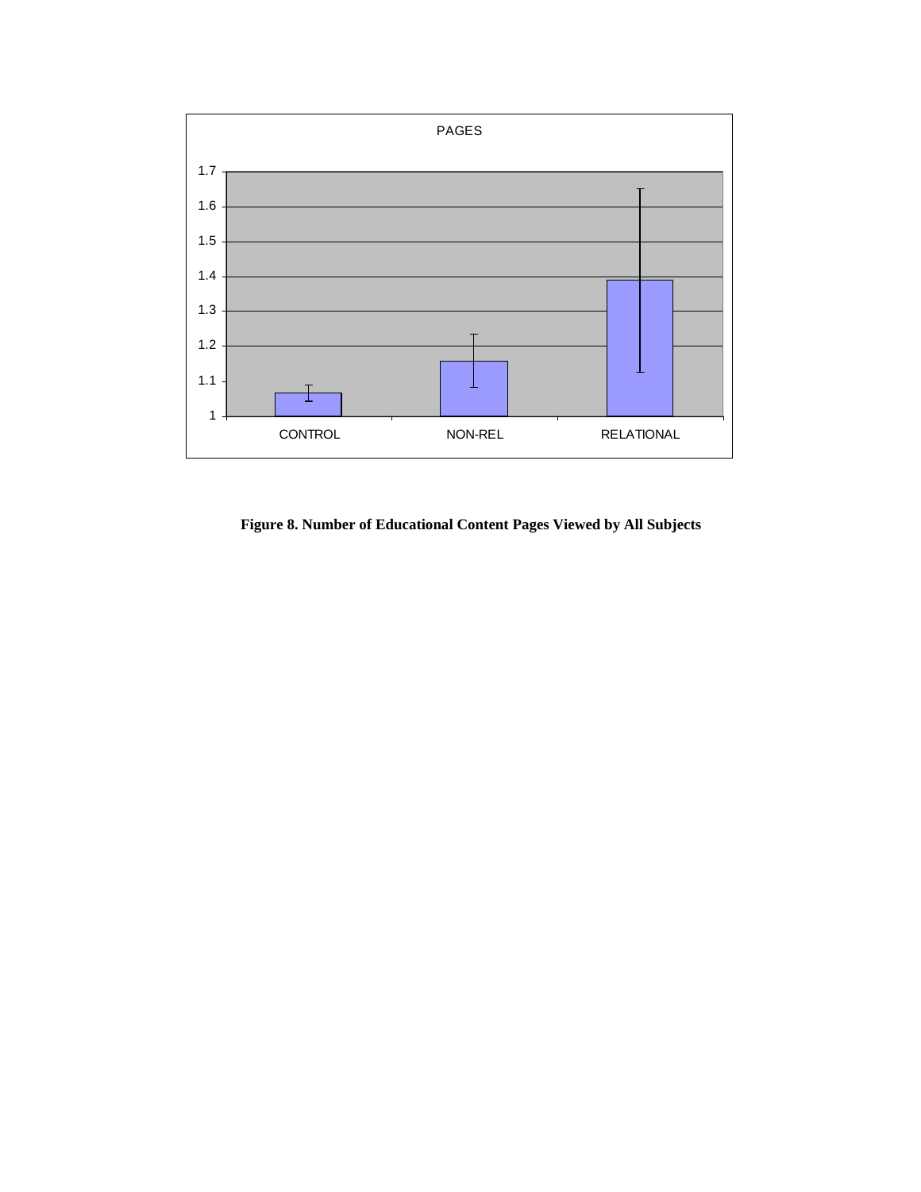PAGES

| | CONTROL | NON-REL | RELATIONAL |
|---|---|---|---|

**Figure 8. Number of Educational Content Pages Viewed by All Subjects**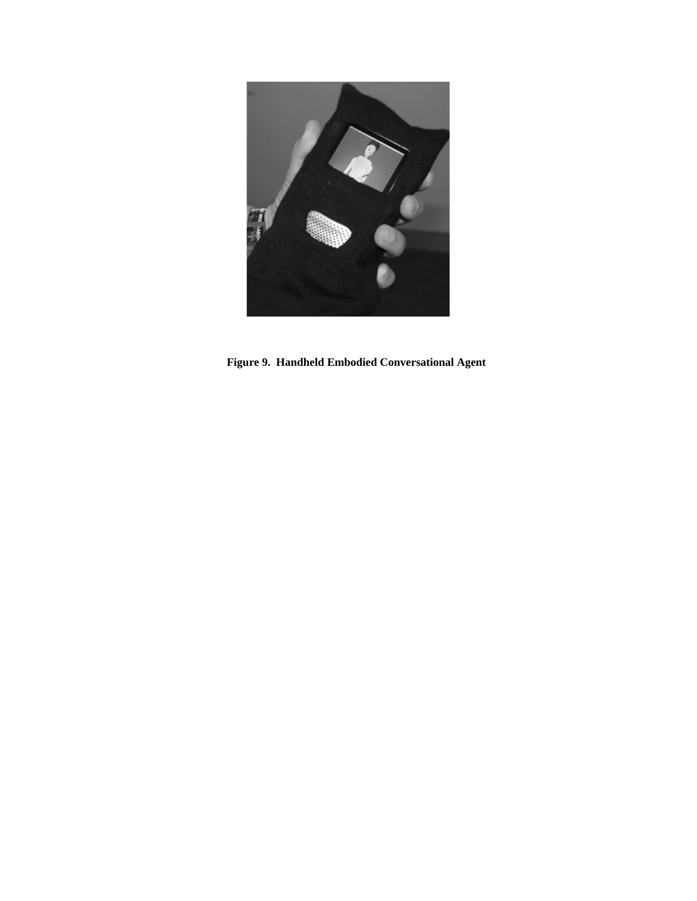**Figure 9. Handheld Embodied Conversational Agent**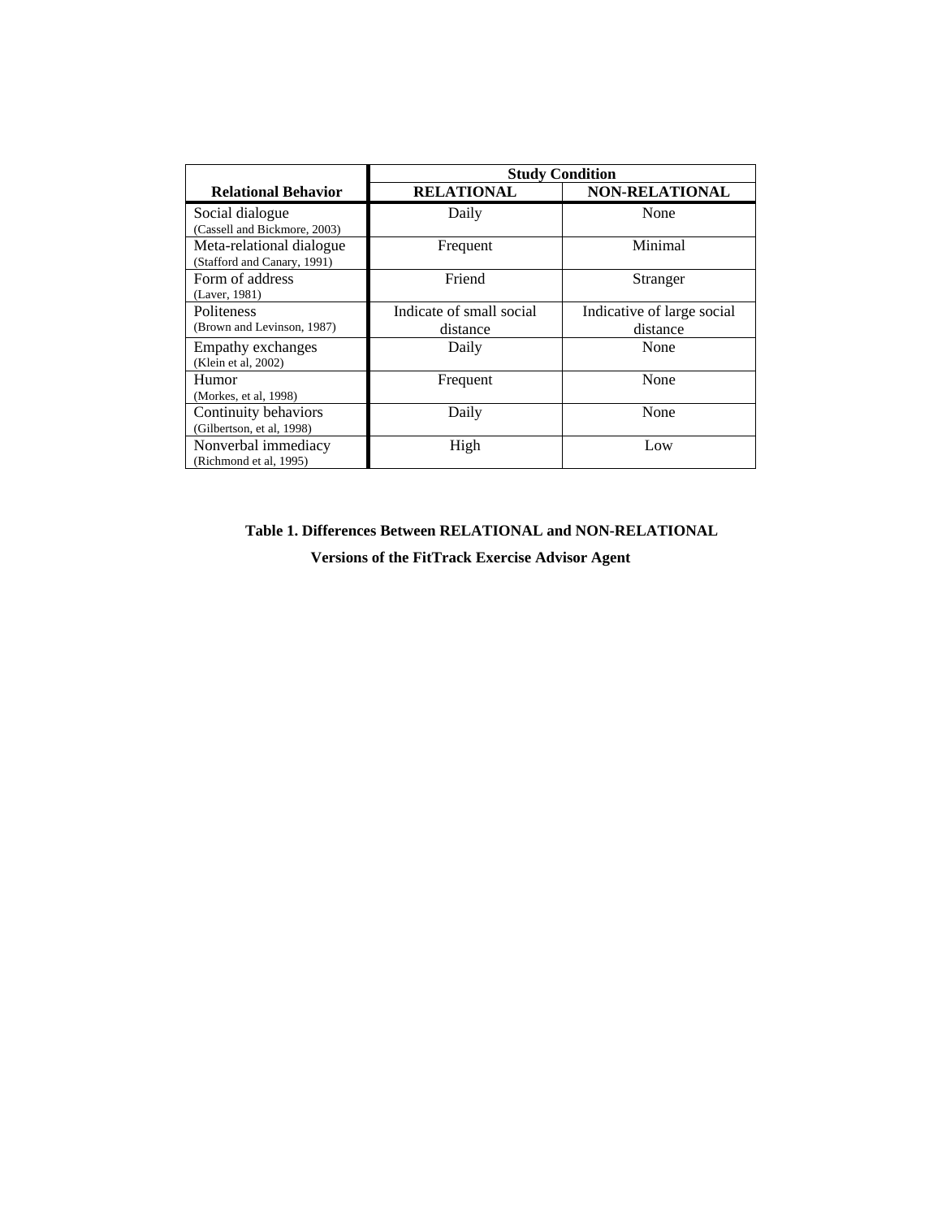| | Study Condition | |
|---|---|---|
| **Relational Behavior** | **RELATIONAL** | **NON-RELATIONAL** |
| Social dialogue (Cassell and Bickmore, 2003) | Daily | None |
| Meta-relational dialogue (Stafford and Canary, 1991) | Frequent | Minimal |
| Form of address (Laver, 1981) | Friend | Stranger |
| Politeness (Brown and Levinson, 1987) | Indicate of small social distance | Indicative of large social distance |
| Empathy exchanges (Klein et al, 2002) | Daily | None |
| Humor (Morkes, et al, 1998) | Frequent | None |
| Continuity behaviors (Gilbertson, et al, 1998) | Daily | None |
| Nonverbal immediacy (Richmond et al, 1995) | High | Low |

**Table 1. Differences Between RELATIONAL and NON-RELATIONAL Versions of the FitTrack Exercise Advisor Agent**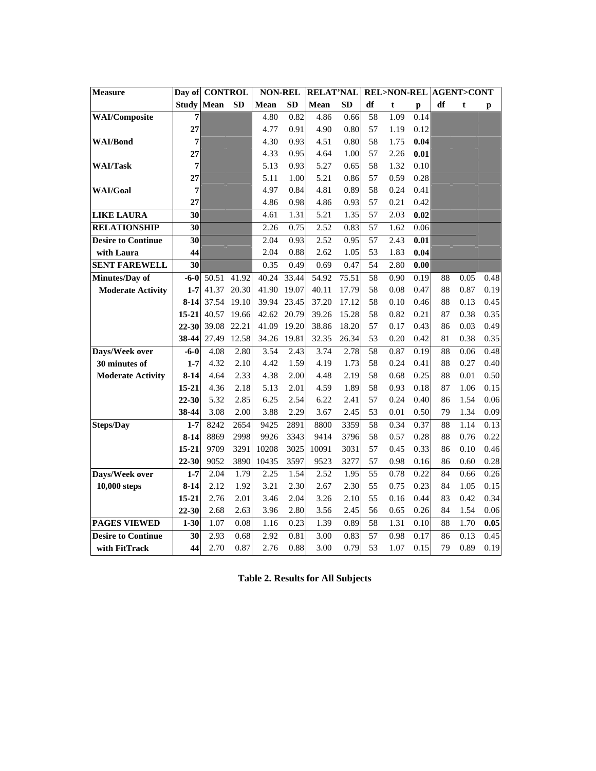| Measure | Day of | CONTROL | | NON-REL | | RELAT'NAL | | REL>NON-REL | | | AGENT>CONT | | |
|---|---|---|---|---|---|---|---|---|---|---|---|---|---|
| | Study | Mean | SD | Mean | SD | Mean | SD | df | t | p | df | t | p |
| **WAI/Composite** | 7 | | | 4.80 | 0.82 | 4.86 | 0.66 | 58 | 1.09 | 0.14 | | | |
| | 27 | | | 4.77 | 0.91 | 4.90 | 0.80 | 57 | 1.19 | 0.12 | | | |
| **WAI/Bond** | 7 | | | 4.30 | 0.93 | 4.51 | 0.80 | 58 | 1.75 | **0.04** | | | |
| | 27 | | | 4.33 | 0.95 | 4.64 | 1.00 | 57 | 2.26 | **0.01** | | | |
| **WAI/Task** | 7 | | | 5.13 | 0.93 | 5.27 | 0.65 | 58 | 1.32 | 0.10 | | | |
| | 27 | | | 5.11 | 1.00 | 5.21 | 0.86 | 57 | 0.59 | 0.28 | | | |
| **WAI/Goal** | 7 | | | 4.97 | 0.84 | 4.81 | 0.89 | 58 | 0.24 | 0.41 | | | |
| | 27 | | | 4.86 | 0.98 | 4.86 | 0.93 | 57 | 0.21 | 0.42 | | | |
| **LIKE LAURA** | 30 | | | 4.61 | 1.31 | 5.21 | 1.35 | 57 | 2.03 | **0.02** | | | |
| **RELATIONSHIP** | 30 | | | 2.26 | 0.75 | 2.52 | 0.83 | 57 | 1.62 | 0.06 | | | |
| **Desire to Continue** | 30 | | | 2.04 | 0.93 | 2.52 | 0.95 | 57 | 2.43 | **0.01** | | | |
| **with Laura** | 44 | | | 2.04 | 0.88 | 2.62 | 1.05 | 53 | 1.83 | **0.04** | | | |
| **SENT FAREWELL** | 30 | | | 0.35 | 0.49 | 0.69 | 0.47 | 54 | 2.80 | **0.00** | | | |
| **Minutes/Day of** | -6-0 | 50.51 | 41.92 | 40.24 | 33.44 | 54.92 | 75.51 | 58 | 0.90 | 0.19 | 88 | 0.05 | 0.48 |
| **Moderate Activity** | 1-7 | 41.37 | 20.30 | 41.90 | 19.07 | 40.11 | 17.79 | 58 | 0.08 | 0.47 | 88 | 0.87 | 0.19 |
| | 8-14 | 37.54 | 19.10 | 39.94 | 23.45 | 37.20 | 17.12 | 58 | 0.10 | 0.46 | 88 | 0.13 | 0.45 |
| | 15-21 | 40.57 | 19.66 | 42.62 | 20.79 | 39.26 | 15.28 | 58 | 0.82 | 0.21 | 87 | 0.38 | 0.35 |
| | 22-30 | 39.08 | 22.21 | 41.09 | 19.20 | 38.86 | 18.20 | 57 | 0.17 | 0.43 | 86 | 0.03 | 0.49 |
| | 38-44 | 27.49 | 12.58 | 34.26 | 19.81 | 32.35 | 26.34 | 53 | 0.20 | 0.42 | 81 | 0.38 | 0.35 |
| **Days/Week over** | -6-0 | 4.08 | 2.80 | 3.54 | 2.43 | 3.74 | 2.78 | 58 | 0.87 | 0.19 | 88 | 0.06 | 0.48 |
| **30 minutes of** | 1-7 | 4.32 | 2.10 | 4.42 | 1.59 | 4.19 | 1.73 | 58 | 0.24 | 0.41 | 88 | 0.27 | 0.40 |
| **Moderate Activity** | 8-14 | 4.64 | 2.33 | 4.38 | 2.00 | 4.48 | 2.19 | 58 | 0.68 | 0.25 | 88 | 0.01 | 0.50 |
| | 15-21 | 4.36 | 2.18 | 5.13 | 2.01 | 4.59 | 1.89 | 58 | 0.93 | 0.18 | 87 | 1.06 | 0.15 |
| | 22-30 | 5.32 | 2.85 | 6.25 | 2.54 | 6.22 | 2.41 | 57 | 0.24 | 0.40 | 86 | 1.54 | 0.06 |
| | 38-44 | 3.08 | 2.00 | 3.88 | 2.29 | 3.67 | 2.45 | 53 | 0.01 | 0.50 | 79 | 1.34 | 0.09 |
| **Steps/Day** | 1-7 | 8242 | 2654 | 9425 | 2891 | 8800 | 3359 | 58 | 0.34 | 0.37 | 88 | 1.14 | 0.13 |
| | 8-14 | 8869 | 2998 | 9926 | 3343 | 9414 | 3796 | 58 | 0.57 | 0.28 | 88 | 0.76 | 0.22 |
| | 15-21 | 9709 | 3291 | 10208 | 3025 | 10091 | 3031 | 57 | 0.45 | 0.33 | 86 | 0.10 | 0.46 |
| | 22-30 | 9052 | 3890 | 10435 | 3597 | 9523 | 3277 | 57 | 0.98 | 0.16 | 86 | 0.60 | 0.28 |
| **Days/Week over** | 1-7 | 2.04 | 1.79 | 2.25 | 1.54 | 2.52 | 1.95 | 55 | 0.78 | 0.22 | 84 | 0.66 | 0.26 |
| **10,000 steps** | 8-14 | 2.12 | 1.92 | 3.21 | 2.30 | 2.67 | 2.30 | 55 | 0.75 | 0.23 | 84 | 1.05 | 0.15 |
| | 15-21 | 2.76 | 2.01 | 3.46 | 2.04 | 3.26 | 2.10 | 55 | 0.16 | 0.44 | 83 | 0.42 | 0.34 |
| | 22-30 | 2.68 | 2.63 | 3.96 | 2.80 | 3.56 | 2.45 | 56 | 0.65 | 0.26 | 84 | 1.54 | 0.06 |
| **PAGES VIEWED** | 1-30 | 1.07 | 0.08 | 1.16 | 0.23 | 1.39 | 0.89 | 58 | 1.31 | 0.10 | 88 | 1.70 | **0.05** |
| **Desire to Continue** | 30 | 2.93 | 0.68 | 2.92 | 0.81 | 3.00 | 0.83 | 57 | 0.98 | 0.17 | 86 | 0.13 | 0.45 |
| **with FitTrack** | 44 | 2.70 | 0.87 | 2.76 | 0.88 | 3.00 | 0.79 | 53 | 1.07 | 0.15 | 79 | 0.89 | 0.19 |

**Table 2. Results for All Subjects**